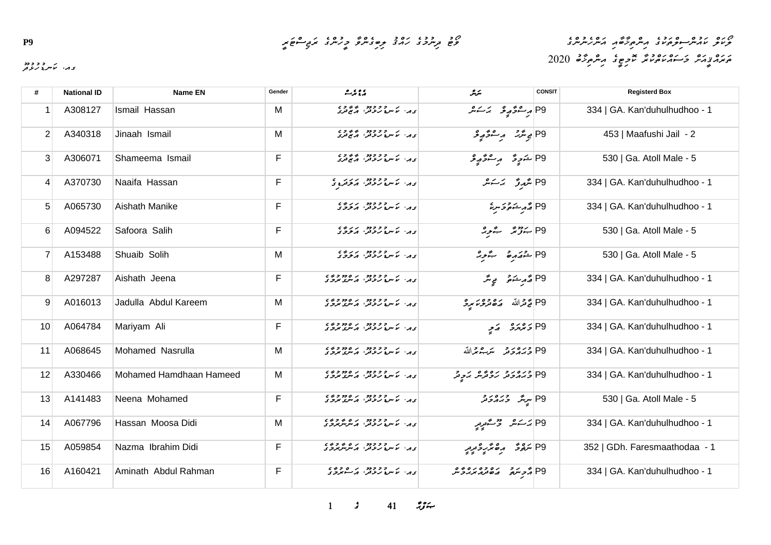# ޤާނޫނު ދިވެހިރާއްޖޭގެ ޤަވާއިދު އަސާސީގެ ދަށުން ފުރިހަމަ ކުރަންޖެހޭ ކަންތައްތަކާއި ބެހޭ ގާނޫނުގެ ދަށުން 2020 ވަނަ އަހަރު ބާއްވާ ލޯކަލް ކައުންސިލް އިންތިޚާބު

**P9**

ގއ. ކަނޑުހުޅުދޫ

| # | National ID | Name EN | Gender | ގެއްލުން | ނަން | CONSIT | Registerd Box |
|---|---|---|---|---|---|---|---|
| 1 | A308127 | Ismail Hassan | M | ގއ. ކަނޑުހުޅުދޫ، އާޒާދީ | އިސްމާއިލް ހަސަން | P9 | 334 \| GA. Kan'duhulhudhoo - 1 |
| 2 | A340318 | Jinaah Ismail | M | ގއ. ކަނޑުހުޅުދޫ، އާޒާދީ | ޖިނާހް އިސްމާއިލް | P9 | 453 \| Maafushi Jail - 2 |
| 3 | A306071 | Shameema Ismail | F | ގއ. ކަނޑުހުޅުދޫ، އާޒާދީ | ޝަމީމާ އިސްމާއިލް | P9 | 530 \| Ga. Atoll Male - 5 |
| 4 | A370730 | Naaifa Hassan | F | ގއ. ކަނޑުހުޅުދޫ، އަލަމަސްގެ | ނާއިފާ ހަސަން | P9 | 334 \| GA. Kan'duhulhudhoo - 1 |
| 5 | A065730 | Aishath Manike | F | ގއ. ކަނޑުހުޅުދޫ، އަލަމާގެ | އާއިޝަތުމަނިކެ | P9 | 334 \| GA. Kan'duhulhudhoo - 1 |
| 6 | A094522 | Safoora Salih | F | ގއ. ކަނޑުހުޅުދޫ، އަލަމާގެ | ސަފޫރާ ސާލިހް | P9 | 530 \| Ga. Atoll Male - 5 |
| 7 | A153488 | Shuaib Solih | M | ގއ. ކަނޑުހުޅުދޫ، އަލަމާގެ | ޝުޢައިބު ސާލިހް | P9 | 530 \| Ga. Atoll Male - 5 |
| 8 | A297287 | Aishath Jeena | F | ގއ. ކަނޑުހުޅުދޫ، އަންބަރުގެ | އާއިޝަތު ޖީނާ | P9 | 334 \| GA. Kan'duhulhudhoo - 1 |
| 9 | A016013 | Jadulla Abdul Kareem | M | ގއ. ކަނޑުހުޅުދޫ، އަންބަރުގެ | ޖަދުﷲ އަބްދުލްކަރީމް | P9 | 334 \| GA. Kan'duhulhudhoo - 1 |
| 10 | A064784 | Mariyam Ali | F | ގއ. ކަނޑުހުޅުދޫ، އަންބަރުގެ | މަރިޔަމް އަލި | P9 | 334 \| GA. Kan'duhulhudhoo - 1 |
| 11 | A068645 | Mohamed Nasrulla | M | ގއ. ކަނޑުހުޅުދޫ، އަންބަރުގެ | މުހައްމަދު ނަސްރުﷲ | P9 | 334 \| GA. Kan'duhulhudhoo - 1 |
| 12 | A330466 | Mohamed Hamdhaan Hameed | M | ގއ. ކަނޑުހުޅުދޫ، އަންބަރުގެ | މުހައްމަދު ހަމްދާން ހަމީދު | P9 | 334 \| GA. Kan'duhulhudhoo - 1 |
| 13 | A141483 | Neena Mohamed | F | ގއ. ކަނޑުހުޅުދޫ، އަންބަރުގެ | ނީނާ މުހައްމަދު | P9 | 530 \| Ga. Atoll Male - 5 |
| 14 | A067796 | Hassan Moosa Didi | M | ގއ. ކަނޑުހުޅުދޫ، އަންނާރުގެ | ހަސަން މޫސާދީދީ | P9 | 334 \| GA. Kan'duhulhudhoo - 1 |
| 15 | A059854 | Nazma Ibrahim Didi | F | ގއ. ކަނޑުހުޅުދޫ، އަންނާރުގެ | ނަޒްމާ އިބްރާހީމްދީދީ | P9 | 352 \| GDh. Faresmaathodaa - 1 |
| 16 | A160421 | Aminath Abdul Rahman | F | ގއ. ކަނޑުހުޅުދޫ، އަސްރަފާގެ | އާމިނަތު އަބްދުއްރަޙްމާން | P9 | 334 \| GA. Kan'duhulhudhoo - 1 |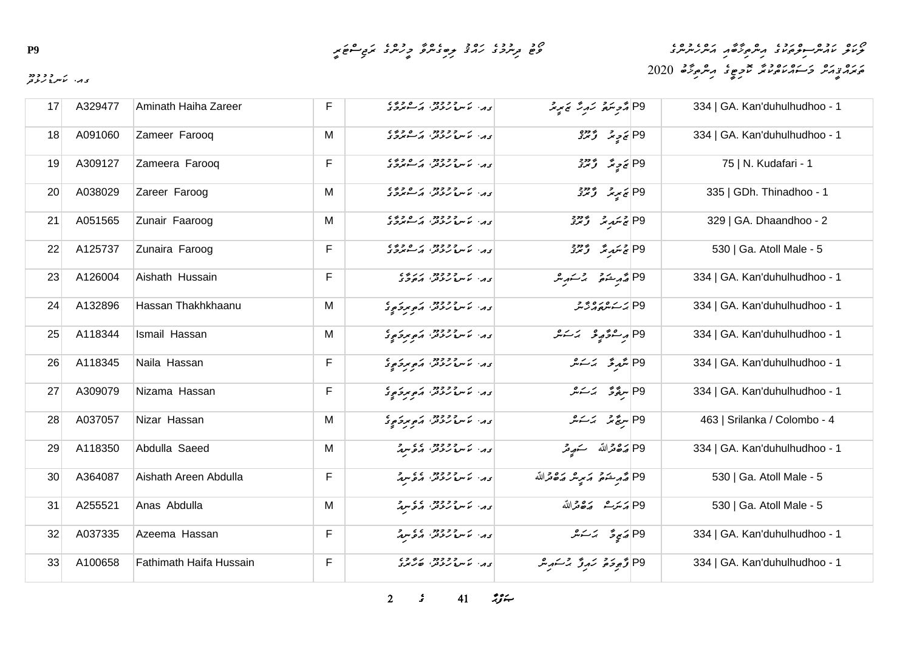| 17 | A329477 | Aminath Haiha Zareer | F | ގއ. ކަނޑުހުޅުދޫ، އަސުރުމާގެ | P9 އާމިނަތު ހައިހާ ޒަރީރު | 334 \| GA. Kan'duhulhudhoo - 1 |
|---|---|---|---|---|---|---|
| 18 | A091060 | Zameer Farooq | M | ގއ. ކަނޑުހުޅުދޫ، އަސުރުމާގެ | P9 ޒަމީރު ފާރޫގު | 334 \| GA. Kan'duhulhudhoo - 1 |
| 19 | A309127 | Zameera Farooq | F | ގއ. ކަނޑުހުޅުދޫ، އަސުރުމާގެ | P9 ޒަމީރާ ފާރޫގު | 75 \| N. Kudafari - 1 |
| 20 | A038029 | Zareer Faroog | M | ގއ. ކަނޑުހުޅުދޫ، އަސުރުމާގެ | P9 ޒަރީރު ފާރޫގު | 335 \| GDh. Thinadhoo - 1 |
| 21 | A051565 | Zunair Faaroog | M | ގއ. ކަނޑުހުޅުދޫ، އަސުރުމާގެ | P9 ޒުނައިރު ފާރޫގު | 329 \| GA. Dhaandhoo - 2 |
| 22 | A125737 | Zunaira Faroog | F | ގއ. ކަނޑުހުޅުދޫ، އަސުރުމާގެ | P9 ޒުނައިރާ ފާރޫގު | 530 \| Ga. Atoll Male - 5 |
| 23 | A126004 | Aishath Hussain | F | ގއ. ކަނޑުހުޅުދޫ، އަތަމާގެ | P9 އާއިޝަތު ހުސައިން | 334 \| GA. Kan'duhulhudhoo - 1 |
| 24 | A132896 | Hassan Thakhkhaanu | M | ގއ. ކަނޑުހުޅުދޫ، އަލިރިމާގެ | P9 ހަސަންތައްޚާނު | 334 \| GA. Kan'duhulhudhoo - 1 |
| 25 | A118344 | Ismail Hassan | M | ގއ. ކަނޑުހުޅުދޫ، އަލިރިމާގެ | P9 އިސްމާއީލް ހަސަން | 334 \| GA. Kan'duhulhudhoo - 1 |
| 26 | A118345 | Naila Hassan | F | ގއ. ކަނޑުހުޅުދޫ، އަލިރިމާގެ | P9 ނާއިލާ ހަސަން | 334 \| GA. Kan'duhulhudhoo - 1 |
| 27 | A309079 | Nizama Hassan | F | ގއ. ކަނޑުހުޅުދޫ، އަލިރިމާގެ | P9 ނިޒާމާ ހަސަން | 334 \| GA. Kan'duhulhudhoo - 1 |
| 28 | A037057 | Nizar Hassan | M | ގއ. ކަނޑުހުޅުދޫ، އަލިރިމާގެ | P9 ނިޒާރު ހަސަން | 463 \| Srilanka / Colombo - 4 |
| 29 | A118350 | Abdulla Saeed | M | ގއ. ކަނޑުހުޅުދޫ، އެވަރީ | P9 އަބްދުﷲ ސައީދު | 334 \| GA. Kan'duhulhudhoo - 1 |
| 30 | A364087 | Aishath Areen Abdulla | F | ގއ. ކަނޑުހުޅުދޫ، އެވަރީ | P9 އާއިޝަތު އަރީން އަބްދުﷲ | 530 \| Ga. Atoll Male - 5 |
| 31 | A255521 | Anas Abdulla | M | ގއ. ކަނޑުހުޅުދޫ، އެވަރީ | P9 އަނަސް އަބްދުﷲ | 530 \| Ga. Atoll Male - 5 |
| 32 | A037335 | Azeema Hassan | F | ގއ. ކަނޑުހުޅުދޫ، އެވަރީ | P9 އަޒީމާ ހަސަން | 334 \| GA. Kan'duhulhudhoo - 1 |
| 33 | A100658 | Fathimath Haifa Hussain | F | ގއ. ކަނޑުހުޅުދޫ، ބަހާރީ | P9 ފާތިމަތު ހައިފާ ހުސައިން | 334 \| GA. Kan'duhulhudhoo - 1 |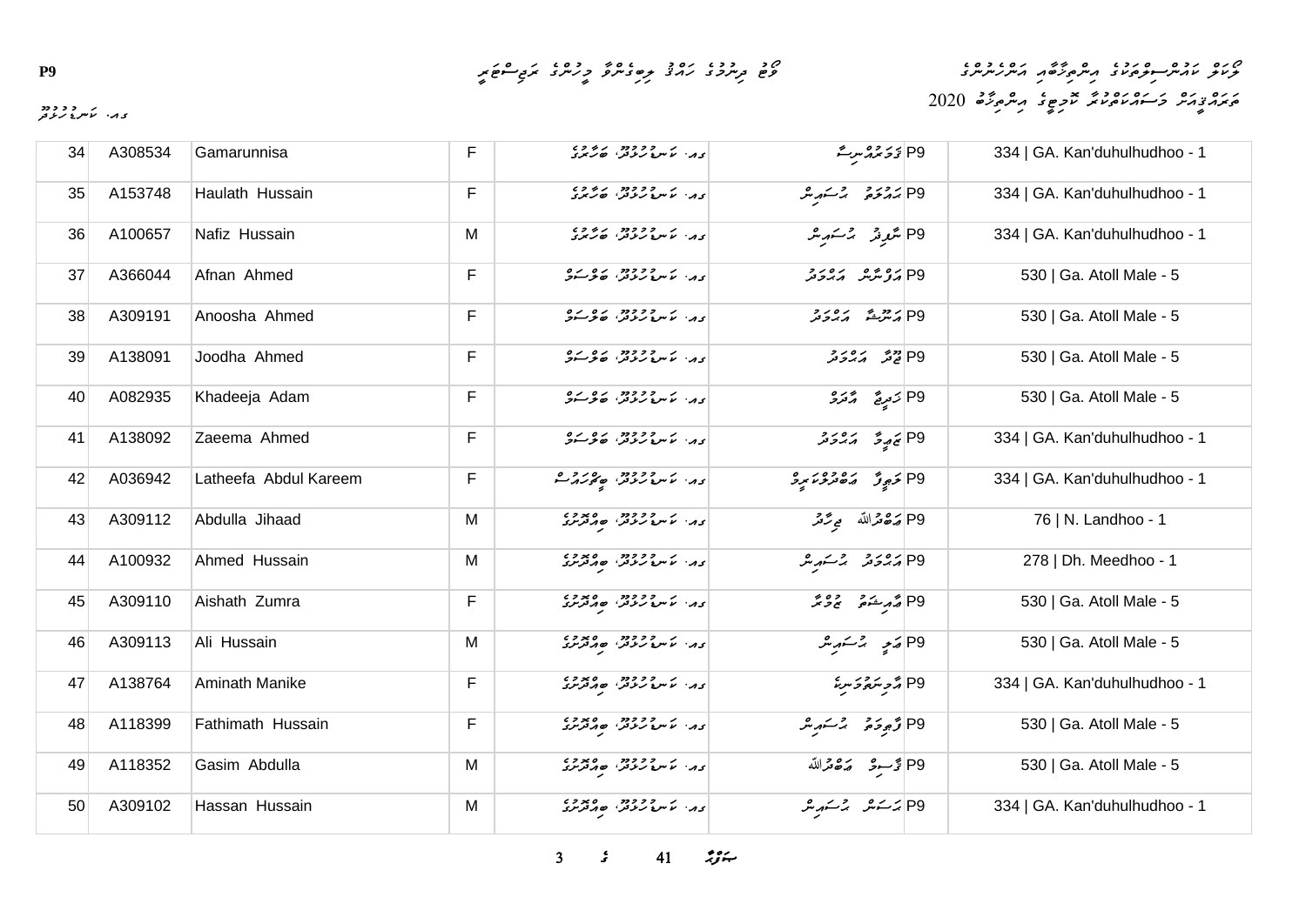| 34 | A308534 | Gamarunnisa | F | ގއ. ކަނޑުހުޅުދޫ، ބަހާރީ | P9 ގަމަރުއްނިސާ | 334 \| GA. Kan'duhulhudhoo - 1 |
|---|---|---|---|---|---|---|
| 35 | A153748 | Haulath Hussain | F | ގއ. ކަނޑުހުޅުދޫ، ބަހާރީ | P9 ހައުލަތު ހުސައިން | 334 \| GA. Kan'duhulhudhoo - 1 |
| 36 | A100657 | Nafiz Hussain | M | ގއ. ކަނޑުހުޅުދޫ، ބަހާރީ | P9 ނާފިޒު ހުސައިން | 334 \| GA. Kan'duhulhudhoo - 1 |
| 37 | A366044 | Afnan Ahmed | F | ގއ. ކަނޑުހުޅުދޫ، ބަލްސަމް | P9 އަފްނާން އަހުމަދު | 530 \| Ga. Atoll Male - 5 |
| 38 | A309191 | Anoosha Ahmed | F | ގއ. ކަނޑުހުޅުދޫ، ބަލްސަމް | P9 އަނޫޝާ އަހުމަދު | 530 \| Ga. Atoll Male - 5 |
| 39 | A138091 | Joodha Ahmed | F | ގއ. ކަނޑުހުޅުދޫ، ބަލްސަމް | P9 ޖޫދާ އަހުމަދު | 530 \| Ga. Atoll Male - 5 |
| 40 | A082935 | Khadeeja Adam | F | ގއ. ކަނޑުހުޅުދޫ، ބަލްސަމް | P9 ޚަދީޖާ އާދަމް | 530 \| Ga. Atoll Male - 5 |
| 41 | A138092 | Zaeema Ahmed | F | ގއ. ކަނޑުހުޅުދޫ، ބަލްސަމް | P9 ޒަޢީމާ އަހުމަދު | 334 \| GA. Kan'duhulhudhoo - 1 |
| 42 | A036942 | Latheefa Abdul Kareem | F | ގއ. ކަނޑުހުޅުދޫ، ބީޗްހައުސް | P9 ލަޠީފާ އަބްދުލްކަރީމް | 334 \| GA. Kan'duhulhudhoo - 1 |
| 43 | A309112 | Abdulla Jihaad | M | ގއ. ކަނޑުހުޅުދޫ، ބުއްދުރީ | P9 އަބްދުالله ޖިހާދު | 76 \| N. Landhoo - 1 |
| 44 | A100932 | Ahmed Hussain | M | ގއ. ކަނޑުހުޅުދޫ، ބުއްދުރީ | P9 އަހުމަދު ހުސައިން | 278 \| Dh. Meedhoo - 1 |
| 45 | A309110 | Aishath Zumra | F | ގއ. ކަނޑުހުޅުދޫ، ބުއްދުރީ | P9 އާއިޝަތު ޒުމްރާ | 530 \| Ga. Atoll Male - 5 |
| 46 | A309113 | Ali Hussain | M | ގއ. ކަނޑުހުޅުދޫ، ބުއްދުރީ | P9 އަލި ހުސައިން | 530 \| Ga. Atoll Male - 5 |
| 47 | A138764 | Aminath Manike | F | ގއ. ކަނޑުހުޅުދޫ، ބުއްދުރީ | P9 އާމިނަތުމަނިކެ | 334 \| GA. Kan'duhulhudhoo - 1 |
| 48 | A118399 | Fathimath Hussain | F | ގއ. ކަނޑުހުޅުދޫ، ބުއްދުރީ | P9 ފާތިމަތު ހުސައިން | 530 \| Ga. Atoll Male - 5 |
| 49 | A118352 | Gasim Abdulla | M | ގއ. ކަނޑުހުޅުދޫ، ބުއްދުރީ | P9 ޤާސިމް އަބްދުالله | 530 \| Ga. Atoll Male - 5 |
| 50 | A309102 | Hassan Hussain | M | ގއ. ކަނޑުހުޅުދޫ، ބުއްދުރީ | P9 ހަސަން ހުސައިން | 334 \| GA. Kan'duhulhudhoo - 1 |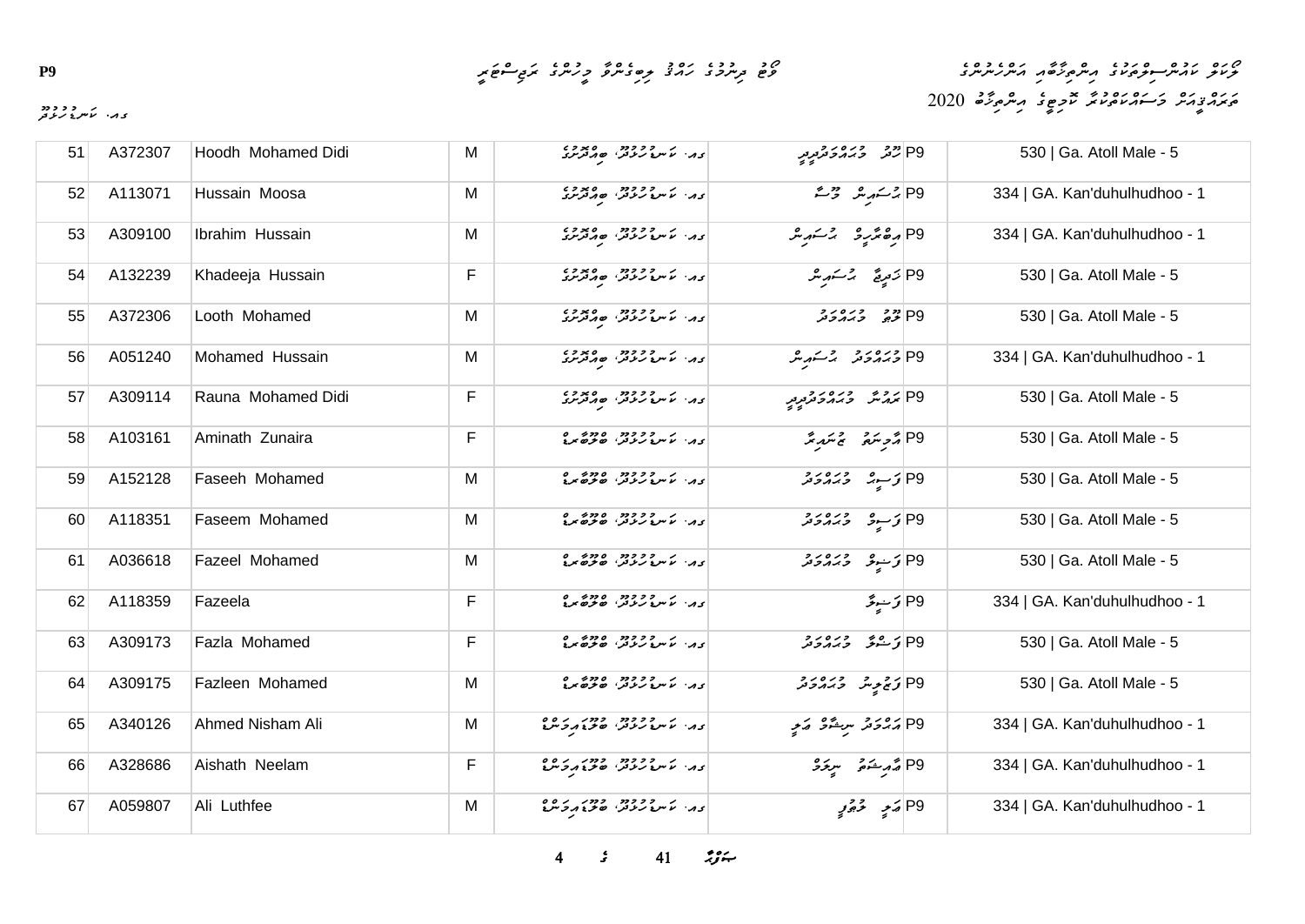| 51 | A372307 | Hoodh Mohamed Didi | M | ގއ. ކަނޑުހުޅުދޫ، ބޮއްދަނގެ | P9 ހޫދު މުޙައްމަދުދީދީ | 530 \| Ga. Atoll Male - 5 |
|---|---|---|---|---|---|---|
| 52 | A113071 | Hussain Moosa | M | ގއ. ކަނޑުހުޅުދޫ، ބޮއްދަނގެ | P9 ހުސައިން މޫސާ | 334 \| GA. Kan'duhulhudhoo - 1 |
| 53 | A309100 | Ibrahim Hussain | M | ގއ. ކަނޑުހުޅުދޫ، ބޮއްދަނގެ | P9 އިބްރާހީމް ހުސައިން | 334 \| GA. Kan'duhulhudhoo - 1 |
| 54 | A132239 | Khadeeja Hussain | F | ގއ. ކަނޑުހުޅުދޫ، ބޮއްދަނގެ | P9 ޚަދީޖާ ހުސައިން | 530 \| Ga. Atoll Male - 5 |
| 55 | A372306 | Looth Mohamed | M | ގއ. ކަނޑުހުޅުދޫ، ބޮއްދަނގެ | P9 ލޫތު މުޙައްމަދު | 530 \| Ga. Atoll Male - 5 |
| 56 | A051240 | Mohamed Hussain | M | ގއ. ކަނޑުހުޅުދޫ، ބޮއްދަނގެ | P9 މުޙައްމަދު ހުސައިން | 334 \| GA. Kan'duhulhudhoo - 1 |
| 57 | A309114 | Rauna Mohamed Didi | F | ގއ. ކަނޑުހުޅުދޫ، ބޮއްދަނގެ | P9 ރައުނާ މުޙައްމަދުދީދީ | 530 \| Ga. Atoll Male - 5 |
| 58 | A103161 | Aminath Zunaira | F | ގއ. ކަނޑުހުޅުދޫ، ބޮޑުބަރި | P9 އާމިނަތު ޒުނައިރާ | 530 \| Ga. Atoll Male - 5 |
| 59 | A152128 | Faseeh Mohamed | M | ގއ. ކަނޑުހުޅުދޫ، ބޮޑުބަރި | P9 ފަސީހު މުޙައްމަދު | 530 \| Ga. Atoll Male - 5 |
| 60 | A118351 | Faseem Mohamed | M | ގއ. ކަނޑުހުޅުދޫ، ބޮޑުބަރި | P9 ފަސީމު މުޙައްމަދު | 530 \| Ga. Atoll Male - 5 |
| 61 | A036618 | Fazeel Mohamed | M | ގއ. ކަނޑުހުޅުދޫ، ބޮޑުބަރި | P9 ފަޟީލު މުޙައްމަދު | 530 \| Ga. Atoll Male - 5 |
| 62 | A118359 | Fazeela | F | ގއ. ކަނޑުހުޅުދޫ، ބޮޑުބަރި | P9 ފަޟީލާ | 334 \| GA. Kan'duhulhudhoo - 1 |
| 63 | A309173 | Fazla Mohamed | F | ގއ. ކަނޑުހުޅުދޫ، ބޮޑުބަރި | P9 ފަޟްލާ މުޙައްމަދު | 530 \| Ga. Atoll Male - 5 |
| 64 | A309175 | Fazleen Mohamed | M | ގއ. ކަނޑުހުޅުދޫ، ބޮޑުބަރި | P9 ފަޟްލީން މުޙައްމަދު | 530 \| Ga. Atoll Male - 5 |
| 65 | A340126 | Ahmed Nisham Ali | M | ގއ. ކަނޑުހުޅުދޫ، ބޮޑުއިމަރަންގެ | P9 އަޙްމަދު ނިޝާމް އަލީ | 334 \| GA. Kan'duhulhudhoo - 1 |
| 66 | A328686 | Aishath Neelam | F | ގއ. ކަނޑުހުޅުދޫ، ބޮޑުއިމަރަންގެ | P9 އާއިޝަތު ނީލަމް | 334 \| GA. Kan'duhulhudhoo - 1 |
| 67 | A059807 | Ali Luthfee | M | ގއ. ކަނޑުހުޅުދޫ، ބޮޑުއިމަރަންގެ | P9 އަލީ ލުތުފީ | 334 \| GA. Kan'duhulhudhoo - 1 |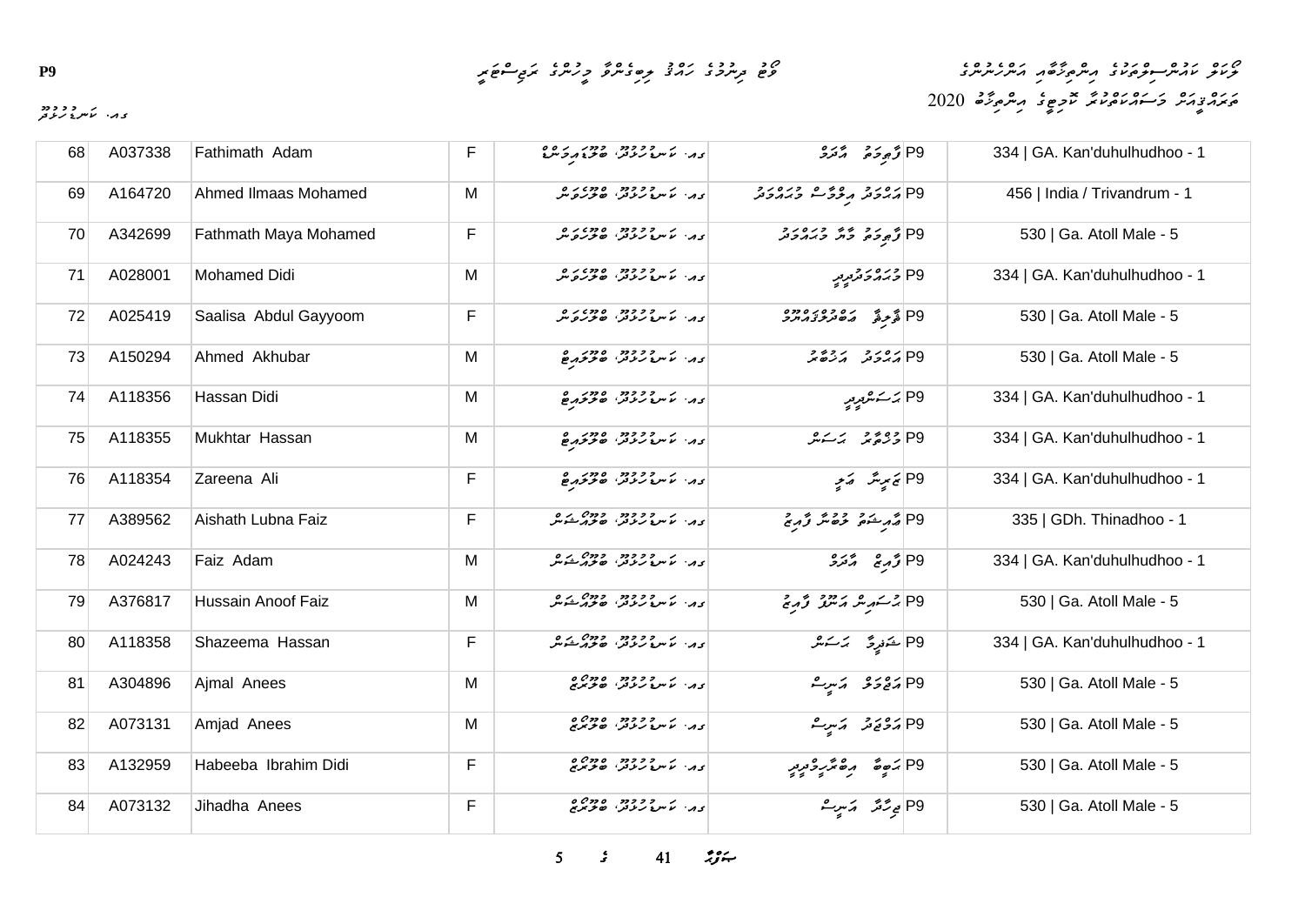| 68 | A037338 | Fathimath Adam | F | ގއ. ކަނޑުހުޅުދޫ، ބޮޑުމަގުމަތީގެ | P9 ފާތިމަތު އާދަމް | 334 \| GA. Kan'duhulhudhoo - 1 |
|---|---|---|---|---|---|---|
| 69 | A164720 | Ahmed Ilmaas Mohamed | M | ގއ. ކަނޑުހުޅުދޫ، ބޮޑުހުވަން | P9 އަހުމަދު އިލްމާސް މުހައްމަދު | 456 \| India / Trivandrum - 1 |
| 70 | A342699 | Fathmath Maya Mohamed | F | ގއ. ކަނޑުހުޅުދޫ، ބޮޑުހުވަން | P9 ފާތިމަތު މާޔާ މުހައްމަދު | 530 \| Ga. Atoll Male - 5 |
| 71 | A028001 | Mohamed Didi | M | ގއ. ކަނޑުހުޅުދޫ، ބޮޑުހުވަން | P9 މުހައްމަދުދީދީ | 334 \| GA. Kan'duhulhudhoo - 1 |
| 72 | A025419 | Saalisa Abdul Gayyoom | F | ގއ. ކަނޑުހުޅުދޫ، ބޮޑުހުވަން | P9 ޞާލިޙާ ޢަބްދުލްޤައްޔޫމް | 530 \| Ga. Atoll Male - 5 |
| 73 | A150294 | Ahmed Akhubar | M | ގއ. ކަނޑުހުޅުދޫ، ބޮޑުވަރުމް | P9 އަހުމަދު އަޚުބަރު | 530 \| Ga. Atoll Male - 5 |
| 74 | A118356 | Hassan Didi | M | ގއ. ކަނޑުހުޅުދޫ، ބޮޑުވަރުމް | P9 ހަސަންދީދީ | 334 \| GA. Kan'duhulhudhoo - 1 |
| 75 | A118355 | Mukhtar Hassan | M | ގއ. ކަނޑުހުޅުދޫ، ބޮޑުވަރުމް | P9 މުޚުތާރު ހަސަން | 334 \| GA. Kan'duhulhudhoo - 1 |
| 76 | A118354 | Zareena Ali | F | ގއ. ކަނޑުހުޅުދޫ، ބޮޑުވަރުމް | P9 ޒަރީނާ ޢަލީ | 334 \| GA. Kan'duhulhudhoo - 1 |
| 77 | A389562 | Aishath Lubna Faiz | F | ގއ. ކަނޑުހުޅުދޫ، ބޮޑުއުޝަން | P9 އާއިޝަތު ލުބްނާ ފާއިޒު | 335 \| GDh. Thinadhoo - 1 |
| 78 | A024243 | Faiz Adam | M | ގއ. ކަނޑުހުޅުދޫ، ބޮޑުއުޝަން | P9 ފާއިޒު އާދަމް | 334 \| GA. Kan'duhulhudhoo - 1 |
| 79 | A376817 | Hussain Anoof Faiz | M | ގއ. ކަނޑުހުޅުދޫ، ބޮޑުއުޝަން | P9 ހުސައިން އަނޫފު ފާއިޒު | 530 \| Ga. Atoll Male - 5 |
| 80 | A118358 | Shazeema Hassan | F | ގއ. ކަނޑުހުޅުދޫ، ބޮޑުއުޝަން | P9 ޝަޒީމާ ހަސަން | 334 \| GA. Kan'duhulhudhoo - 1 |
| 81 | A304896 | Ajmal Anees | M | ގއ. ކަނޑުހުޅުދޫ، ބޮޑުރޯޒު | P9 އަޖްމަލް އަނީސް | 530 \| Ga. Atoll Male - 5 |
| 82 | A073131 | Amjad Anees | M | ގއ. ކަނޑުހުޅުދޫ، ބޮޑުރޯޒު | P9 އަމްޖަދު އަނީސް | 530 \| Ga. Atoll Male - 5 |
| 83 | A132959 | Habeeba Ibrahim Didi | F | ގއ. ކަނޑުހުޅުދޫ، ބޮޑުރޯޒު | P9 ހަބީބާ އިބްރާހީމްދީދީ | 530 \| Ga. Atoll Male - 5 |
| 84 | A073132 | Jihadha Anees | F | ގއ. ކަނޑުހުޅުދޫ، ބޮޑުރޯޒު | P9 ޖިހާދާ އަނީސް | 530 \| Ga. Atoll Male - 5 |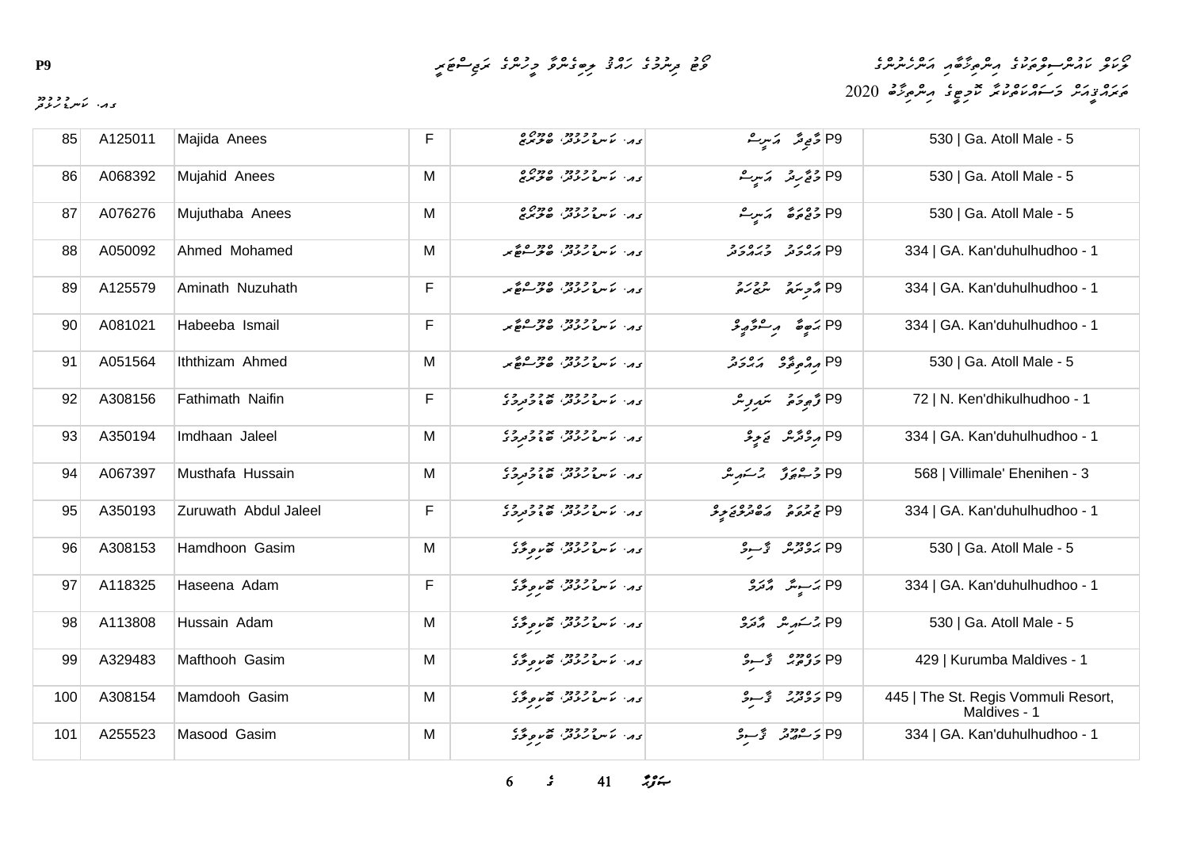| 85 | A125011 | Majida Anees | F | ގއ. ކަނޑުހުޅުދޫ، ބޮޅުރަށ | P9 މާޖިދާ އަނީސް | 530 \| Ga. Atoll Male - 5 |
|---|---|---|---|---|---|---|
| 86 | A068392 | Mujahid Anees | M | ގއ. ކަނޑުހުޅުދޫ، ބޮޅުރަށ | P9 މުޖާހިދު އަނީސް | 530 \| Ga. Atoll Male - 5 |
| 87 | A076276 | Mujuthaba Anees | M | ގއ. ކަނޑުހުޅުދޫ، ބޮޅުރަށ | P9 މުޖުތަބާ އަނީސް | 530 \| Ga. Atoll Male - 5 |
| 88 | A050092 | Ahmed Mohamed | M | ގއ. ކަނޑުހުޅުދޫ، ބޮޅުސްޓާރ | P9 އަހްމަދު މުހައްމަދު | 334 \| GA. Kan'duhulhudhoo - 1 |
| 89 | A125579 | Aminath Nuzuhath | F | ގއ. ކަނޑުހުޅުދޫ، ބޮޅުސްޓާރ | P9 އާމިނަތު ނުޒުހަތު | 334 \| GA. Kan'duhulhudhoo - 1 |
| 90 | A081021 | Habeeba Ismail | F | ގއ. ކަނޑުހުޅުދޫ، ބޮޅުސްޓާރ | P9 ހަބީބާ އިސްމާޢީލް | 334 \| GA. Kan'duhulhudhoo - 1 |
| 91 | A051564 | Iththizam Ahmed | M | ގއ. ކަނޑުހުޅުދޫ، ބޮޅުސްޓާރ | P9 އިއްތިޒާމް އަހްމަދު | 530 \| Ga. Atoll Male - 5 |
| 92 | A308156 | Fathimath Naifin | F | ގއ. ކަނޑުހުޅުދޫ، ބޯޅަފަތުގެ | P9 ފާތިމަތު ނައިފިން | 72 \| N. Ken'dhikulhudhoo - 1 |
| 93 | A350194 | Imdhaan Jaleel | M | ގއ. ކަނޑުހުޅުދޫ، ބޯޅަފަތުގެ | P9 އިމްދާން ޖަލީލް | 334 \| GA. Kan'duhulhudhoo - 1 |
| 94 | A067397 | Musthafa Hussain | M | ގއ. ކަނޑުހުޅުދޫ، ބޯޅަފަތުގެ | P9 މުސްތަފާ ހުސައިން | 568 \| Villimale' Ehenihen - 3 |
| 95 | A350193 | Zuruwath Abdul Jaleel | F | ގއ. ކަނޑުހުޅުދޫ، ބޯޅަފަތުގެ | P9 ޒުރުވަތު އަބްދުލްޖަލީލް | 334 \| GA. Kan'duhulhudhoo - 1 |
| 96 | A308153 | Hamdhoon Gasim | M | ގއ. ކަނޑުހުޅުދޫ، ބާރިވިލާ | P9 ހަމްދޫން ޤާސިމް | 530 \| Ga. Atoll Male - 5 |
| 97 | A118325 | Haseena Adam | F | ގއ. ކަނޑުހުޅުދޫ، ބާރިވިލާ | P9 ހަސީނާ އާދަމް | 334 \| GA. Kan'duhulhudhoo - 1 |
| 98 | A113808 | Hussain Adam | M | ގއ. ކަނޑުހުޅުދޫ، ބާރިވިލާ | P9 ހުސައިން އާދަމް | 530 \| Ga. Atoll Male - 5 |
| 99 | A329483 | Mafthooh Gasim | M | ގއ. ކަނޑުހުޅުދޫ، ބާރިވިލާ | P9 މަފްތޫހު ޤާސިމް | 429 \| Kurumba Maldives - 1 |
| 100 | A308154 | Mamdooh Gasim | M | ގއ. ކަނޑުހުޅުދޫ، ބާރިވިލާ | P9 މަމްދޫހު ޤާސިމް | 445 \| The St. Regis Vommuli Resort, Maldives - 1 |
| 101 | A255523 | Masood Gasim | M | ގއ. ކަނޑުހުޅުދޫ، ބާރިވިލާ | P9 މަސްއޫދު ޤާސިމް | 334 \| GA. Kan'duhulhudhoo - 1 |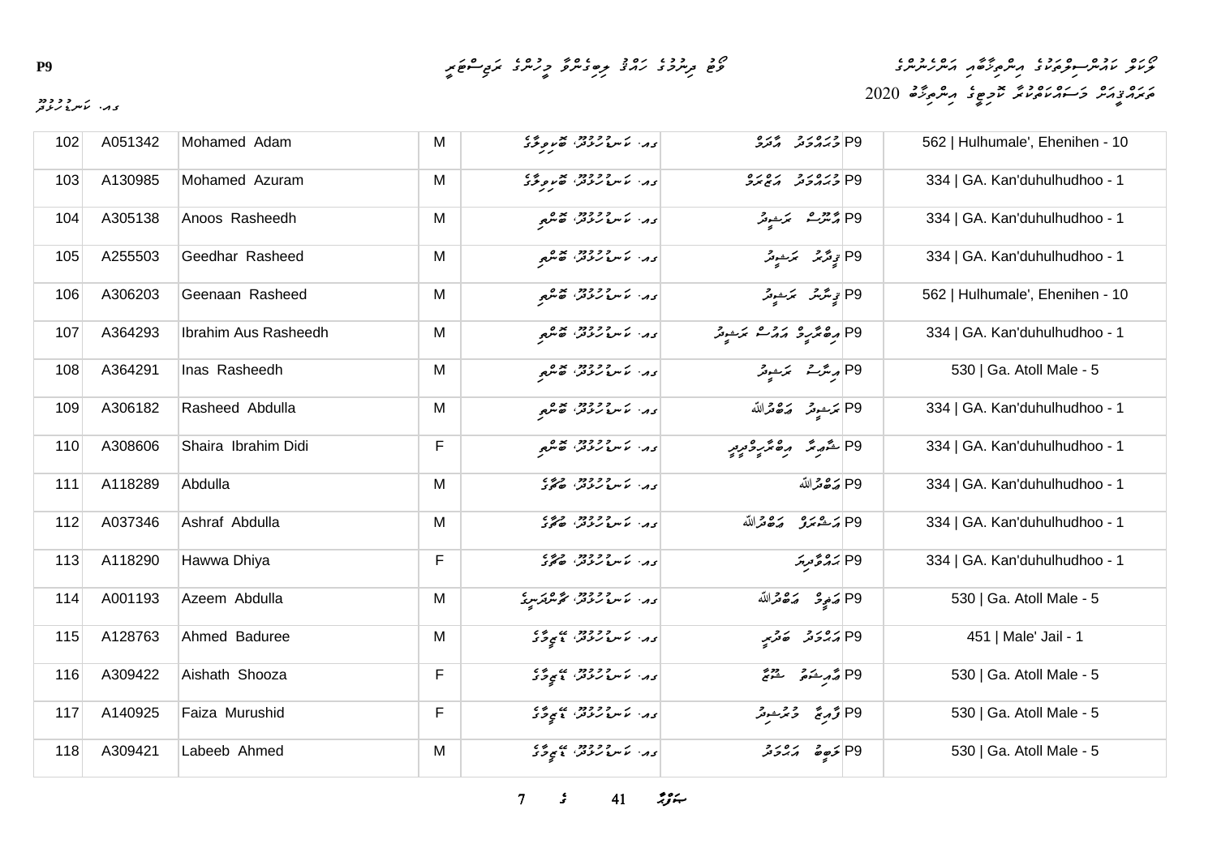| 102 | A051342 | Mohamed Adam | M | ގއ. ކަނޑުހުޅުދޫ، ބާރިވާމާގެ | P9 މުހައްމަދު އާދަމް | 562 \| Hulhumale', Ehenihen - 10 |
|---|---|---|---|---|---|---|
| 103 | A130985 | Mohamed Azuram | M | ގއ. ކަނޑުހުޅުދޫ، ބާރިވާމާގެ | P9 މުހައްމަދު އަޒުރަމް | 334 \| GA. Kan'duhulhudhoo - 1 |
| 104 | A305138 | Anoos Rasheedh | M | ގއ. ކަނޑުހުޅުދޫ، ބޯންޏ | P9 އަނޫސް ރަޝީދު | 334 \| GA. Kan'duhulhudhoo - 1 |
| 105 | A255503 | Geedhar Rasheed | M | ގއ. ކަނޑުހުޅުދޫ، ބޯންޏ | P9 ގީދާރު ރަޝީދު | 334 \| GA. Kan'duhulhudhoo - 1 |
| 106 | A306203 | Geenaan Rasheed | M | ގއ. ކަނޑުހުޅުދޫ، ބޯންޏ | P9 ގީނާން ރަޝީދު | 562 \| Hulhumale', Ehenihen - 10 |
| 107 | A364293 | Ibrahim Aus Rasheedh | M | ގއ. ކަނޑުހުޅުދޫ، ބޯންޏ | P9 އިބްރާހީމް އައުސް ރަޝީދު | 334 \| GA. Kan'duhulhudhoo - 1 |
| 108 | A364291 | Inas Rasheedh | M | ގއ. ކަނޑުހުޅުދޫ، ބޯންޏ | P9 އިނާސް ރަޝީދު | 530 \| Ga. Atoll Male - 5 |
| 109 | A306182 | Rasheed Abdulla | M | ގއ. ކަނޑުހުޅުދޫ، ބޯންޏ | P9 ރަޝީދު އަބްދުﷲ | 334 \| GA. Kan'duhulhudhoo - 1 |
| 110 | A308606 | Shaira Ibrahim Didi | F | ގއ. ކަނޑުހުޅުދޫ، ބޯންޏ | P9 ޝާއިރާ އިބްރާހީމްދީދީ | 334 \| GA. Kan'duhulhudhoo - 1 |
| 111 | A118289 | Abdulla | M | ގއ. ކަނޑުހުޅުދޫ، ބަވާގެ | P9 އަބްދުﷲ | 334 \| GA. Kan'duhulhudhoo - 1 |
| 112 | A037346 | Ashraf Abdulla | M | ގއ. ކަނޑުހުޅުދޫ، ބަވާގެ | P9 އަޝްރަފް އަބްދުﷲ | 334 \| GA. Kan'duhulhudhoo - 1 |
| 113 | A118290 | Hawwa Dhiya | F | ގއ. ކަނޑުހުޅުދޫ، ބަވާގެ | P9 ހައްވާދިޔަ | 334 \| GA. Kan'duhulhudhoo - 1 |
| 114 | A001193 | Azeem Abdulla | M | ގއ. ކަނޑުހުޅުދޫ، ޗާންދަނީގެ | P9 އަޒީމް އަބްދުﷲ | 530 \| Ga. Atoll Male - 5 |
| 115 | A128763 | Ahmed Baduree | M | ގއ. ކަނޑުހުޅުދޫ، ޗޭރިމާގެ | P9 އަހްމަދު ބަދުރީ | 451 \| Male' Jail - 1 |
| 116 | A309422 | Aishath Shooza | F | ގއ. ކަނޑުހުޅުދޫ، ޗޭރިމާގެ | P9 އާއިޝަތު ޝޫޒާ | 530 \| Ga. Atoll Male - 5 |
| 117 | A140925 | Faiza Murushid | F | ގއ. ކަނޑުހުޅުދޫ، ޗޭރިމާގެ | P9 ފާއިޒާ މުރުޝިދު | 530 \| Ga. Atoll Male - 5 |
| 118 | A309421 | Labeeb Ahmed | M | ގއ. ކަނޑުހުޅުދޫ، ޗޭރިމާގެ | P9 ލަބީބު އަހްމަދު | 530 \| Ga. Atoll Male - 5 |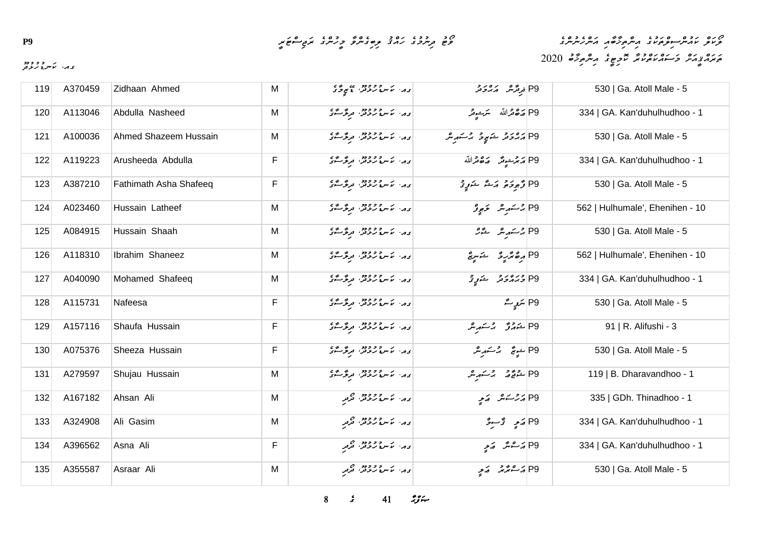| 119 | A370459 | Zidhaan Ahmed | M | ގއ. ކަނޑުހުޅުދޫ، ޒާނީވާގެ | P9 ޒިދާން އަޙްމަދު | 530 \| Ga. Atoll Male - 5 |
|---|---|---|---|---|---|---|
| 120 | A113046 | Abdulla Nasheed | M | ގއ. ކަނޑުހުޅުދޫ، ދިލްވާގެ | P9 އަބްދުﷲ ނަޝީދު | 334 \| GA. Kan'duhulhudhoo - 1 |
| 121 | A100036 | Ahmed Shazeem Hussain | M | ގއ. ކަނޑުހުޅުދޫ، ދިލްވާގެ | P9 އަޙްމަދު ޝަޒީމް ހުސައިން | 530 \| Ga. Atoll Male - 5 |
| 122 | A119223 | Arusheeda Abdulla | F | ގއ. ކަނޑުހުޅުދޫ، ދިލްވާގެ | P9 އަރުޝީދާ އަބްދުﷲ | 334 \| GA. Kan'duhulhudhoo - 1 |
| 123 | A387210 | Fathimath Asha Shafeeq | F | ގއ. ކަނޑުހުޅުދޫ، ދިލްވާގެ | P9 ފާތިމަތު އަޝާ ޝަފީޤު | 530 \| Ga. Atoll Male - 5 |
| 124 | A023460 | Hussain Latheef | M | ގއ. ކަނޑުހުޅުދޫ، ދިލްވާގެ | P9 ހުސައިން ލަތީފު | 562 \| Hulhumale', Ehenihen - 10 |
| 125 | A084915 | Hussain Shaah | M | ގއ. ކަނޑުހުޅުދޫ، ދިލްވާގެ | P9 ހުސައިން ޝާހް | 530 \| Ga. Atoll Male - 5 |
| 126 | A118310 | Ibrahim Shaneez | M | ގއ. ކަނޑުހުޅުދޫ، ދިލްވާގެ | P9 އިބްރާހީމް ޝަނީޒް | 562 \| Hulhumale', Ehenihen - 10 |
| 127 | A040090 | Mohamed Shafeeq | M | ގއ. ކަނޑުހުޅުދޫ، ދިލްވާގެ | P9 މުޙައްމަދު ޝަފީޤު | 334 \| GA. Kan'duhulhudhoo - 1 |
| 128 | A115731 | Nafeesa | F | ގއ. ކަނޑުހުޅުދޫ، ދިލްވާގެ | P9 ނަފީސާ | 530 \| Ga. Atoll Male - 5 |
| 129 | A157116 | Shaufa Hussain | F | ގއ. ކަނޑުހުޅުދޫ، ދިލްވާގެ | P9 ޝައުފާ ހުސައިން | 91 \| R. Alifushi - 3 |
| 130 | A075376 | Sheeza Hussain | F | ގއ. ކަނޑުހުޅުދޫ، ދިލްވާގެ | P9 ޝީޒާ ހުސައިން | 530 \| Ga. Atoll Male - 5 |
| 131 | A279597 | Shujau Hussain | M | ގއ. ކަނޑުހުޅުދޫ، ދިލްވާގެ | P9 ޝުޖާއު ހުސައިން | 119 \| B. Dharavandhoo - 1 |
| 132 | A167182 | Ahsan Ali | M | ގއ. ކަނޑުހުޅުދޫ، ދޮރި | P9 އަޙްސަން އަލި | 335 \| GDh. Thinadhoo - 1 |
| 133 | A324908 | Ali Gasim | M | ގއ. ކަނޑުހުޅުދޫ، ދޮރި | P9 އަލި ޤާސިމް | 334 \| GA. Kan'duhulhudhoo - 1 |
| 134 | A396562 | Asna Ali | F | ގއ. ކަނޑުހުޅުދޫ، ދޮރި | P9 އަސްނާ އަލި | 334 \| GA. Kan'duhulhudhoo - 1 |
| 135 | A355587 | Asraar Ali | M | ގއ. ކަނޑުހުޅުދޫ، ދޮރި | P9 އަސްރާރު އަލި | 530 \| Ga. Atoll Male - 5 |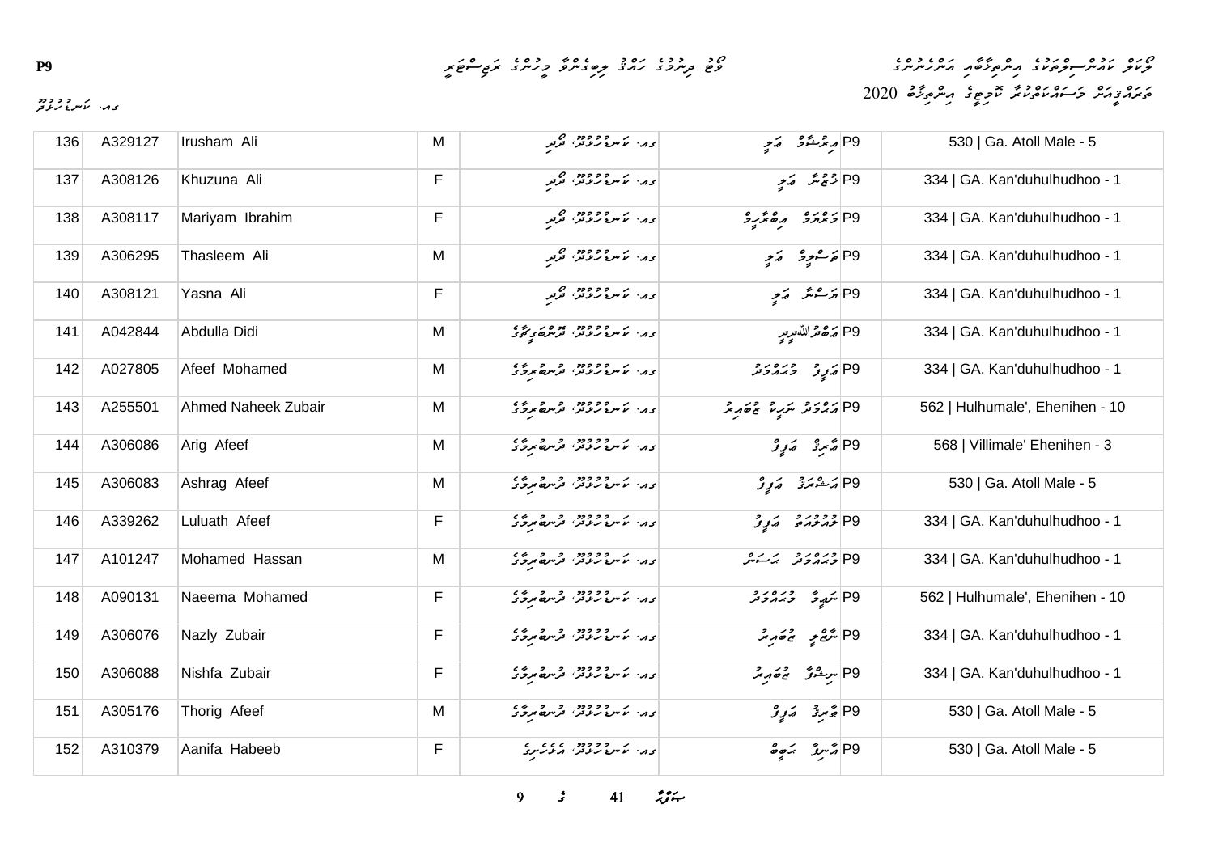| 136 | A329127 | Irusham Ali | M | ގއ. ކަނޑުހުޅުދޫ، ދޮއި | P9 | 530 \| Ga. Atoll Male - 5 |
|---|---|---|---|---|---|---|
| 137 | A308126 | Khuzuna Ali | F | ގއ. ކަނޑުހުޅުދޫ، ދޮއި | P9 | 334 \| GA. Kan'duhulhudhoo - 1 |
| 138 | A308117 | Mariyam Ibrahim | F | ގއ. ކަނޑުހުޅުދޫ، ދޮއި | P9 | 334 \| GA. Kan'duhulhudhoo - 1 |
| 139 | A306295 | Thasleem Ali | M | ގއ. ކަނޑުހުޅުދޫ، ދޮއި | P9 | 334 \| GA. Kan'duhulhudhoo - 1 |
| 140 | A308121 | Yasna Ali | F | ގއ. ކަނޑުހުޅުދޫ، ދޮއި | P9 | 334 \| GA. Kan'duhulhudhoo - 1 |
| 141 | A042844 | Abdulla Didi | M | ގއ. ކަނޑުހުޅުދޫ، ދޫރަނބުގެ | P9 | 334 \| GA. Kan'duhulhudhoo - 1 |
| 142 | A027805 | Afeef Mohamed | M | ގއ. ކަނޑުހުޅުދޫ، ދޫރަބިހިގެ | P9 | 334 \| GA. Kan'duhulhudhoo - 1 |
| 143 | A255501 | Ahmed Naheek Zubair | M | ގއ. ކަނޑުހުޅުދޫ، ދޫރަބިހިގެ | P9 | 562 \| Hulhumale', Ehenihen - 10 |
| 144 | A306086 | Arig Afeef | M | ގއ. ކަނޑުހުޅުދޫ، ދޫރަބިހިގެ | P9 | 568 \| Villimale' Ehenihen - 3 |
| 145 | A306083 | Ashrag Afeef | M | ގއ. ކަނޑުހުޅުދޫ، ދޫރަބިހިގެ | P9 | 530 \| Ga. Atoll Male - 5 |
| 146 | A339262 | Luluath Afeef | F | ގއ. ކަނޑުހުޅުދޫ، ދޫރަބިހިގެ | P9 | 334 \| GA. Kan'duhulhudhoo - 1 |
| 147 | A101247 | Mohamed Hassan | M | ގއ. ކަނޑުހުޅުދޫ، ދޫރަބިހިގެ | P9 | 334 \| GA. Kan'duhulhudhoo - 1 |
| 148 | A090131 | Naeema Mohamed | F | ގއ. ކަނޑުހުޅުދޫ، ދޫރަބިހިގެ | P9 | 562 \| Hulhumale', Ehenihen - 10 |
| 149 | A306076 | Nazly Zubair | F | ގއ. ކަނޑުހުޅުދޫ، ދޫރަބިހިގެ | P9 | 334 \| GA. Kan'duhulhudhoo - 1 |
| 150 | A306088 | Nishfa Zubair | F | ގއ. ކަނޑުހުޅުދޫ، ދޫރަބިހިގެ | P9 | 334 \| GA. Kan'duhulhudhoo - 1 |
| 151 | A305176 | Thorig Afeef | M | ގއ. ކަނޑުހުޅުދޫ، ދޫރަބިހިގެ | P9 | 530 \| Ga. Atoll Male - 5 |
| 152 | A310379 | Aanifa Habeeb | F | ގއ. ކަނޑުހުޅުދޫ، އެވެރިގެ | P9 | 530 \| Ga. Atoll Male - 5 |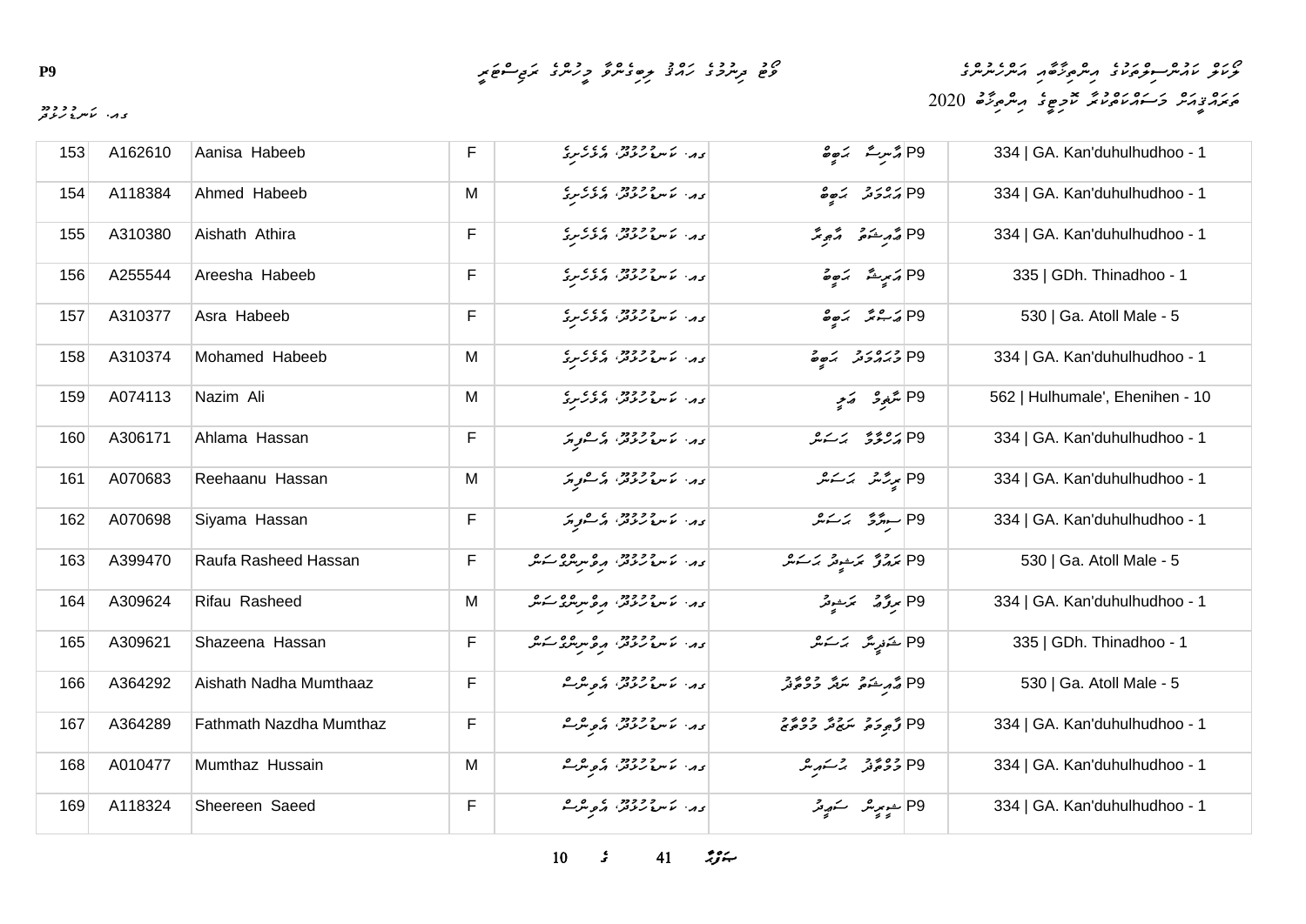| 153 | A162610 | Aanisa Habeeb | F | ގއ. ކަނޑުހުޅުދޫ، އުވެހިރި | P9 އާނިސާ ހަބީބު | 334 \| GA. Kan'duhulhudhoo - 1 |
|---|---|---|---|---|---|---|
| 154 | A118384 | Ahmed Habeeb | M | ގއ. ކަނޑުހުޅުދޫ، އުވެހިރި | P9 އަޙްމަދު ހަބީބު | 334 \| GA. Kan'duhulhudhoo - 1 |
| 155 | A310380 | Aishath Athira | F | ގއ. ކަނޑުހުޅުދޫ، އުވެހިރި | P9 އާއިޝަތު އާތިރާ | 334 \| GA. Kan'duhulhudhoo - 1 |
| 156 | A255544 | Areesha Habeeb | F | ގއ. ކަނޑުހުޅުދޫ، އުވެހިރި | P9 އަރީޝާ ހަބީބު | 335 \| GDh. Thinadhoo - 1 |
| 157 | A310377 | Asra Habeeb | F | ގއ. ކަނޑުހުޅުދޫ، އުވެހިރި | P9 އަސްރާ ހަބީބު | 530 \| Ga. Atoll Male - 5 |
| 158 | A310374 | Mohamed Habeeb | M | ގއ. ކަނޑުހުޅުދޫ، އުވެހިރި | P9 މުހައްމަދު ހަބީބު | 334 \| GA. Kan'duhulhudhoo - 1 |
| 159 | A074113 | Nazim Ali | M | ގއ. ކަނޑުހުޅުދޫ، އުވެހިރި | P9 ނާޒިމް ޢަލީ | 562 \| Hulhumale', Ehenihen - 10 |
| 160 | A306171 | Ahlama Hassan | F | ގއ. ކަނޑުހުޅުދޫ، އާސޯލިއަ | P9 އަހްލާމާ ހަސަން | 334 \| GA. Kan'duhulhudhoo - 1 |
| 161 | A070683 | Reehaanu Hassan | M | ގއ. ކަނޑުހުޅުދޫ، އާސޯލިއަ | P9 ރީހާނު ހަސަން | 334 \| GA. Kan'duhulhudhoo - 1 |
| 162 | A070698 | Siyama Hassan | F | ގއ. ކަނޑުހުޅުދޫ، އާސޯލިއަ | P9 ސިޔާމާ ހަސަން | 334 \| GA. Kan'duhulhudhoo - 1 |
| 163 | A399470 | Raufa Rasheed Hassan | F | ގއ. ކަނޑުހުޅުދޫ، އިލްފިނިންގްސަން | P9 ރައުފާ ރަޝީދު ހަސަން | 530 \| Ga. Atoll Male - 5 |
| 164 | A309624 | Rifau Rasheed | M | ގއ. ކަނޑުހުޅުދޫ، އިލްފިނިންގްސަން | P9 ރިފާއު ރަޝީދު | 334 \| GA. Kan'duhulhudhoo - 1 |
| 165 | A309621 | Shazeena Hassan | F | ގއ. ކަނޑުހުޅުދޫ، އިލްފިނިންގްސަން | P9 ޝަޒީނާ ހަސަން | 335 \| GDh. Thinadhoo - 1 |
| 166 | A364292 | Aishath Nadha Mumthaaz | F | ގއ. ކަނޑުހުޅުދޫ، އޮލިންސް | P9 އާއިޝަތު ނަދާ މުމްތާޒު | 530 \| Ga. Atoll Male - 5 |
| 167 | A364289 | Fathmath Nazdha Mumthaz | F | ގއ. ކަނޑުހުޅުދޫ، އޮލިންސް | P9 ފާތިމަތު ނަޒްދާ މުމްތާޒު | 334 \| GA. Kan'duhulhudhoo - 1 |
| 168 | A010477 | Mumthaz Hussain | M | ގއ. ކަނޑުހުޅުދޫ، އޮލިންސް | P9 މުމްތާޒު ހުސައިން | 334 \| GA. Kan'duhulhudhoo - 1 |
| 169 | A118324 | Sheereen Saeed | F | ގއ. ކަނޑުހުޅުދޫ، އޮލިންސް | P9 ޝީރީން ސަޢީދު | 334 \| GA. Kan'duhulhudhoo - 1 |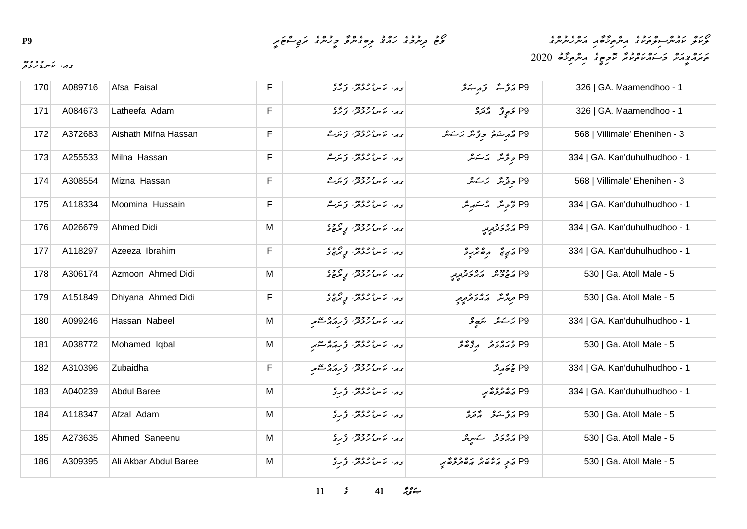| 170 | A089716 | Afsa Faisal | F | ގއ. ކަނޑުހުޅުދޫ، ފަހާގެ | P9 އަފްސާ ފައިސަލް | 326 \| GA. Maamendhoo - 1 |
|---|---|---|---|---|---|---|
| 171 | A084673 | Latheefa Adam | F | ގއ. ކަނޑުހުޅުދޫ، ފަހާގެ | P9 ލަތީފާ އާދަމް | 326 \| GA. Maamendhoo - 1 |
| 172 | A372683 | Aishath Mifna Hassan | F | ގއ. ކަނޑުހުޅުދޫ، ފަނަސް | P9 އާއިޝަތު މިފްނާ ހަސަން | 568 \| Villimale' Ehenihen - 3 |
| 173 | A255533 | Milna Hassan | F | ގއ. ކަނޑުހުޅުދޫ، ފަނަސް | P9 މިލްނާ ހަސަން | 334 \| GA. Kan'duhulhudhoo - 1 |
| 174 | A308554 | Mizna Hassan | F | ގއ. ކަނޑުހުޅުދޫ، ފަނަސް | P9 މިޒްނާ ހަސަން | 568 \| Villimale' Ehenihen - 3 |
| 175 | A118334 | Moomina Hussain | F | ގއ. ކަނޑުހުޅުދޫ، ފަނަސް | P9 މޫމިނާ ހުސައިން | 334 \| GA. Kan'duhulhudhoo - 1 |
| 176 | A026679 | Ahmed Didi | M | ގއ. ކަނޑުހުޅުދޫ، ފިނިޖެހޭ | P9 އަޙްމަދުދީދީ | 334 \| GA. Kan'duhulhudhoo - 1 |
| 177 | A118297 | Azeeza Ibrahim | F | ގއ. ކަނޑުހުޅުދޫ، ފިނިޖެހޭ | P9 އަޒީޒާ އިބްރާހިމް | 334 \| GA. Kan'duhulhudhoo - 1 |
| 178 | A306174 | Azmoon Ahmed Didi | M | ގއ. ކަނޑުހުޅުދޫ، ފިނިޖެހޭ | P9 އަޒްމޫން އަޙްމަދުދީދީ | 530 \| Ga. Atoll Male - 5 |
| 179 | A151849 | Dhiyana Ahmed Didi | F | ގއ. ކަނޑުހުޅުދޫ، ފިނިޖެހޭ | P9 ދިޔާނާ އަޙްމަދުދީދީ | 530 \| Ga. Atoll Male - 5 |
| 180 | A099246 | Hassan Nabeel | M | ގއ. ކަނޑުހުޅުދޫ، ފިހައިރޯސްޓަރ | P9 ހަސަން ނަބީލް | 334 \| GA. Kan'duhulhudhoo - 1 |
| 181 | A038772 | Mohamed Iqbal | M | ގއ. ކަނޑުހުޅުދޫ، ފިހައިރޯސްޓަރ | P9 މުޙައްމަދު އިޤްބާލް | 530 \| Ga. Atoll Male - 5 |
| 182 | A310396 | Zubaidha | F | ގއ. ކަނޑުހުޅުދޫ، ފިހައިރޯސްޓަރ | P9 ޒުބައިދާ | 334 \| GA. Kan'duhulhudhoo - 1 |
| 183 | A040239 | Abdul Baree | M | ގއ. ކަނޑުހުޅުދޫ، ފިރުގެ | P9 އަބްދުލްބާރީ | 334 \| GA. Kan'duhulhudhoo - 1 |
| 184 | A118347 | Afzal Adam | M | ގއ. ކަނޑުހުޅުދޫ، ފިރުގެ | P9 އަފްޟަލް އާދަމް | 530 \| Ga. Atoll Male - 5 |
| 185 | A273635 | Ahmed Saneenu | M | ގއ. ކަނޑުހުޅުދޫ، ފިރުގެ | P9 އަޙްމަދު ސަނީނު | 530 \| Ga. Atoll Male - 5 |
| 186 | A309395 | Ali Akbar Abdul Baree | M | ގއ. ކަނޑުހުޅުދޫ، ފިރުގެ | P9 އަލި އަކްބަރު އަބްދުލްބާރީ | 530 \| Ga. Atoll Male - 5 |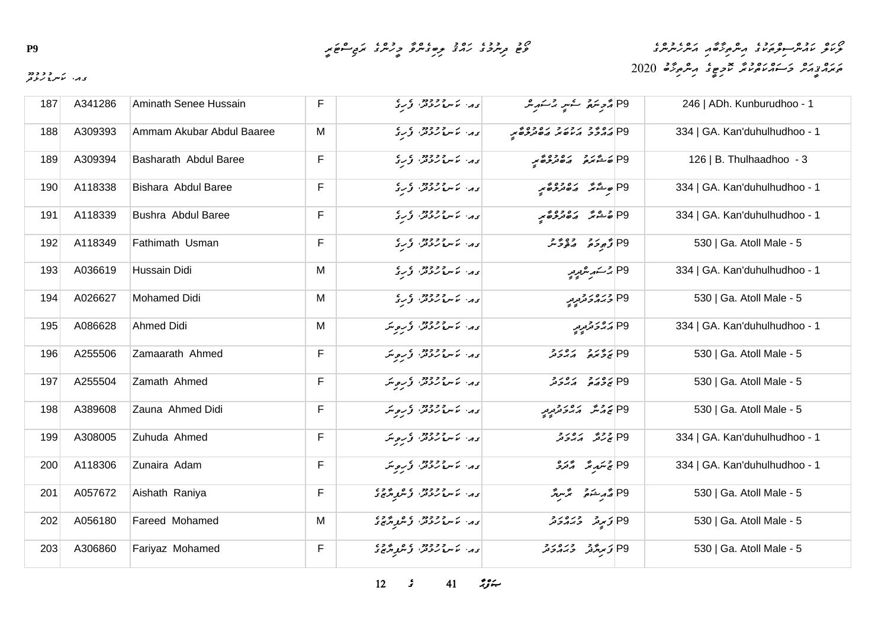| 187 | A341286 | Aminath Senee Hussain | F | ގއ. ކަނޑުހުޅުދޫ، ފެހިގެ | P9 އާމިނަތު ސެނީ ހުސައިން | 246 \| ADh. Kunburudhoo - 1 |
|---|---|---|---|---|---|---|
| 188 | A309393 | Ammam Akubar Abdul Baaree | M | ގއ. ކަނޑުހުޅުދޫ، ފެހިގެ | P9 އައްމާމް އަކުބަރު އަބްދުލްބާރީ | 334 \| GA. Kan'duhulhudhoo - 1 |
| 189 | A309394 | Basharath Abdul Baree | F | ގއ. ކަނޑުހުޅުދޫ، ފެހިގެ | P9 ބަޝާރަތު އަބްދުލްބާރީ | 126 \| B. Thulhaadhoo - 3 |
| 190 | A118338 | Bishara Abdul Baree | F | ގއ. ކަނޑުހުޅުދޫ، ފެހިގެ | P9 ބިޝާރާ އަބްދުލްބާރީ | 334 \| GA. Kan'duhulhudhoo - 1 |
| 191 | A118339 | Bushra Abdul Baree | F | ގއ. ކަނޑުހުޅުދޫ، ފެހިގެ | P9 ބުޝްރާ އަބްދުލްބާރީ | 334 \| GA. Kan'duhulhudhoo - 1 |
| 192 | A118349 | Fathimath Usman | F | ގއ. ކަނޑުހުޅުދޫ، ފެހިގެ | P9 ފާތިމަތު އުثްމާން | 530 \| Ga. Atoll Male - 5 |
| 193 | A036619 | Hussain Didi | M | ގއ. ކަނޑުހުޅުދޫ، ފެހިގެ | P9 ހުސައިންދީދީ | 334 \| GA. Kan'duhulhudhoo - 1 |
| 194 | A026627 | Mohamed Didi | M | ގއ. ކަނޑުހުޅުދޫ، ފެހިގެ | P9 މުޙައްމަދުދީދީ | 530 \| Ga. Atoll Male - 5 |
| 195 | A086628 | Ahmed Didi | M | ގއ. ކަނޑުހުޅުދޫ، ފެހިވިލާ | P9 އަޙްމަދުދީދީ | 334 \| GA. Kan'duhulhudhoo - 1 |
| 196 | A255506 | Zamaarath Ahmed | F | ގއ. ކަނޑުހުޅުދޫ، ފެހިވިލާ | P9 ޒަމާރަތު އަޙްމަދު | 530 \| Ga. Atoll Male - 5 |
| 197 | A255504 | Zamath Ahmed | F | ގއ. ކަނޑުހުޅުދޫ، ފެހިވިލާ | P9 ޒަމައަތު އަޙްމަދު | 530 \| Ga. Atoll Male - 5 |
| 198 | A389608 | Zauna Ahmed Didi | F | ގއ. ކަނޑުހުޅުދޫ، ފެހިވިލާ | P9 ޒައުނާ އަޙްމަދުދީދީ | 530 \| Ga. Atoll Male - 5 |
| 199 | A308005 | Zuhuda Ahmed | F | ގއ. ކަނޑުހުޅުދޫ، ފެހިވިލާ | P9 ޒުހުދާ އަޙްމަދު | 334 \| GA. Kan'duhulhudhoo - 1 |
| 200 | A118306 | Zunaira Adam | F | ގއ. ކަނޑުހުޅުދޫ، ފެހިވިލާ | P9 ޒުނައިރާ އާދަމް | 334 \| GA. Kan'duhulhudhoo - 1 |
| 201 | A057672 | Aishath Raniya | F | ގއ. ކަނޑުހުޅުދޫ، ފެންފިޔާޒުގެ | P9 އާއިޝަތު ރާނިޔާ | 530 \| Ga. Atoll Male - 5 |
| 202 | A056180 | Fareed Mohamed | M | ގއ. ކަނޑުހުޅުދޫ، ފެންފިޔާޒުގެ | P9 ފަރީދު މުޙައްމަދު | 530 \| Ga. Atoll Male - 5 |
| 203 | A306860 | Fariyaz Mohamed | F | ގއ. ކަނޑުހުޅުދޫ، ފެންފިޔާޒުގެ | P9 ފަރިޔާޒު މުޙައްމަދު | 530 \| Ga. Atoll Male - 5 |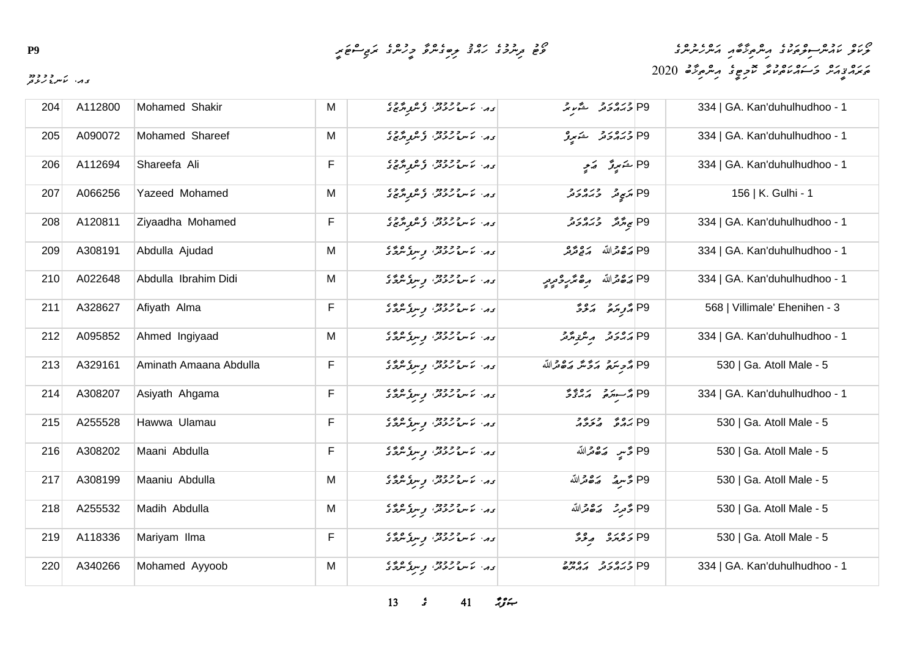| 204 | A112800 | Mohamed Shakir | M | ގއ. ކަނޑުހުޅުދޫ، ފެންގިރާގެ | P9 މުހައްމަދު ޝާކިރު | 334 \| GA. Kan'duhulhudhoo - 1 |
|---|---|---|---|---|---|---|
| 205 | A090072 | Mohamed Shareef | M | ގއ. ކަނޑުހުޅުދޫ، ފެންގިރާގެ | P9 މުހައްމަދު ޝަރީފު | 334 \| GA. Kan'duhulhudhoo - 1 |
| 206 | A112694 | Shareefa Ali | F | ގއ. ކަނޑުހުޅުދޫ، ފެންގިރާގެ | P9 ޝަރީފާ ޢަލީ | 334 \| GA. Kan'duhulhudhoo - 1 |
| 207 | A066256 | Yazeed Mohamed | M | ގއ. ކަނޑުހުޅުދޫ، ފެންގިރާގެ | P9 ޔަޒީދު މުހައްމަދު | 156 \| K. Gulhi - 1 |
| 208 | A120811 | Ziyaadha Mohamed | F | ގއ. ކަނޑުހުޅުދޫ، ފެންގިރާގެ | P9 ޒިޔާދާ މުހައްމަދު | 334 \| GA. Kan'duhulhudhoo - 1 |
| 209 | A308191 | Abdulla Ajudad | M | ގއ. ކަނޑުހުޅުދޫ، ވިނަވާރގެ | P9 އަބްދުاللہ އަޖުދާދު | 334 \| GA. Kan'duhulhudhoo - 1 |
| 210 | A022648 | Abdulla Ibrahim Didi | M | ގއ. ކަނޑުހުޅުދޫ، ވިނަވާރގެ | P9 އަބްދުالله އިބްރާހީމްދީދީ | 334 \| GA. Kan'duhulhudhoo - 1 |
| 211 | A328627 | Afiyath Alma | F | ގއ. ކަނޑުހުޅުދޫ، ވިނަވާރގެ | P9 އާފިޔަތު އަލްމާ | 568 \| Villimale' Ehenihen - 3 |
| 212 | A095852 | Ahmed Ingiyaad | M | ގއ. ކަނޑުހުޅުދޫ، ވިނަވާރގެ | P9 އަހްމަދު އިންގިޔާދު | 334 \| GA. Kan'duhulhudhoo - 1 |
| 213 | A329161 | Aminath Amaana Abdulla | F | ގއ. ކަނޑުހުޅުދޫ، ވިނަވާރގެ | P9 އާމިނަތު އަމާނާ އަބްދުالله | 530 \| Ga. Atoll Male - 5 |
| 214 | A308207 | Asiyath Ahgama | F | ގއ. ކަނޑުހުޅުދޫ، ވިނަވާރގެ | P9 އާސިޔަތު އަހްގަމާ | 334 \| GA. Kan'duhulhudhoo - 1 |
| 215 | A255528 | Hawwa Ulamau | F | ގއ. ކަނޑުހުޅުދޫ، ވިނަވާރގެ | P9 ހައްވާ އުލަމާއު | 530 \| Ga. Atoll Male - 5 |
| 216 | A308202 | Maani Abdulla | F | ގއ. ކަނޑުހުޅުދޫ، ވިނަވާރގެ | P9 މާނީ އަބްދުالله | 530 \| Ga. Atoll Male - 5 |
| 217 | A308199 | Maaniu Abdulla | M | ގއ. ކަނޑުހުޅުދޫ، ވިނަވާރގެ | P9 މާނިއު އަބްދުالله | 530 \| Ga. Atoll Male - 5 |
| 218 | A255532 | Madih Abdulla | M | ގއ. ކަނޑުހުޅުދޫ، ވިނަވާރގެ | P9 މާދިހު އަބްދުالله | 530 \| Ga. Atoll Male - 5 |
| 219 | A118336 | Mariyam Ilma | F | ގއ. ކަނޑުހުޅުދޫ، ވިނަވާރގެ | P9 މަރިޔަމް އިލްމާ | 530 \| Ga. Atoll Male - 5 |
| 220 | A340266 | Mohamed Ayyoob | M | ގއ. ކަނޑުހުޅުދޫ، ވިނަވާރގެ | P9 މުހައްމަދު އައްޔޫބު | 334 \| GA. Kan'duhulhudhoo - 1 |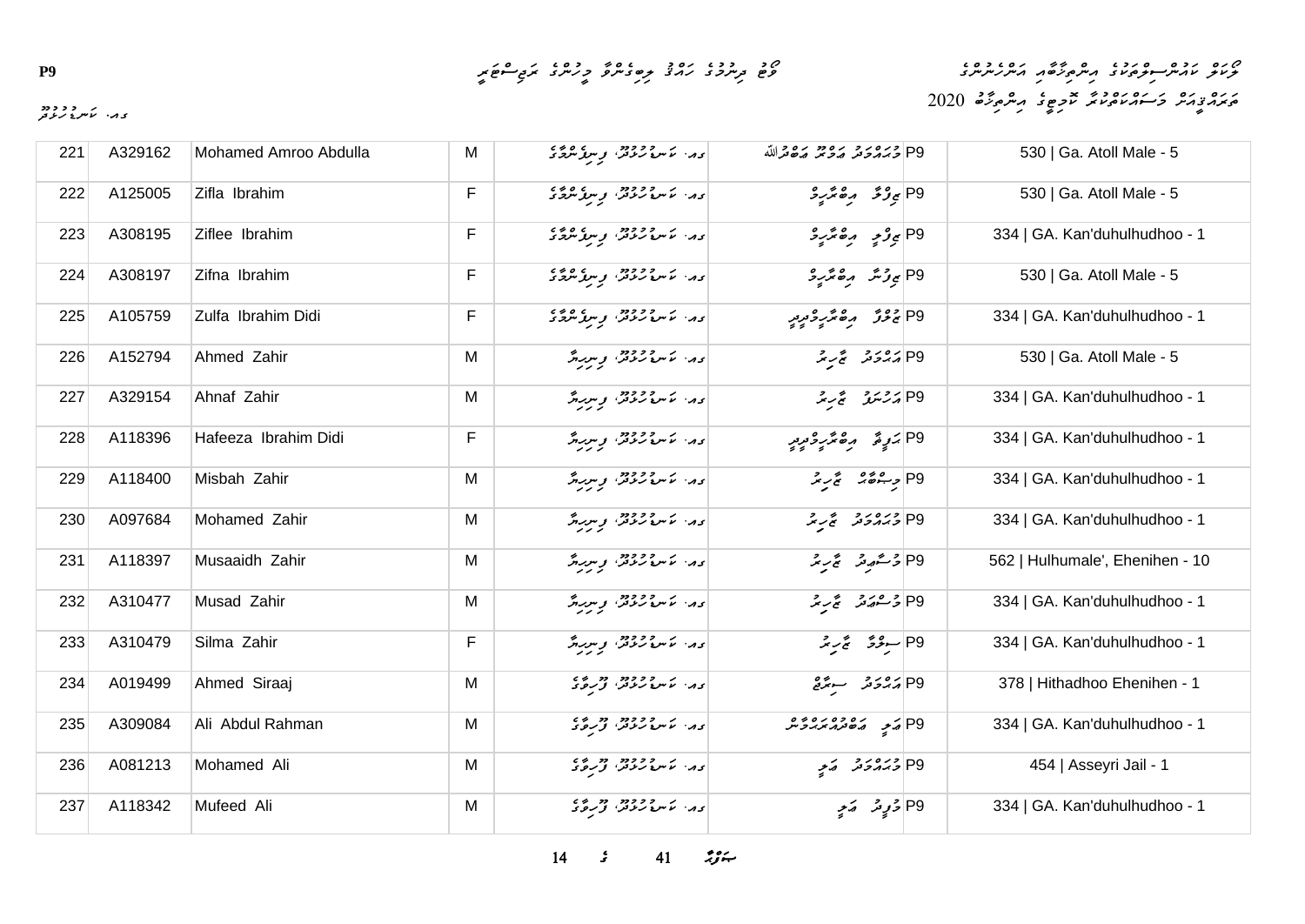| 221 | A329162 | Mohamed Amroo Abdulla | M | ގއ. ކަނޑުހުޅުދޫ، ވިނަވާނގޭ | P9 މުހައްމަދު އަމްރޫ އަބްދުﷲ | 530 \| Ga. Atoll Male - 5 |
|---|---|---|---|---|---|---|
| 222 | A125005 | Zifla Ibrahim | F | ގއ. ކަނޑުހުޅުދޫ، ވިނަވާނގޭ | P9 ޒިފްލާ އިބްރާހިމް | 530 \| Ga. Atoll Male - 5 |
| 223 | A308195 | Ziflee Ibrahim | F | ގއ. ކަނޑުހުޅުދޫ، ވިނަވާނގޭ | P9 ޒިފްލީ އިބްރާހިމް | 334 \| GA. Kan'duhulhudhoo - 1 |
| 224 | A308197 | Zifna Ibrahim | F | ގއ. ކަނޑުހުޅުދޫ، ވިނަވާނގޭ | P9 ޒިފްނާ އިބްރާހިމް | 530 \| Ga. Atoll Male - 5 |
| 225 | A105759 | Zulfa Ibrahim Didi | F | ގއ. ކަނޑުހުޅުދޫ، ވިނަވާނގޭ | P9 ޒުލްފާ އިބްރާހިމްދީދީ | 334 \| GA. Kan'duhulhudhoo - 1 |
| 226 | A152794 | Ahmed Zahir | M | ގއ. ކަނޑުހުޅުދޫ، ވިނިރިއާ | P9 އަހުމަދު ޒާހިރު | 530 \| Ga. Atoll Male - 5 |
| 227 | A329154 | Ahnaf Zahir | M | ގއ. ކަނޑުހުޅުދޫ، ވިނިރިއާ | P9 އަހްނަފް ޒާހިރު | 334 \| GA. Kan'duhulhudhoo - 1 |
| 228 | A118396 | Hafeeza Ibrahim Didi | F | ގއ. ކަނޑުހުޅުދޫ، ވިނިރިއާ | P9 ހަފީޒާ އިބްރާހިމްދީދީ | 334 \| GA. Kan'duhulhudhoo - 1 |
| 229 | A118400 | Misbah Zahir | M | ގއ. ކަނޑުހުޅުދޫ، ވިނިރިއާ | P9 މިސްބާހު ޒާހިރު | 334 \| GA. Kan'duhulhudhoo - 1 |
| 230 | A097684 | Mohamed Zahir | M | ގއ. ކަނޑުހުޅުދޫ، ވިނިރިއާ | P9 މުހައްމަދު ޒާހިރު | 334 \| GA. Kan'duhulhudhoo - 1 |
| 231 | A118397 | Musaaidh Zahir | M | ގއ. ކަނޑުހުޅުދޫ، ވިނިރިއާ | P9 މުސާއިދު ޒާހިރު | 562 \| Hulhumale', Ehenihen - 10 |
| 232 | A310477 | Musad Zahir | M | ގއ. ކަނޑުހުޅުދޫ، ވިނިރިއާ | P9 މުސްއަދު ޒާހިރު | 334 \| GA. Kan'duhulhudhoo - 1 |
| 233 | A310479 | Silma Zahir | F | ގއ. ކަނޑުހުޅުދޫ، ވިނިރިއާ | P9 ސިލްމާ ޒާހިރު | 334 \| GA. Kan'duhulhudhoo - 1 |
| 234 | A019499 | Ahmed Siraaj | M | ގއ. ކަނޑުހުޅުދޫ، ފުރިވާގެ | P9 އަހުމަދު ސިރާޖު | 378 \| Hithadhoo Ehenihen - 1 |
| 235 | A309084 | Ali Abdul Rahman | M | ގއ. ކަނޑުހުޅުދޫ، ފުރިވާގެ | P9 އަލި އަބްދުއްރަހްމާން | 334 \| GA. Kan'duhulhudhoo - 1 |
| 236 | A081213 | Mohamed Ali | M | ގއ. ކަނޑުހުޅުދޫ، ފުރިވާގެ | P9 މުހައްމަދު އަލި | 454 \| Asseyri Jail - 1 |
| 237 | A118342 | Mufeed Ali | M | ގއ. ކަނޑުހުޅުދޫ، ފުރިވާގެ | P9 މުފީދު އަލި | 334 \| GA. Kan'duhulhudhoo - 1 |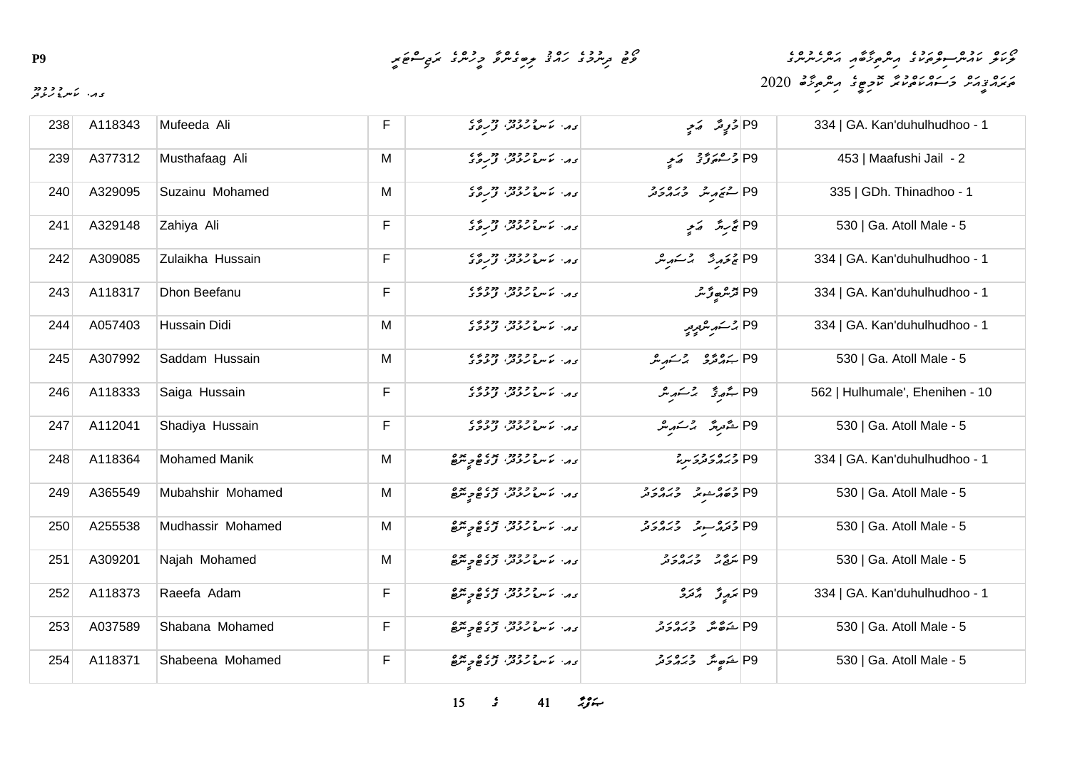| 238 | A118343 | Mufeeda Ali | F | ގއ.ކަނޑުހުޅުދޫ، ފުރިވާގެ | P9 މުފީދާ ޢަލީ | 334 \| GA. Kan'duhulhudhoo - 1 |
|---|---|---|---|---|---|---|
| 239 | A377312 | Musthafaag Ali | M | ގއ. ކަނޑުހުޅުދޫ، ފުރިވާގެ | P9 މުސްތަފާގު ޢަލީ | 453 \| Maafushi Jail - 2 |
| 240 | A329095 | Suzainu Mohamed | M | ގއ. ކަނޑުހުޅުދޫ، ފުރިވާގެ | P9 ސުޒައިނު މުހައްމަދު | 335 \| GDh. Thinadhoo - 1 |
| 241 | A329148 | Zahiya Ali | F | ގއ. ކަނޑުހުޅުދޫ، ފުރިވާގެ | P9 ޒާހިޔާ ޢަލީ | 530 \| Ga. Atoll Male - 5 |
| 242 | A309085 | Zulaikha Hussain | F | ގއ. ކަނޑުހުޅުދޫ، ފުރިވާގެ | P9 ޒުލައިޚާ ހުސައިން | 334 \| GA. Kan'duhulhudhoo - 1 |
| 243 | A118317 | Dhon Beefanu | F | ގއ. ކަނޑުހުޅުދޫ، ފުލުމާގެ | P9 ދޮންބީފާނު | 334 \| GA. Kan'duhulhudhoo - 1 |
| 244 | A057403 | Hussain Didi | M | ގއ. ކަނޑުހުޅުދޫ، ފުލުމާގެ | P9 ހުސައިންދީދީ | 334 \| GA. Kan'duhulhudhoo - 1 |
| 245 | A307992 | Saddam Hussain | M | ގއ. ކަނޑުހުޅުދޫ، ފުލުމާގެ | P9 ސައްދާމް ހުސައިން | 530 \| Ga. Atoll Male - 5 |
| 246 | A118333 | Saiga Hussain | F | ގއ. ކަނޑުހުޅުދޫ، ފުލުމާގެ | P9 ސާއިގާ ހުސައިން | 562 \| Hulhumale', Ehenihen - 10 |
| 247 | A112041 | Shadiya Hussain | F | ގއ. ކަނޑުހުޅުދޫ، ފުލުމާގެ | P9 ޝާދިޔާ ހުސައިން | 530 \| Ga. Atoll Male - 5 |
| 248 | A118364 | Mohamed Manik | M | ގއ. ކަނޑުހުޅުދޫ، ފޮނިތޮޅިއަރޒް | P9 މުހައްމަދުމަނިކު | 334 \| GA. Kan'duhulhudhoo - 1 |
| 249 | A365549 | Mubahshir Mohamed | M | ގއ. ކަނޑުހުޅުދޫ، ފޮނިތޮޅިއަރޒް | P9 މުބައްޝިރު މުހައްމަދު | 530 \| Ga. Atoll Male - 5 |
| 250 | A255538 | Mudhassir Mohamed | M | ގއ. ކަނޑުހުޅުދޫ، ފޮނިތޮޅިއަރޒް | P9 މުދައްސިރު މުހައްމަދު | 530 \| Ga. Atoll Male - 5 |
| 251 | A309201 | Najah Mohamed | M | ގއ. ކަނޑުހުޅުދޫ، ފޮނިތޮޅިއަރޒް | P9 ނަޖާހް މުހައްމަދު | 530 \| Ga. Atoll Male - 5 |
| 252 | A118373 | Raeefa Adam | F | ގއ. ކަނޑުހުޅުދޫ، ފޮނިތޮޅިއަރޒް | P9 ރައީފާ އާދަމް | 334 \| GA. Kan'duhulhudhoo - 1 |
| 253 | A037589 | Shabana Mohamed | F | ގއ. ކަނޑުހުޅުދޫ، ފޮނިތޮޅިއަރޒް | P9 ޝަބާނާ މުހައްމަދު | 530 \| Ga. Atoll Male - 5 |
| 254 | A118371 | Shabeena Mohamed | F | ގއ. ކަނޑުހުޅުދޫ، ފޮނިތޮޅިއަރޒް | P9 ޝަބީނާ މުހައްމަދު | 530 \| Ga. Atoll Male - 5 |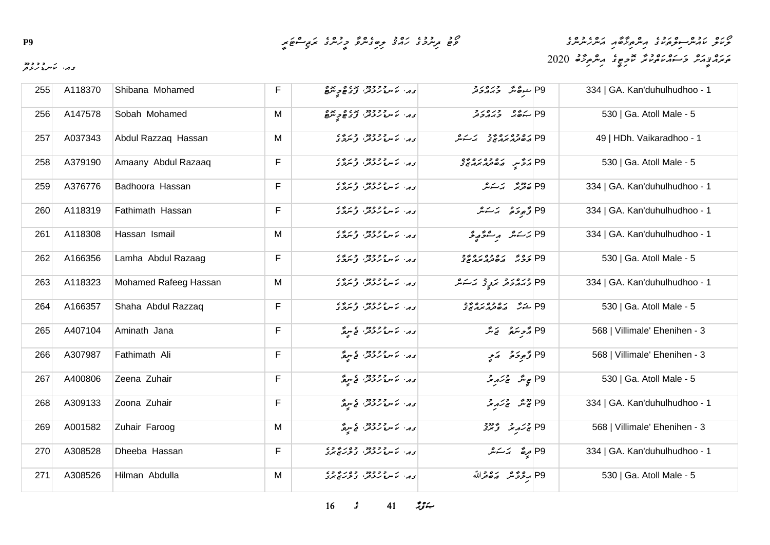| 255 | A118370 | Shibana Mohamed | F | ގއ.ކަނޑުހުޅުދޫ، ފްލޯޓުވިންޑް | P9 ޝިބާނާ މުހައްމަދު | 334 \| GA. Kan'duhulhudhoo - 1 |
|---|---|---|---|---|---|---|
| 256 | A147578 | Sobah Mohamed | M | ގއ. ކަނޑުހުޅުދޫ، ފްލޯޓުވިންޑް | P9 ސަބާހް މުހައްމަދު | 530 \| Ga. Atoll Male - 5 |
| 257 | A037343 | Abdul Razzaq Hassan | M | ގއ. ކަނޑުހުޅުދޫ، ފެންމާގެ | P9 އަބްދުއްރައްޒާޤު ހަސަން | 49 \| HDh. Vaikaradhoo - 1 |
| 258 | A379190 | Amaany Abdul Razaaq | F | ގއ. ކަނޑުހުޅުދޫ، ފެންމާގެ | P9 އަމާނީ އަބްދުއްރައްޒާޤު | 530 \| Ga. Atoll Male - 5 |
| 259 | A376776 | Badhoora Hassan | F | ގއ. ކަނޑުހުޅުދޫ، ފެންމާގެ | P9 ބަދޫރާ ހަސަން | 334 \| GA. Kan'duhulhudhoo - 1 |
| 260 | A118319 | Fathimath Hassan | F | ގއ. ކަނޑުހުޅުދޫ، ފެންމާގެ | P9 ފާތިމަތު ހަސަން | 334 \| GA. Kan'duhulhudhoo - 1 |
| 261 | A118308 | Hassan Ismail | M | ގއ. ކަނޑުހުޅުދޫ، ފެންމާގެ | P9 ހަސަން އިސްމާއީލް | 334 \| GA. Kan'duhulhudhoo - 1 |
| 262 | A166356 | Lamha Abdul Razaag | F | ގއ. ކަނޑުހުޅުދޫ، ފެންމާގެ | P9 ލަމްހާ އަބްދުއްރައްޒާޤު | 530 \| Ga. Atoll Male - 5 |
| 263 | A118323 | Mohamed Rafeeg Hassan | M | ގއ. ކަނޑުހުޅުދޫ، ފެންމާގެ | P9 މުހައްމަދު ރަފީޤު ހަސަން | 334 \| GA. Kan'duhulhudhoo - 1 |
| 264 | A166357 | Shaha Abdul Razzaq | F | ގއ. ކަނޑުހުޅުދޫ، ފެންމާގެ | P9 ޝަހާ އަބްދުއްރައްޒާޤު | 530 \| Ga. Atoll Male - 5 |
| 265 | A407104 | Aminath Jana | F | ގއ. ކަނޑުހުޅުދޫ، ޖެނީވާ | P9 އާމިނަތު ޖަނާ | 568 \| Villimale' Ehenihen - 3 |
| 266 | A307987 | Fathimath Ali | F | ގއ. ކަނޑުހުޅުދޫ، ޖެނީވާ | P9 ފާތިމަތު ޢަލީ | 568 \| Villimale' Ehenihen - 3 |
| 267 | A400806 | Zeena Zuhair | F | ގއ. ކަނޑުހުޅުދޫ، ޖެނީވާ | P9 ޒީނާ ޒުހައިރު | 530 \| Ga. Atoll Male - 5 |
| 268 | A309133 | Zoona Zuhair | F | ގއ. ކަނޑުހުޅުދޫ، ޖެނީވާ | P9 ޒޫނާ ޒުހައިރު | 334 \| GA. Kan'duhulhudhoo - 1 |
| 269 | A001582 | Zuhair Faroog | M | ގއ. ކަނޑުހުޅުދޫ، ޖެނީވާ | P9 ޒުހައިރު ފާރޫޤު | 568 \| Villimale' Ehenihen - 3 |
| 270 | A308528 | Dheeba Hassan | F | ގއ. ކަނޑުހުޅުދޫ، މުލިނބަރު | P9 ދީބާ ހަސަން | 334 \| GA. Kan'duhulhudhoo - 1 |
| 271 | A308526 | Hilman Abdulla | M | ގއ. ކަނޑުހުޅުދޫ، މުލިނބަރު | P9 ހިލްމާން އަބްދުﷲ | 530 \| Ga. Atoll Male - 5 |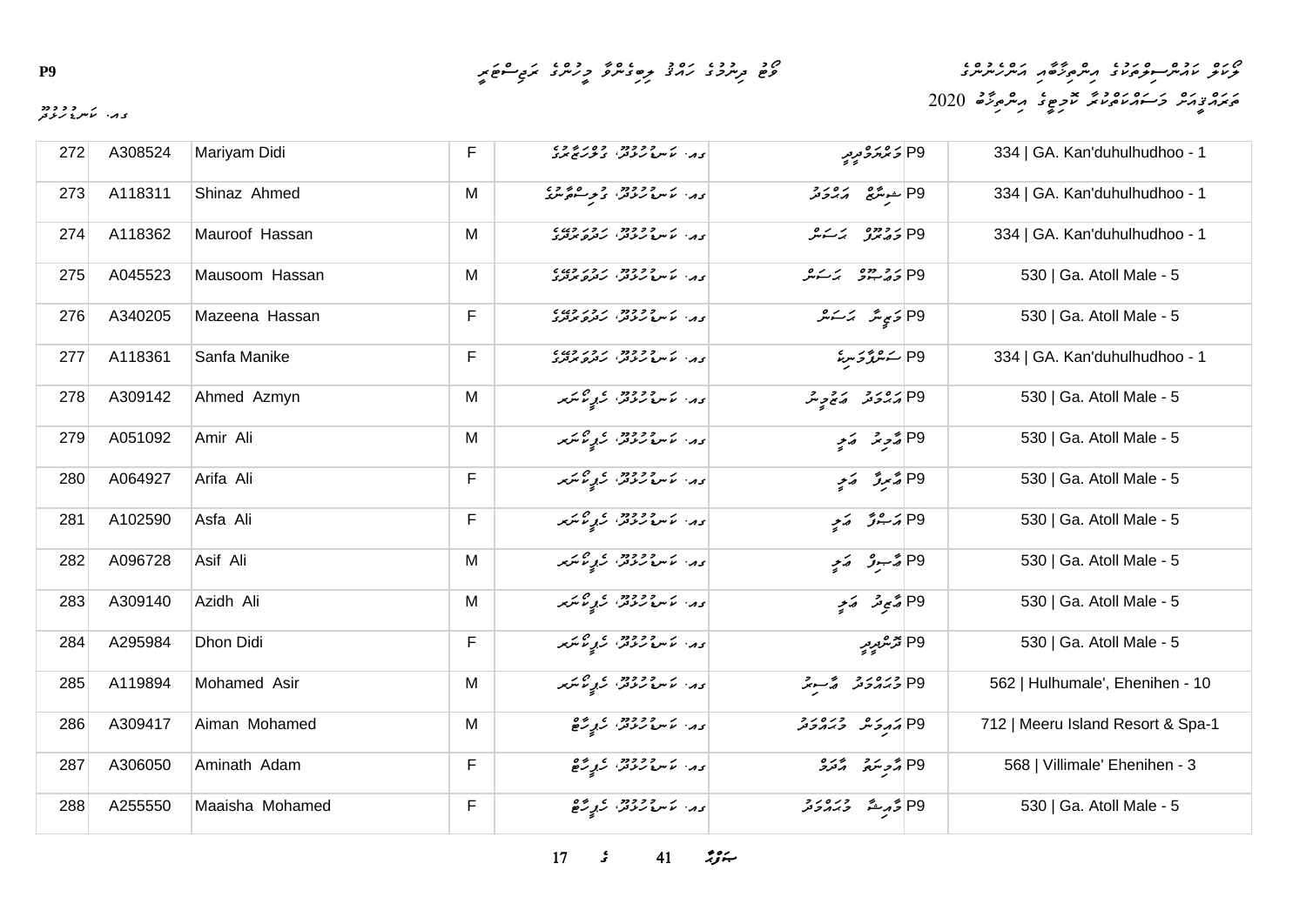| 272 | A308524 | Mariyam Didi | F | ގއ. ކަނޑުހުޅުދޫ، ގުލްޒާރުގެ | P9 ވަރިޔަމްދީދީ | 334 \| GA. Kan'duhulhudhoo - 1 |
|---|---|---|---|---|---|---|
| 273 | A118311 | Shinaz Ahmed | M | ގއ. ކަނޑުހުޅުދޫ، ގުލިސްތާނުގެ | P9 ޝިނާޒް އަޙްމަދު | 334 \| GA. Kan'duhulhudhoo - 1 |
| 274 | A118362 | Mauroof Hassan | M | ގއ. ކަނޑުހުޅުދޫ، ހަދަރުމަތީގެ | P9 މައުރޫފް ހަސަން | 334 \| GA. Kan'duhulhudhoo - 1 |
| 275 | A045523 | Mausoom Hassan | M | ގއ. ކަނޑުހުޅުދޫ، ހަދަރުމަތީގެ | P9 މައުޞޫމް ހަސަން | 530 \| Ga. Atoll Male - 5 |
| 276 | A340205 | Mazeena Hassan | F | ގއ. ކަނޑުހުޅުދޫ، ހަދަރުމަތީގެ | P9 މަޒީނާ ހަސަން | 530 \| Ga. Atoll Male - 5 |
| 277 | A118361 | Sanfa Manike | F | ގއ. ކަނޑުހުޅުދޫ، ހަދަރުމަތީގެ | P9 ސަންފާމަނިކެ | 334 \| GA. Kan'duhulhudhoo - 1 |
| 278 | A309142 | Ahmed Azmyn | M | ގއ. ކަނޑުހުޅުދޫ، ހުވީނާނެރު | P9 އަޙްމަދު އަޒްމީން | 530 \| Ga. Atoll Male - 5 |
| 279 | A051092 | Amir Ali | M | ގއ. ކަނޑުހުޅުދޫ، ހުވީނާނެރު | P9 އާމިރު އަލި | 530 \| Ga. Atoll Male - 5 |
| 280 | A064927 | Arifa Ali | F | ގއ. ކަނޑުހުޅުދޫ، ހުވީނާނެރު | P9 އާރިފާ އަލި | 530 \| Ga. Atoll Male - 5 |
| 281 | A102590 | Asfa Ali | F | ގއ. ކަނޑުހުޅުދޫ، ހުވީނާނެރު | P9 އަސްފާ އަލި | 530 \| Ga. Atoll Male - 5 |
| 282 | A096728 | Asif Ali | M | ގއ. ކަނޑުހުޅުދޫ، ހުވީނާނެރު | P9 އާސިފް އަލި | 530 \| Ga. Atoll Male - 5 |
| 283 | A309140 | Azidh Ali | M | ގއ. ކަނޑުހުޅުދޫ، ހުވީނާނެރު | P9 އާޒިދު އަލި | 530 \| Ga. Atoll Male - 5 |
| 284 | A295984 | Dhon Didi | F | ގއ. ކަނޑުހުޅުދޫ، ހުވީނާނެރު | P9 ދޮންދީދީ | 530 \| Ga. Atoll Male - 5 |
| 285 | A119894 | Mohamed Asir | M | ގއ. ކަނޑުހުޅުދޫ، ހުވީނާނެރު | P9 މުޙައްމަދު އާސިރު | 562 \| Hulhumale', Ehenihen - 10 |
| 286 | A309417 | Aiman Mohamed | M | ގއ. ކަނޑުހުޅުދޫ، ހުވަދޫ | P9 އައިމަން މުޙައްމަދު | 712 \| Meeru Island Resort & Spa-1 |
| 287 | A306050 | Aminath Adam | F | ގއ. ކަނޑުހުޅުދޫ، ހުވަދޫ | P9 އާމިނަތު އާދަމް | 568 \| Villimale' Ehenihen - 3 |
| 288 | A255550 | Maaisha Mohamed | F | ގއ. ކަނޑުހުޅުދޫ، ހުވަދޫ | P9 މާއިޝާ މުޙައްމަދު | 530 \| Ga. Atoll Male - 5 |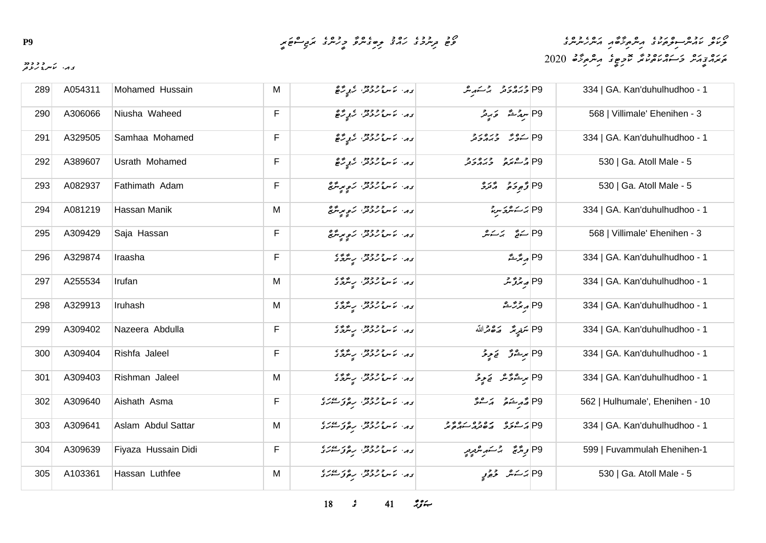| 289 | A054311 | Mohamed Hussain | M | ގއ. ކަނޑުހުލުދޫ، ހެވިހާޒު | P9  މުހައްމަދު ހުސައިން | 334 \| GA. Kan'duhulhudhoo - 1 |
|---|---|---|---|---|---|---|
| 290 | A306066 | Niusha Waheed | F | ގއ. ކަނޑުހުލުދޫ، ހެވިހާޒު | P9 ނިޢުޝާ ވަހީދު | 568 \| Villimale' Ehenihen - 3 |
| 291 | A329505 | Samhaa Mohamed | F | ގއ. ކަނޑުހުލުދޫ، ހެވިހާޒު | P9 ސަމްހާ މުހައްމަދު | 334 \| GA. Kan'duhulhudhoo - 1 |
| 292 | A389607 | Usrath Mohamed | F | ގއ. ކަނޑުހުލުދޫ، ހެވިހާޒު | P9 އުސްރަތު މުހައްމަދު | 530 \| Ga. Atoll Male - 5 |
| 293 | A082937 | Fathimath Adam | F | ގއ. ކަނޑުހުލުދޫ، ހަވީރީނާޒް | P9 ފާތިމަތު އާދަމް | 530 \| Ga. Atoll Male - 5 |
| 294 | A081219 | Hassan Manik | M | ގއ. ކަނޑުހުލުދޫ، ހަވީރީނާޒް | P9 ހަސަންމަނިކު | 334 \| GA. Kan'duhulhudhoo - 1 |
| 295 | A309429 | Saja Hassan | F | ގއ. ކަނޑުހުލުދޫ، ހަވީރީނާޒް | P9 ސަޖާ ހަސަން | 568 \| Villimale' Ehenihen - 3 |
| 296 | A329874 | Iraasha | F | ގއ. ކަނޑުހުލުދޫ، ހިނގާގެ | P9 އިރާޝާ | 334 \| GA. Kan'duhulhudhoo - 1 |
| 297 | A255534 | Irufan | M | ގއ. ކަނޑުހުލުދޫ، ހިނގާގެ | P9 އިރުފާން | 334 \| GA. Kan'duhulhudhoo - 1 |
| 298 | A329913 | Iruhash | M | ގއ. ކަނޑުހުލުދޫ، ހިނގާގެ | P9 އިރުހާޝް | 334 \| GA. Kan'duhulhudhoo - 1 |
| 299 | A309402 | Nazeera Abdulla | F | ގއ. ކަނޑުހުލުދޫ، ހިނގާގެ | P9 ނަޒީރާ އަބްދުﷲ | 334 \| GA. Kan'duhulhudhoo - 1 |
| 300 | A309404 | Rishfa Jaleel | F | ގއ. ކަނޑުހުލުދޫ، ހިނގާގެ | P9 ރިޝްފާ ޖަލީލް | 334 \| GA. Kan'duhulhudhoo - 1 |
| 301 | A309403 | Rishman Jaleel | M | ގއ. ކަނޑުހުލުދޫ، ހިނގާގެ | P9 ރިޝްމާން ޖަލީލް | 334 \| GA. Kan'duhulhudhoo - 1 |
| 302 | A309640 | Aishath Asma | F | ގއ. ކަނޑުހުލުދޫ، ހިތަފަސްގެ | P9 އާއިޝަތު އަސްމާ | 562 \| Hulhumale', Ehenihen - 10 |
| 303 | A309641 | Aslam Abdul Sattar | M | ގއ. ކަނޑުހުލުދޫ، ހިތަފަސްގެ | P9 އަސްލަމް އަބްދުލްސައްތާރު | 334 \| GA. Kan'duhulhudhoo - 1 |
| 304 | A309639 | Fiyaza Hussain Didi | F | ގއ. ކަނޑުހުލުދޫ، ހިތަފަސްގެ | P9 ފިޔާޒާ ހުސައިންދީދީ | 599 \| Fuvammulah Ehenihen-1 |
| 305 | A103361 | Hassan Luthfee | M | ގއ. ކަނޑުހުލުދޫ، ހިތަފަސްގެ | P9 ހަސަން ލުތުފީ | 530 \| Ga. Atoll Male - 5 |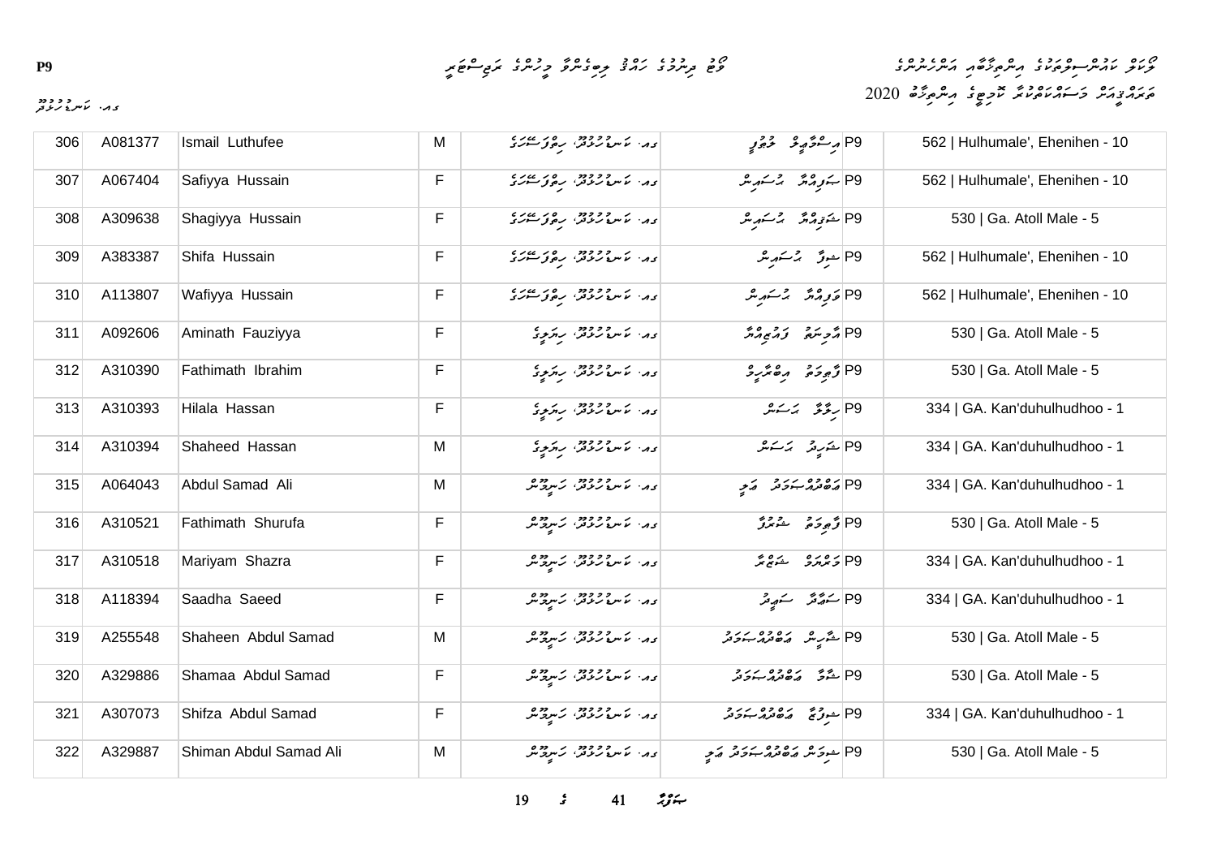| 306 | A081377 | Ismail Luthufee | M | ގއ. ކަނޑުހުޅުދޫ، ހިތުފަސްގަނޑު | P9 މިސްމާއިލް ލުތުފީ | 562 \| Hulhumale', Ehenihen - 10 |
|---|---|---|---|---|---|---|
| 307 | A067404 | Safiyya Hussain | F | ގއ. ކަނޑުހުޅުދޫ، ހިތުފަސްގަނޑު | P9 ޞަފިއްޔާ ހުސައިން | 562 \| Hulhumale', Ehenihen - 10 |
| 308 | A309638 | Shagiyya Hussain | F | ގއ. ކަނޑުހުޅުދޫ، ހިތުފަސްގަނޑު | P9 ޝަޤިއްޔާ ހުސައިން | 530 \| Ga. Atoll Male - 5 |
| 309 | A383387 | Shifa Hussain | F | ގއ. ކަނޑުހުޅުދޫ، ހިތުފަސްގަނޑު | P9 ޝިފާ ހުސައިން | 562 \| Hulhumale', Ehenihen - 10 |
| 310 | A113807 | Wafiyya Hussain | F | ގއ. ކަނޑުހުޅުދޫ، ހިތުފަސްގަނޑު | P9 ވަފިއްޔާ ހުސައިން | 562 \| Hulhumale', Ehenihen - 10 |
| 311 | A092606 | Aminath Fauziyya | F | ގއ. ކަނޑުހުޅުދޫ، ހިރަފުށި | P9 އާމިނަތު ފައުޒިއްޔާ | 530 \| Ga. Atoll Male - 5 |
| 312 | A310390 | Fathimath Ibrahim | F | ގއ. ކަނޑުހުޅުދޫ، ހިރަފުށި | P9 ފާތިމަތު އިބްރާހީމް | 530 \| Ga. Atoll Male - 5 |
| 313 | A310393 | Hilala Hassan | F | ގއ. ކަނޑުހުޅުދޫ، ހިރަފުށި | P9 ހިލާލާ ހަސަން | 334 \| GA. Kan'duhulhudhoo - 1 |
| 314 | A310394 | Shaheed Hassan | M | ގއ. ކަނޑުހުޅުދޫ، ހިރަފުށި | P9 ޝަހީދު ހަސަން | 334 \| GA. Kan'duhulhudhoo - 1 |
| 315 | A064043 | Abdul Samad Ali | M | ގއ. ކަނޑުހުޅުދޫ، ހަނދުވަރު | P9 އަބްދުއްޞަމަދު ޢަލީ | 334 \| GA. Kan'duhulhudhoo - 1 |
| 316 | A310521 | Fathimath Shurufa | F | ގއ. ކަނޑުހުޅުދޫ، ހަނދުވަރު | P9 ފާތިމަތު ޝުރުފާ | 530 \| Ga. Atoll Male - 5 |
| 317 | A310518 | Mariyam Shazra | F | ގއ. ކަނޑުހުޅުދޫ، ހަނދުވަރު | P9 މަރިޔަމް ޝަޒްރާ | 334 \| GA. Kan'duhulhudhoo - 1 |
| 318 | A118394 | Saadha Saeed | F | ގއ. ކަނޑުހުޅުދޫ، ހަނދުވަރު | P9 ސަޢާދާ ސަޢީދު | 334 \| GA. Kan'duhulhudhoo - 1 |
| 319 | A255548 | Shaheen Abdul Samad | M | ގއ. ކަނޑުހުޅުދޫ، ހަނދުވަރު | P9 ޝާހީން އަބްދުއްޞަމަދު | 530 \| Ga. Atoll Male - 5 |
| 320 | A329886 | Shamaa Abdul Samad | F | ގއ. ކަނޑުހުޅުދޫ، ހަނދުވަރު | P9 ޝަމާ އަބްދުއްޞަމަދު | 530 \| Ga. Atoll Male - 5 |
| 321 | A307073 | Shifza Abdul Samad | F | ގއ. ކަނޑުހުޅުދޫ، ހަނދުވަރު | P9 ޝިފްޒާ އަބްދުއްޞަމަދު | 334 \| GA. Kan'duhulhudhoo - 1 |
| 322 | A329887 | Shiman Abdul Samad Ali | M | ގއ. ކަނޑުހުޅުދޫ، ހަނދުވަރު | P9 ޝިމަން އަބްދުއްޞަމަދު ޢަލީ | 530 \| Ga. Atoll Male - 5 |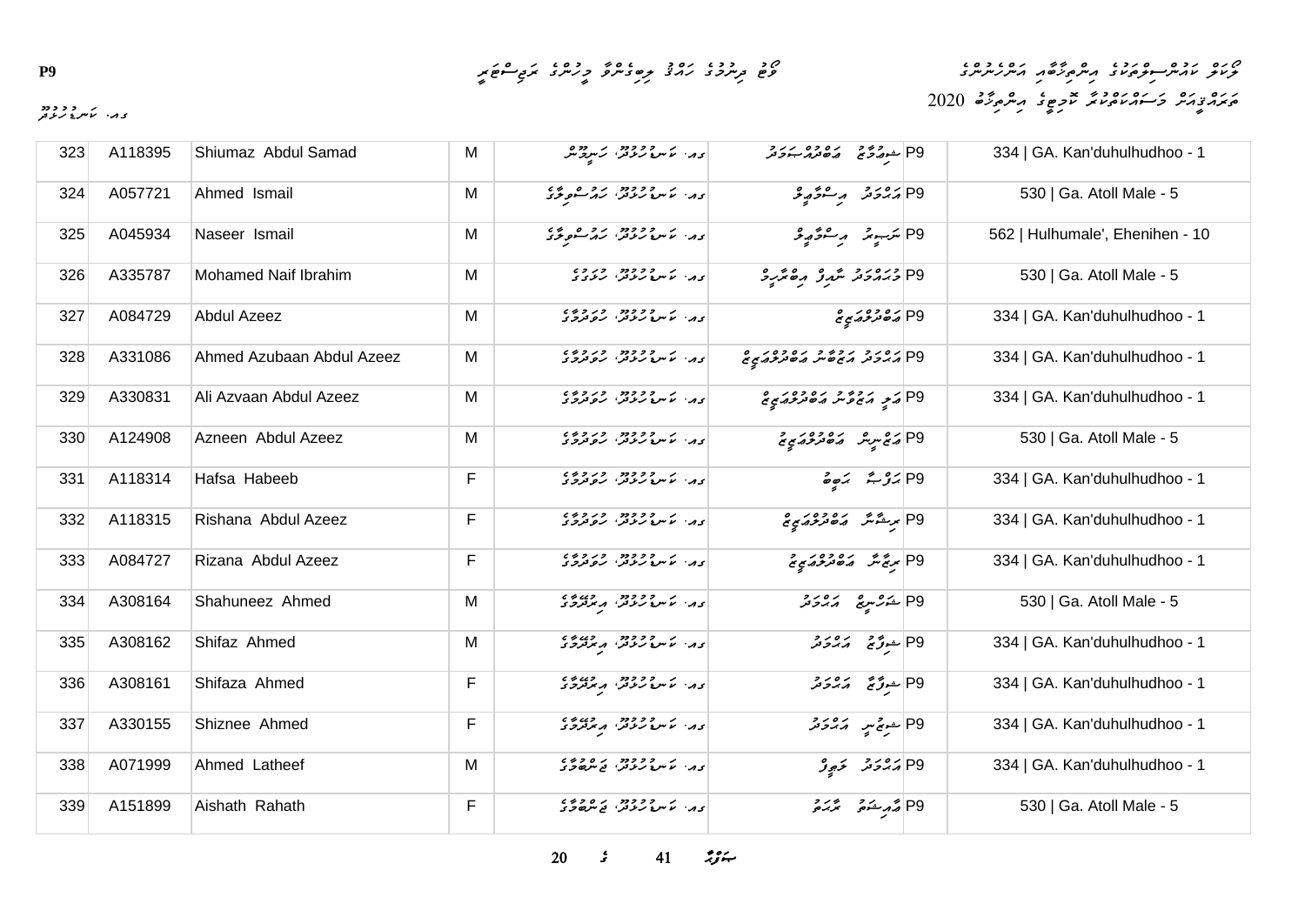| 323 | A118395 | Shiumaz Abdul Samad | M | ގއ. ކަނޑުހުޅުދޫ، ހަނިފާން | P9 ޝިއުމާޒް ޢަބްދުލްސަމަދު | 334 \| GA. Kan'duhulhudhoo - 1 |
|---|---|---|---|---|---|---|
| 324 | A057721 | Ahmed Ismail | M | ގއ. ކަނޑުހުޅުދޫ، ހައްސޮލިލާގެ | P9 އަހުމަދު އިސްމާޢީލް | 530 \| Ga. Atoll Male - 5 |
| 325 | A045934 | Naseer Ismail | M | ގއ. ކަނޑުހުޅުދޫ، ހައްސޮލިލާގެ | P9 ނަސީރު އިސްމާޢީލް | 562 \| Hulhumale', Ehenihen - 10 |
| 326 | A335787 | Mohamed Naif Ibrahim | M | ގއ. ކަނޑުހުޅުދޫ، ހުވަދުގެ | P9 މުޙައްމަދު ނާއިފު އިބްރާހީމް | 530 \| Ga. Atoll Male - 5 |
| 327 | A084729 | Abdul Azeez | M | ގއ. ކަނޑުހުޅުދޫ، ހުވަދުމާގެ | P9 އަބްދުލްޢަޒީޒް | 334 \| GA. Kan'duhulhudhoo - 1 |
| 328 | A331086 | Ahmed Azubaan Abdul Azeez | M | ގއ. ކަނޑުހުޅުދޫ، ހުވަދުމާގެ | P9 އަހުމަދު އަޒުބާން އަބްދުލްޢަޒީޒް | 334 \| GA. Kan'duhulhudhoo - 1 |
| 329 | A330831 | Ali Azvaan Abdul Azeez | M | ގއ. ކަނޑުހުޅުދޫ، ހުވަދުމާގެ | P9 އަލި އަޒްވާން އަބްދުލްޢަޒީޒް | 334 \| GA. Kan'duhulhudhoo - 1 |
| 330 | A124908 | Azneen Abdul Azeez | M | ގއ. ކަނޑުހުޅުދޫ، ހުވަދުމާގެ | P9 އަޒްނީން އަބްދުލްޢަޒީޒް | 530 \| Ga. Atoll Male - 5 |
| 331 | A118314 | Hafsa Habeeb | F | ގއ. ކަނޑުހުޅުދޫ، ހުވަދުމާގެ | P9 ހަފްސާ ހަބީބް | 334 \| GA. Kan'duhulhudhoo - 1 |
| 332 | A118315 | Rishana Abdul Azeez | F | ގއ. ކަނޑުހުޅުދޫ، ހުވަދުމާގެ | P9 ރިޝާނާ އަބްދުލްޢަޒީޒް | 334 \| GA. Kan'duhulhudhoo - 1 |
| 333 | A084727 | Rizana Abdul Azeez | F | ގއ. ކަނޑުހުޅުދޫ، ހުވަދުމާގެ | P9 ރިޒާނާ އަބްދުލްޢަޒީޒް | 334 \| GA. Kan'duhulhudhoo - 1 |
| 334 | A308164 | Shahuneez Ahmed | M | ގއ. ކަނޑުހުޅުދޫ، އިރުދޭގެ | P9 ޝަހުނީޒް އަހުމަދު | 530 \| Ga. Atoll Male - 5 |
| 335 | A308162 | Shifaz Ahmed | M | ގއ. ކަނޑުހުޅުދޫ، އިރުދޭގެ | P9 ޝިފާޒް އަހުމަދު | 334 \| GA. Kan'duhulhudhoo - 1 |
| 336 | A308161 | Shifaza Ahmed | F | ގއ. ކަނޑުހުޅުދޫ، އިރުދޭގެ | P9 ޝިފާޒާ އަހުމަދު | 334 \| GA. Kan'duhulhudhoo - 1 |
| 337 | A330155 | Shiznee Ahmed | F | ގއ. ކަނޑުހުޅުދޫ، އިރުދޭގެ | P9 ޝިޒްނީ އަހުމަދު | 334 \| GA. Kan'duhulhudhoo - 1 |
| 338 | A071999 | Ahmed Latheef | M | ގއ. ކަނޑުހުޅުދޫ، ޖަންބުގެ | P9 އަހުމަދު ލަތީފް | 334 \| GA. Kan'duhulhudhoo - 1 |
| 339 | A151899 | Aishath Rahath | F | ގއ. ކަނޑުހުޅުދޫ، ޖަންބުގެ | P9 އާއިޝަތު ރާހަތު | 530 \| Ga. Atoll Male - 5 |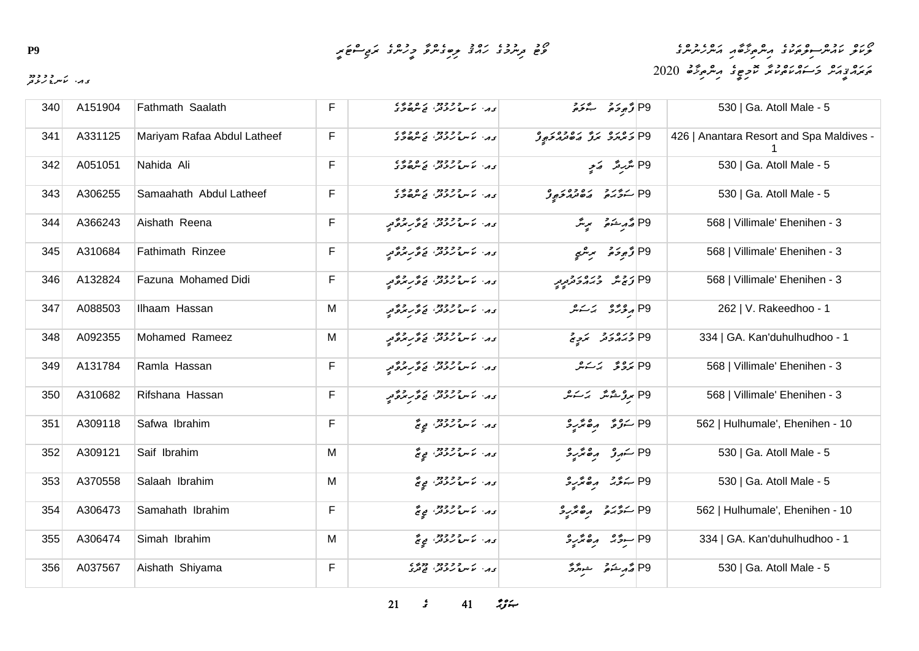| 340 | A151904 | Fathmath Saalath | F | ގއ. ކަނޑުހުލުދޫ، ޖަންބުމާގެ | P9 ފާތިމަތު ސާލަތު | 530 \| Ga. Atoll Male - 5 |
|---|---|---|---|---|---|---|
| 341 | A331125 | Mariyam Rafaa Abdul Latheef | F | ގއ. ކަނޑުހުލުދޫ، ޖަންބުމާގެ | P9 މަރިޔަމް ރަފާ އަބްދުއްލަތީފް | 426 \| Anantara Resort and Spa Maldives - 1 |
| 342 | A051051 | Nahida Ali | F | ގއ. ކަނޑުހުލުދޫ، ޖަންބުމާގެ | P9 ނާހިދާ ޢަލީ | 530 \| Ga. Atoll Male - 5 |
| 343 | A306255 | Samaahath Abdul Latheef | F | ގއ. ކަނޑުހުލުދޫ، ޖަންބުމާގެ | P9 ސަމާހަތު އަބްދުއްލަތީފް | 530 \| Ga. Atoll Male - 5 |
| 344 | A366243 | Aishath Reena | F | ގއ. ކަނޑުހުލުދޫ، ޖަވާހިރުމާޅި | P9 އާއިޝަތު ރީނާ | 568 \| Villimale' Ehenihen - 3 |
| 345 | A310684 | Fathimath Rinzee | F | ގއ. ކަނޑުހުލުދޫ، ޖަވާހިރުމާޅި | P9 ފާތިމަތު ރިންޒީ | 568 \| Villimale' Ehenihen - 3 |
| 346 | A132824 | Fazuna Mohamed Didi | F | ގއ. ކަނޑުހުލުދޫ، ޖަވާހިރުމާޅި | P9 ފަޒުނާ މުޙައްމަދުދީދީ | 568 \| Villimale' Ehenihen - 3 |
| 347 | A088503 | Ilhaam Hassan | M | ގއ. ކަނޑުހުލުދޫ، ޖަވާހިރުމާޅި | P9 އިލްހާމް ހަސަން | 262 \| V. Rakeedhoo - 1 |
| 348 | A092355 | Mohamed Rameez | M | ގއ. ކަނޑުހުލުދޫ، ޖަވާހިރުމާޅި | P9 މުޙައްމަދު ރަމީޒް | 334 \| GA. Kan'duhulhudhoo - 1 |
| 349 | A131784 | Ramla Hassan | F | ގއ. ކަނޑުހުލުދޫ، ޖަވާހިރުމާޅި | P9 ރަމްލާ ހަސަން | 568 \| Villimale' Ehenihen - 3 |
| 350 | A310682 | Rifshana Hassan | F | ގއ. ކަނޑުހުލުދޫ، ޖަވާހިރުމާޅި | P9 ރިފްޝާނާ ހަސަން | 568 \| Villimale' Ehenihen - 3 |
| 351 | A309118 | Safwa Ibrahim | F | ގއ. ކަނޑުހުލުދޫ، ޖީޖާ | P9 ސަފްވާ އިބްރާހިމް | 562 \| Hulhumale', Ehenihen - 10 |
| 352 | A309121 | Saif Ibrahim | M | ގއ. ކަނޑުހުލުދޫ، ޖީޖާ | P9 ސައިފު އިބްރާހިމް | 530 \| Ga. Atoll Male - 5 |
| 353 | A370558 | Salaah Ibrahim | M | ގއ. ކަނޑުހުލުދޫ، ޖީޖާ | P9 ޞަލާޙް އިބްރާހިމް | 530 \| Ga. Atoll Male - 5 |
| 354 | A306473 | Samahath Ibrahim | F | ގއ. ކަނޑުހުލުދޫ، ޖީޖާ | P9 ސަމާހަތު އިބްރާހިމް | 562 \| Hulhumale', Ehenihen - 10 |
| 355 | A306474 | Simah Ibrahim | M | ގއ. ކަނޑުހުލުދޫ، ޖީޖާ | P9 ސިމާޙް އިބްރާހިމް | 334 \| GA. Kan'duhulhudhoo - 1 |
| 356 | A037567 | Aishath Shiyama | F | ގއ. ކަނޑުހުލުދޫ، ޖުމްރީ | P9 އާއިޝަތު ޝިޔާމާ | 530 \| Ga. Atoll Male - 5 |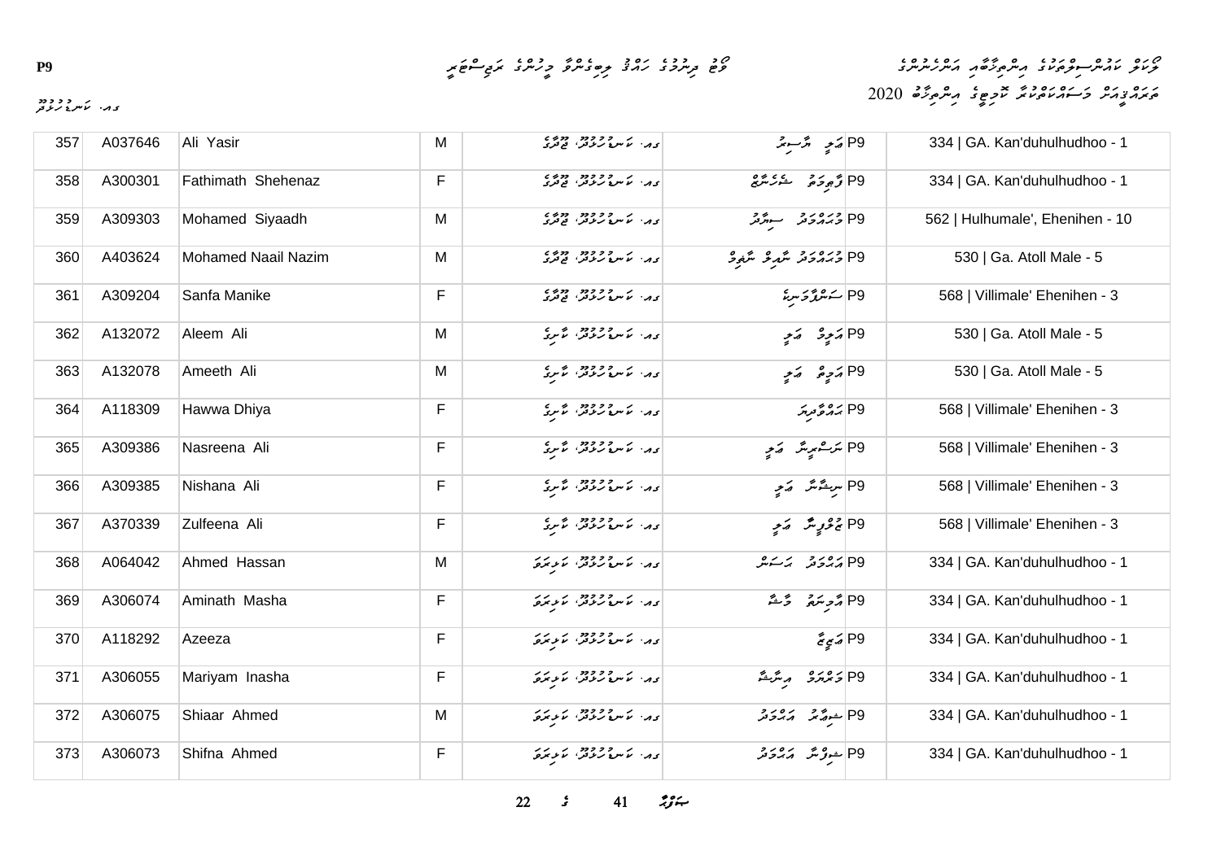| 357 | A037646 | Ali Yasir | M | ގއ. ކަނޑުހުޅުދޫ، ފޮނިމާގެ | P9 އަލީ ޔާސިރު | 334 \| GA. Kan'duhulhudhoo - 1 |
|---|---|---|---|---|---|---|
| 358 | A300301 | Fathimath Shehenaz | F | ގއ. ކަނޑުހުޅުދޫ، ފޮނިމާގެ | P9 ފާތިމަތު ޝެހެނާޒް | 334 \| GA. Kan'duhulhudhoo - 1 |
| 359 | A309303 | Mohamed Siyaadh | M | ގއ. ކަނޑުހުޅުދޫ، ފޮނިމާގެ | P9 މުހައްމަދު ސިޔާދު | 562 \| Hulhumale', Ehenihen - 10 |
| 360 | A403624 | Mohamed Naail Nazim | M | ގއ. ކަނޑުހުޅުދޫ، ފޮނިމާގެ | P9 މުހައްމަދު ނާއިލް ނާޒިމް | 530 \| Ga. Atoll Male - 5 |
| 361 | A309204 | Sanfa Manike | F | ގއ. ކަނޑުހުޅުދޫ، ފޮނިމާގެ | P9 ސަންފާމަނިކެ | 568 \| Villimale' Ehenihen - 3 |
| 362 | A132072 | Aleem Ali | M | ގއ. ކަނޑުހުޅުދޫ، ކާނިގެ | P9 އަލީމް އަލީ | 530 \| Ga. Atoll Male - 5 |
| 363 | A132078 | Ameeth Ali | M | ގއ. ކަނޑުހުޅުދޫ، ކާނިގެ | P9 އަމީތު އަލީ | 530 \| Ga. Atoll Male - 5 |
| 364 | A118309 | Hawwa Dhiya | F | ގއ. ކަނޑުހުޅުދޫ، ކާނިގެ | P9 ހައްވާދިޔަ | 568 \| Villimale' Ehenihen - 3 |
| 365 | A309386 | Nasreena Ali | F | ގއ. ކަނޑުހުޅުދޫ، ކާނިގެ | P9 ނަސްރީނާ އަލީ | 568 \| Villimale' Ehenihen - 3 |
| 366 | A309385 | Nishana Ali | F | ގއ. ކަނޑުހުޅުދޫ، ކާނިގެ | P9 ނިޝާނާ އަލީ | 568 \| Villimale' Ehenihen - 3 |
| 367 | A370339 | Zulfeena Ali | F | ގއ. ކަނޑުހުޅުދޫ، ކާނިގެ | P9 ޒުލްފީނާ އަލީ | 568 \| Villimale' Ehenihen - 3 |
| 368 | A064042 | Ahmed Hassan | M | ގއ. ކަނޑުހުޅުދޫ، ކަވިރަތަ | P9 އަހްމަދު ހަސަން | 334 \| GA. Kan'duhulhudhoo - 1 |
| 369 | A306074 | Aminath Masha | F | ގއ. ކަނޑުހުޅުދޫ، ކަވިރަތަ | P9 އާމިނަތު މާޝާ | 334 \| GA. Kan'duhulhudhoo - 1 |
| 370 | A118292 | Azeeza | F | ގއ. ކަނޑުހުޅުދޫ، ކަވިރަތަ | P9 އަޒީޒާ | 334 \| GA. Kan'duhulhudhoo - 1 |
| 371 | A306055 | Mariyam Inasha | F | ގއ. ކަނޑުހުޅުދޫ، ކަވިރަތަ | P9 މަރިޔަމް އިނާޝާ | 334 \| GA. Kan'duhulhudhoo - 1 |
| 372 | A306075 | Shiaar Ahmed | M | ގއ. ކަނޑުހުޅުދޫ، ކަވިރަތަ | P9 ޝިއާރު އަހްމަދު | 334 \| GA. Kan'duhulhudhoo - 1 |
| 373 | A306073 | Shifna Ahmed | F | ގއ. ކަނޑުހުޅުދޫ، ކަވިރަތަ | P9 ޝިފްނާ އަހްމަދު | 334 \| GA. Kan'duhulhudhoo - 1 |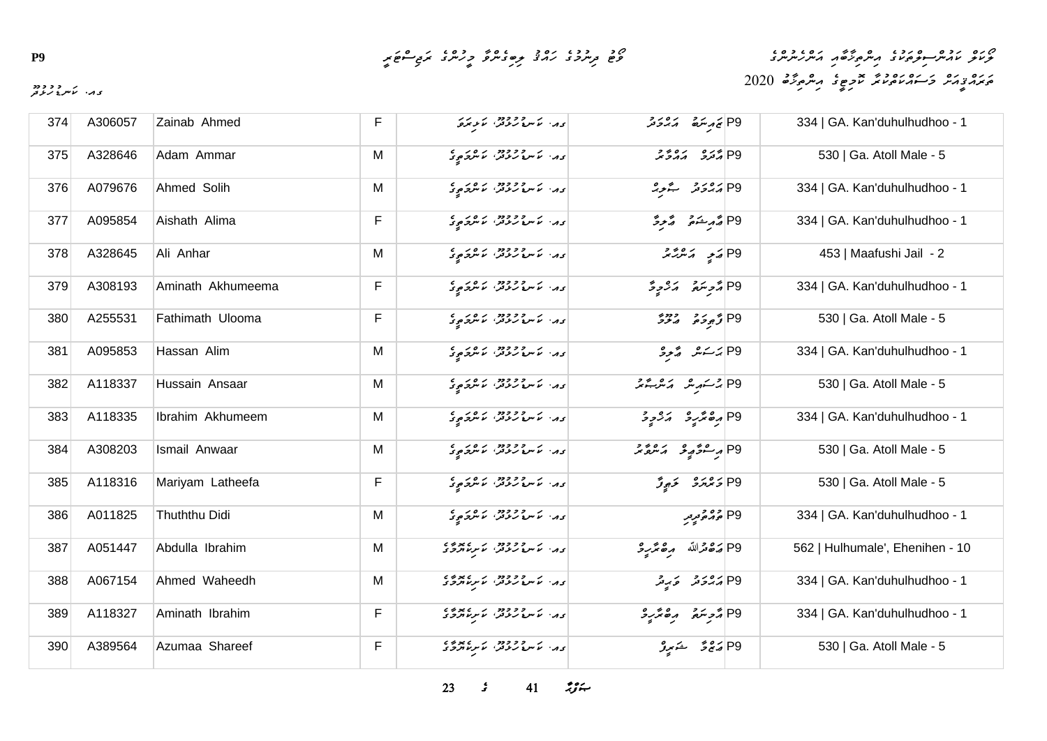ގދ.ކަނޑުހުލުދޫ

| 374 | A306057 | Zainab Ahmed | F | ގދ. ކަނޑުހުލުދޫ، ކަލިރަމާ | ޒައިނަބު އަހުމަދު P9 | 334 \| GA. Kan'duhulhudhoo - 1 |
|---|---|---|---|---|---|---|
| 375 | A328646 | Adam Ammar | M | ގދ. ކަނޑުހުލުދޫ، ކަނޑުމާލޭ | އާދަމް އައްމާރު P9 | 530 \| Ga. Atoll Male - 5 |
| 376 | A079676 | Ahmed Solih | M | ގދ. ކަނޑުހުލުދޫ، ކަނޑުމާލޭ | އަހުމަދު ސާލިހު P9 | 334 \| GA. Kan'duhulhudhoo - 1 |
| 377 | A095854 | Aishath Alima | F | ގދ. ކަނޑުހުލުދޫ، ކަނޑުމާލޭ | އައިޝަތު އާލިމާ P9 | 334 \| GA. Kan'duhulhudhoo - 1 |
| 378 | A328645 | Ali Anhar | M | ގދ. ކަނޑުހުލުދޫ، ކަނޑުމާލޭ | އަލި އަންހާރު P9 | 453 \| Maafushi Jail - 2 |
| 379 | A308193 | Aminath Akhumeema | F | ގދ. ކަނޑުހުލުދޫ، ކަނޑުމާލޭ | އާމިނަތު އަޚުމީމާ P9 | 334 \| GA. Kan'duhulhudhoo - 1 |
| 380 | A255531 | Fathimath Ulooma | F | ގދ. ކަނޑުހުލުދޫ، ކަނޑުމާލޭ | ފާތިމަތު އުލޫމާ P9 | 530 \| Ga. Atoll Male - 5 |
| 381 | A095853 | Hassan Alim | M | ގދ. ކަނޑުހުލުދޫ، ކަނޑުމާލޭ | ހަސަން އާލިމު P9 | 334 \| GA. Kan'duhulhudhoo - 1 |
| 382 | A118337 | Hussain Ansaar | M | ގދ. ކަނޑުހުލުދޫ، ކަނޑުމާލޭ | ހުސައިން އަންސާރު P9 | 530 \| Ga. Atoll Male - 5 |
| 383 | A118335 | Ibrahim Akhumeem | M | ގދ. ކަނޑުހުލުދޫ، ކަނޑުމާލޭ | އިބްރާހީމް އަޚުމީމް P9 | 334 \| GA. Kan'duhulhudhoo - 1 |
| 384 | A308203 | Ismail Anwaar | M | ގދ. ކަނޑުހުލުދޫ، ކަނޑުމާލޭ | އިސްމާއީލް އަންވާރު P9 | 530 \| Ga. Atoll Male - 5 |
| 385 | A118316 | Mariyam Latheefa | F | ގދ. ކަނޑުހުލުދޫ، ކަނޑުމާލޭ | މަރިޔަމް ލަތީފާ P9 | 530 \| Ga. Atoll Male - 5 |
| 386 | A011825 | Thuththu Didi | M | ގދ. ކަނޑުހުލުދޫ، ކަނޑުމާލޭ | ތުއްތުދިދި P9 | 334 \| GA. Kan'duhulhudhoo - 1 |
| 387 | A051447 | Abdulla Ibrahim | M | ގދ. ކަނޑުހުލުދޫ، ކަނިކުރުވާގެ | އަބްދުﷲ އިބްރާހީމް P9 | 562 \| Hulhumale', Ehenihen - 10 |
| 388 | A067154 | Ahmed Waheedh | M | ގދ. ކަނޑުހުލުދޫ، ކަނިކުރުވާގެ | އަހުމަދު ވަހީދު P9 | 334 \| GA. Kan'duhulhudhoo - 1 |
| 389 | A118327 | Aminath Ibrahim | F | ގދ. ކަނޑުހުލުދޫ، ކަނިކުރުވާގެ | އާމިނަތު އިބްރާހީމް P9 | 334 \| GA. Kan'duhulhudhoo - 1 |
| 390 | A389564 | Azumaa Shareef | F | ގދ. ކަނޑުހުލުދޫ، ކަނިކުރުވާގެ | އަޒުމާ ޝަރީފު P9 | 530 \| Ga. Atoll Male - 5 |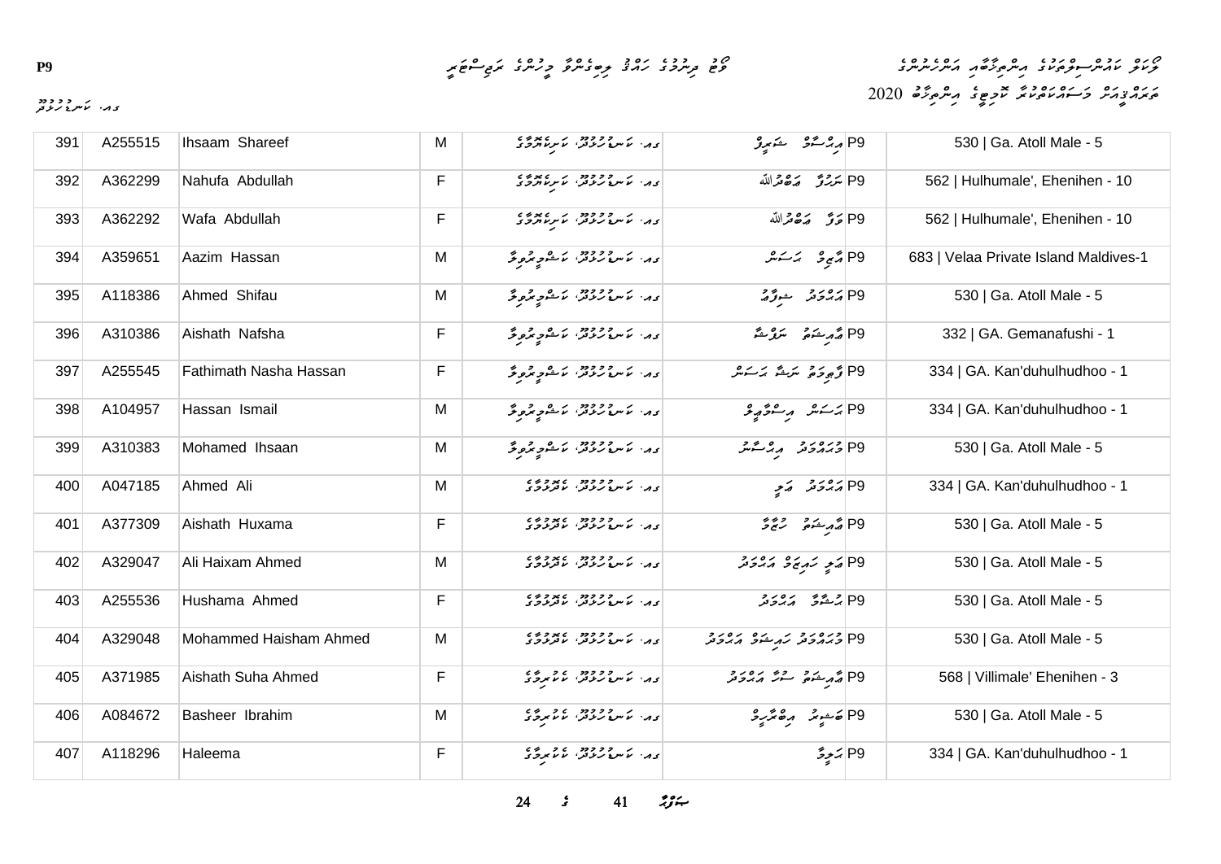| 391 | A255515 | Ihsaam Shareef | M | ގއ. ކަނޑުހުޅުދޫ، ކަނިކާރުގެ | P9 އިހްސާމް ޝަރީފު | 530 \| Ga. Atoll Male - 5 |
|---|---|---|---|---|---|---|
| 392 | A362299 | Nahufa Abdullah | F | ގއ. ކަނޑުހުޅުދޫ، ކަނިކާރުގެ | P9 ނަހުފާ އަބްދުﷲ | 562 \| Hulhumale', Ehenihen - 10 |
| 393 | A362292 | Wafa Abdullah | F | ގއ. ކަނޑުހުޅުދޫ، ކަނިކާރުގެ | P9 ވަފާ އަބްދުﷲ | 562 \| Hulhumale', Ehenihen - 10 |
| 394 | A359651 | Aazim Hassan | M | ގއ. ކަނޑުހުޅުދޫ، ކަޝްފިއްޔާވިލާ | P9 އާޒިމް ޙަސަން | 683 \| Velaa Private Island Maldives-1 |
| 395 | A118386 | Ahmed Shifau | M | ގއ. ކަނޑުހުޅުދޫ، ކަޝްފިއްޔާވިލާ | P9 އަޙްމަދު ޝިފާއު | 530 \| Ga. Atoll Male - 5 |
| 396 | A310386 | Aishath Nafsha | F | ގއ. ކަނޑުހުޅުދޫ، ކަޝްފިއްޔާވިލާ | P9 އާއިޝަތު ނަފްޝާ | 332 \| GA. Gemanafushi - 1 |
| 397 | A255545 | Fathimath Nasha Hassan | F | ގއ. ކަނޑުހުޅުދޫ، ކަޝްފިއްޔާވިލާ | P9 ފާތިމަތު ނަޝާ ޙަސަން | 334 \| GA. Kan'duhulhudhoo - 1 |
| 398 | A104957 | Hassan Ismail | M | ގއ. ކަނޑުހުޅުދޫ، ކަޝްފިއްޔާވިލާ | P9 ޙަސަން އިސްމާޢީލް | 334 \| GA. Kan'duhulhudhoo - 1 |
| 399 | A310383 | Mohamed Ihsaan | M | ގއ. ކަނޑުހުޅުދޫ، ކަޝްފިއްޔާވިލާ | P9 މުޙައްމަދު އިޙްސާން | 530 \| Ga. Atoll Male - 5 |
| 400 | A047185 | Ahmed Ali | M | ގއ. ކަނޑުހުޅުދޫ، ކޯރަލްގެ | P9 އަޙްމަދު ޢަލީ | 334 \| GA. Kan'duhulhudhoo - 1 |
| 401 | A377309 | Aishath Huxama | F | ގއ. ކަނޑުހުޅުދޫ، ކޯރަލްގެ | P9 އާއިޝަތު ހުޒާމާ | 530 \| Ga. Atoll Male - 5 |
| 402 | A329047 | Ali Haixam Ahmed | M | ގއ. ކަނޑުހުޅުދޫ، ކޯރަލްގެ | P9 ޢަލީ ހައިޘަމް އަޙްމަދު | 530 \| Ga. Atoll Male - 5 |
| 403 | A255536 | Hushama Ahmed | F | ގއ. ކަނޑުހުޅުދޫ، ކޯރަލްގެ | P9 ހުޝާމާ އަޙްމަދު | 530 \| Ga. Atoll Male - 5 |
| 404 | A329048 | Mohammed Haisham Ahmed | M | ގއ. ކަނޑުހުޅުދޫ، ކޯރަލްގެ | P9 މުޙައްމަދު ހައިޝަމް އަޙްމަދު | 530 \| Ga. Atoll Male - 5 |
| 405 | A371985 | Aishath Suha Ahmed | F | ގއ. ކަނޑުހުޅުދޫ، ކޮކިލަގެ | P9 އާއިޝަތު ސުހާ އަޙްމަދު | 568 \| Villimale' Ehenihen - 3 |
| 406 | A084672 | Basheer Ibrahim | M | ގއ. ކަނޑުހުޅުދޫ، ކޮކިލަގެ | P9 ބަޝީރު އިބްރާހީމް | 530 \| Ga. Atoll Male - 5 |
| 407 | A118296 | Haleema | F | ގއ. ކަނޑުހުޅުދޫ، ކޮކިލަގެ | P9 ހަލީމާ | 334 \| GA. Kan'duhulhudhoo - 1 |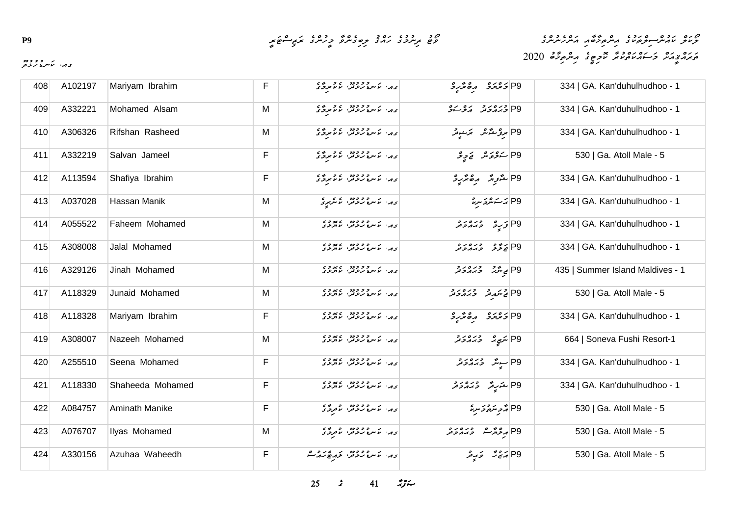| 408 | A102197 | Mariyam Ibrahim | F | ގއ. ކަނޑުހުޅުދޫ، ކެޔޮދީގެ | P9 މަރިޔަމް އިބްރާހީމް | 334 \| GA. Kan'duhulhudhoo - 1 |
|---|---|---|---|---|---|---|
| 409 | A332221 | Mohamed Alsam | M | ގއ. ކަނޑުހުޅުދޫ، ކެޔޮދީގެ | P9 މުހައްމަދު އަލްސަމް | 334 \| GA. Kan'duhulhudhoo - 1 |
| 410 | A306326 | Rifshan Rasheed | M | ގއ. ކަނޑުހުޅުދޫ، ކެޔޮދީގެ | P9 ރިފްޝާން ރަޝީދު | 334 \| GA. Kan'duhulhudhoo - 1 |
| 411 | A332219 | Salvan Jameel | F | ގއ. ކަނޑުހުޅުދޫ، ކެޔޮދީގެ | P9 ސަލްވަން ޖަމީލް | 530 \| Ga. Atoll Male - 5 |
| 412 | A113594 | Shafiya Ibrahim | F | ގއ. ކަނޑުހުޅުދޫ، ކެޔޮދީގެ | P9 ޝާފިޔާ އިބްރާހީމް | 334 \| GA. Kan'duhulhudhoo - 1 |
| 413 | A037028 | Hassan Manik | M | ގއ. ކަނޑުހުޅުދޫ، ކެނެރީގެ | P9 ހަސަންމަނިކު | 334 \| GA. Kan'duhulhudhoo - 1 |
| 414 | A055522 | Faheem Mohamed | M | ގއ. ކަނޑުހުޅުދޫ، ކޮއްޅުގެ | P9 ފަހީމް މުހައްމަދު | 334 \| GA. Kan'duhulhudhoo - 1 |
| 415 | A308008 | Jalal Mohamed | M | ގއ. ކަނޑުހުޅުދޫ، ކޮއްޅުގެ | P9 ޖަލާލް މުހައްމަދު | 334 \| GA. Kan'duhulhudhoo - 1 |
| 416 | A329126 | Jinah Mohamed | M | ގއ. ކަނޑުހުޅުދޫ، ކޮއްޅުގެ | P9 ޖިނާހް މުހައްމަދު | 435 \| Summer Island Maldives - 1 |
| 417 | A118329 | Junaid Mohamed | M | ގއ. ކަނޑުހުޅުދޫ، ކޮއްޅުގެ | P9 ޖުނައިދު މުހައްމަދު | 530 \| Ga. Atoll Male - 5 |
| 418 | A118328 | Mariyam Ibrahim | F | ގއ. ކަނޑުހުޅުދޫ، ކޮއްޅުގެ | P9 މަރިޔަމް އިބްރާހީމް | 334 \| GA. Kan'duhulhudhoo - 1 |
| 419 | A308007 | Nazeeh Mohamed | M | ގއ. ކަނޑުހުޅުދޫ، ކޮއްޅުގެ | P9 ނަޒީހު މުހައްމަދު | 664 \| Soneva Fushi Resort-1 |
| 420 | A255510 | Seena Mohamed | F | ގއ. ކަނޑުހުޅުދޫ، ކޮއްޅުގެ | P9 ސީނާ މުހައްމަދު | 334 \| GA. Kan'duhulhudhoo - 1 |
| 421 | A118330 | Shaheeda Mohamed | F | ގއ. ކަނޑުހުޅުދޫ، ކޮއްޅުގެ | P9 ޝަހީދާ މުހައްމަދު | 334 \| GA. Kan'duhulhudhoo - 1 |
| 422 | A084757 | Aminath Manike | F | ގއ. ކަނޑުހުޅުދޫ، ކުރިމަގު | P9 އާމިނަތުމަނިކެ | 530 \| Ga. Atoll Male - 5 |
| 423 | A076707 | Ilyas Mohamed | M | ގއ. ކަނޑުހުޅުދޫ، ކުރިމަގު | P9 އިލްޔާސް މުހައްމަދު | 530 \| Ga. Atoll Male - 5 |
| 424 | A330156 | Azuhaa Waheedh | F | ގއ. ކަނޑުހުޅުދޫ، ގުލްބަހާރުގެ | P9 އަޒުހާ ވަހީދު | 530 \| Ga. Atoll Male - 5 |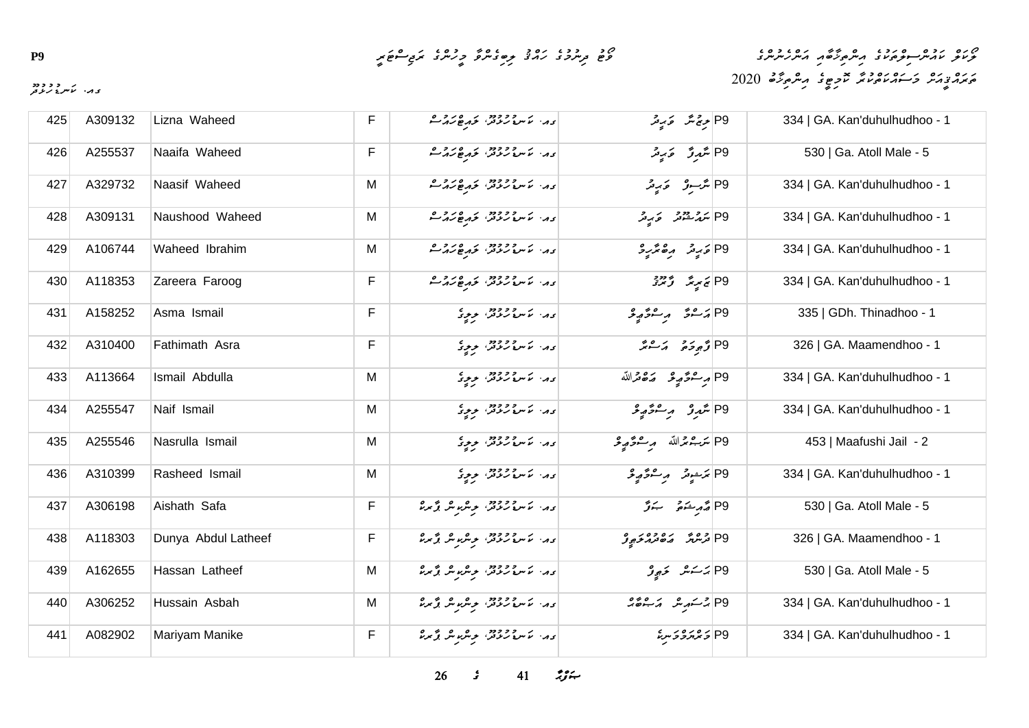| 425 | A309132 | Lizna Waheed | F | ގއ.ކަނޑުހުޅުދޫ، ވައިޓްރޯޒް | P9 ލިޒްނާ ވަހީދު | 334 \| GA. Kan'duhulhudhoo - 1 |
|---|---|---|---|---|---|---|
| 426 | A255537 | Naaifa Waheed | F | ގއ. ކަނޑުހުޅުދޫ، ވައިޓްރޯޒް | P9 ނާއިފާ ވަހީދު | 530 \| Ga. Atoll Male - 5 |
| 427 | A329732 | Naasif Waheed | M | ގއ. ކަނޑުހުޅުދޫ، ވައިޓްރޯޒް | P9 ނާސިފު ވަހީދު | 334 \| GA. Kan'duhulhudhoo - 1 |
| 428 | A309131 | Naushood Waheed | M | ގއ. ކަނޑުހުޅުދޫ، ވައިޓްރޯޒް | P9 ނައުޝޫދު ވަހީދު | 334 \| GA. Kan'duhulhudhoo - 1 |
| 429 | A106744 | Waheed Ibrahim | M | ގއ. ކަނޑުހުޅުދޫ، ވައިޓްރޯޒް | P9 ވަހީދު އިބްރާހީމް | 334 \| GA. Kan'duhulhudhoo - 1 |
| 430 | A118353 | Zareera Faroog | F | ގއ. ކަނޑުހުޅުދޫ، ވައިޓްރޯޒް | P9 ޒަރީރާ ފާރޫގު | 334 \| GA. Kan'duhulhudhoo - 1 |
| 431 | A158252 | Asma Ismail | F | ގއ. ކަނޑުހުޅުދޫ، ލިލީގެ | P9 އަސްމާ އިސްމާޢީލް | 335 \| GDh. Thinadhoo - 1 |
| 432 | A310400 | Fathimath Asra | F | ގއ. ކަނޑުހުޅުދޫ، ލިލީގެ | P9 ފާތިމަތު އަސްރާ | 326 \| GA. Maamendhoo - 1 |
| 433 | A113664 | Ismail Abdulla | M | ގއ. ކަނޑުހުޅުދޫ، ލިލީގެ | P9 އިސްމާޢީލް އަބްދުﷲ | 334 \| GA. Kan'duhulhudhoo - 1 |
| 434 | A255547 | Naif Ismail | M | ގއ. ކަނޑުހުޅުދޫ، ލިލީގެ | P9 ނާއިފް އިސްމާޢީލް | 334 \| GA. Kan'duhulhudhoo - 1 |
| 435 | A255546 | Nasrulla Ismail | M | ގއ. ކަނޑުހުޅުދޫ، ލިލީގެ | P9 ނަސްރުﷲ އިސްމާޢީލް | 453 \| Maafushi Jail - 2 |
| 436 | A310399 | Rasheed Ismail | M | ގއ. ކަނޑުހުޅުދޫ، ލިލީގެ | P9 ރަޝީދު އިސްމާޢީލް | 334 \| GA. Kan'duhulhudhoo - 1 |
| 437 | A306198 | Aishath Safa | F | ގއ. ކަނޑުހުޅުދޫ، ލިންކިން ޕާރކް | P9 އާއިޝަތު ސަފާ | 530 \| Ga. Atoll Male - 5 |
| 438 | A118303 | Dunya Abdul Latheef | F | ގއ. ކަނޑުހުޅުދޫ، ލިންކިން ޕާރކް | P9 ދުންޔާ އަބްދުލްލަޠީފް | 326 \| GA. Maamendhoo - 1 |
| 439 | A162655 | Hassan Latheef | M | ގއ. ކަނޑުހުޅުދޫ، ލިންކިން ޕާރކް | P9 ހަސަން ލަޠީފް | 530 \| Ga. Atoll Male - 5 |
| 440 | A306252 | Hussain Asbah | M | ގއ. ކަނޑުހުޅުދޫ، ލިންކިން ޕާރކް | P9 ހުސައިން އަސްބާހް | 334 \| GA. Kan'duhulhudhoo - 1 |
| 441 | A082902 | Mariyam Manike | F | ގއ. ކަނޑުހުޅުދޫ، ލިންކިން ޕާރކް | P9 މަރިޔަމްމަނިކެ | 334 \| GA. Kan'duhulhudhoo - 1 |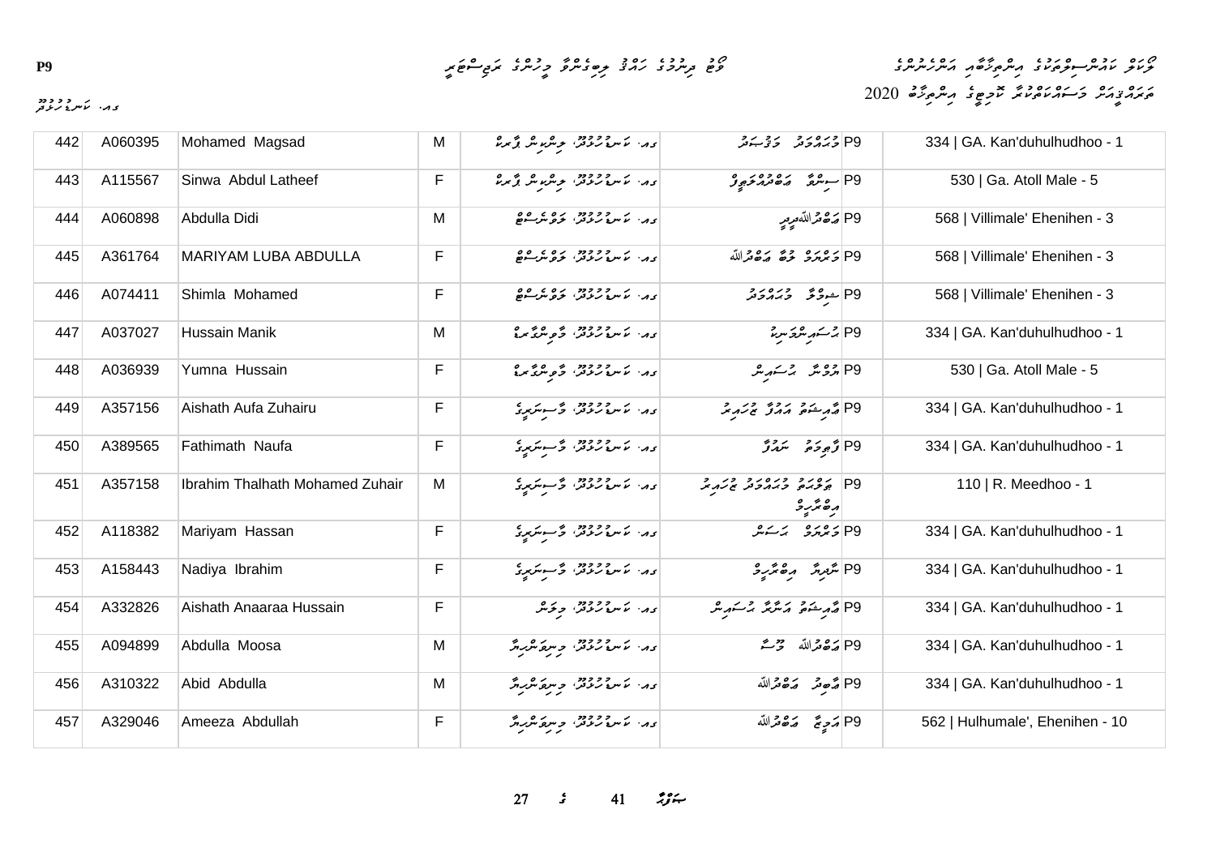| 442 | A060395 | Mohamed Magsad | M | ގއ. ކަނޑުހުޅުދޫ، ވިންނިން ގޯޅި | P9 މުހައްމަދު މަގުސަދު | 334 \| GA. Kan'duhulhudhoo - 1 |
|---|---|---|---|---|---|---|
| 443 | A115567 | Sinwa Abdul Latheef | F | ގއ. ކަނޑުހުޅުދޫ، ވިންނިން ގޯޅި | P9 ސިންވާ އަބްދުލްލަޠީފް | 530 \| Ga. Atoll Male - 5 |
| 444 | A060898 | Abdulla Didi | M | ގއ. ކަނޑުހުޅުދޫ، ވަވެންސްޓް | P9 އަބްދުﷲދީދީ | 568 \| Villimale' Ehenihen - 3 |
| 445 | A361764 | MARIYAM LUBA ABDULLA | F | ގއ. ކަނޑުހުޅުދޫ، ވަވެންސްޓް | P9 މަރިޔަމް ލުބާ އަބްދުﷲ | 568 \| Villimale' Ehenihen - 3 |
| 446 | A074411 | Shimla Mohamed | F | ގއ. ކަނޑުހުޅުދޫ، ވަވެންސްޓް | P9 ޝިމްލާ މުހައްމަދު | 568 \| Villimale' Ehenihen - 3 |
| 447 | A037027 | Hussain Manik | M | ގއ. ކަނޑުހުޅުދޫ، ވޯލްނަޓްރީ | P9 ހުސައިންމާނިކު | 334 \| GA. Kan'duhulhudhoo - 1 |
| 448 | A036939 | Yumna Hussain | F | ގއ. ކަނޑުހުޅުދޫ، ވޯލްނަޓްރީ | P9 ޔުމްނާ ހުސައިން | 530 \| Ga. Atoll Male - 5 |
| 449 | A357156 | Aishath Aufa Zuhairu | F | ގއ. ކަނޑުހުޅުދޫ، ވޯސިންގޭ | P9 އާއިޝަތު އައުފާ ޒުހައިރު | 334 \| GA. Kan'duhulhudhoo - 1 |
| 450 | A389565 | Fathimath Naufa | F | ގއ. ކަނޑުހުޅުދޫ، ވޯސިންގޭ | P9 ފާތިމަތު ނައުފާ | 334 \| GA. Kan'duhulhudhoo - 1 |
| 451 | A357158 | Ibrahim Thalhath Mohamed Zuhair | M | ގއ. ކަނޑުހުޅުދޫ، ވޯސިންގޭ | P9 ޠަލްޙަތު މުހައްމަދު ޒުހައިރު އިބްރާހީމް | 110 \| R. Meedhoo - 1 |
| 452 | A118382 | Mariyam Hassan | F | ގއ. ކަނޑުހުޅުދޫ، ވޯސިންގޭ | P9 މަރިޔަމް ހަސަން | 334 \| GA. Kan'duhulhudhoo - 1 |
| 453 | A158443 | Nadiya Ibrahim | F | ގއ. ކަނޑުހުޅުދޫ، ވޯސިންގޭ | P9 ނާދިޔާ އިބްރާހީމް | 334 \| GA. Kan'duhulhudhoo - 1 |
| 454 | A332826 | Aishath Anaaraa Hussain | F | ގއ. ކަނޑުހުޅުދޫ، ވިލަން | P9 އާއިޝަތު އަނާރާ ހުސައިން | 334 \| GA. Kan'duhulhudhoo - 1 |
| 455 | A094899 | Abdulla Moosa | M | ގއ. ކަނޑުހުޅުދޫ، ވިނިވަންހިޔާ | P9 އަބްދުﷲ މޫސާ | 334 \| GA. Kan'duhulhudhoo - 1 |
| 456 | A310322 | Abid Abdulla | M | ގއ. ކަނޑުހުޅުދޫ، ވިނިވަންހިޔާ | P9 އާބިދު އަބްދުﷲ | 334 \| GA. Kan'duhulhudhoo - 1 |
| 457 | A329046 | Ameeza Abdullah | F | ގއ. ކަނޑުހުޅުދޫ، ވިނިވަންހިޔާ | P9 އަމީޒާ އަބްދުﷲ | 562 \| Hulhumale', Ehenihen - 10 |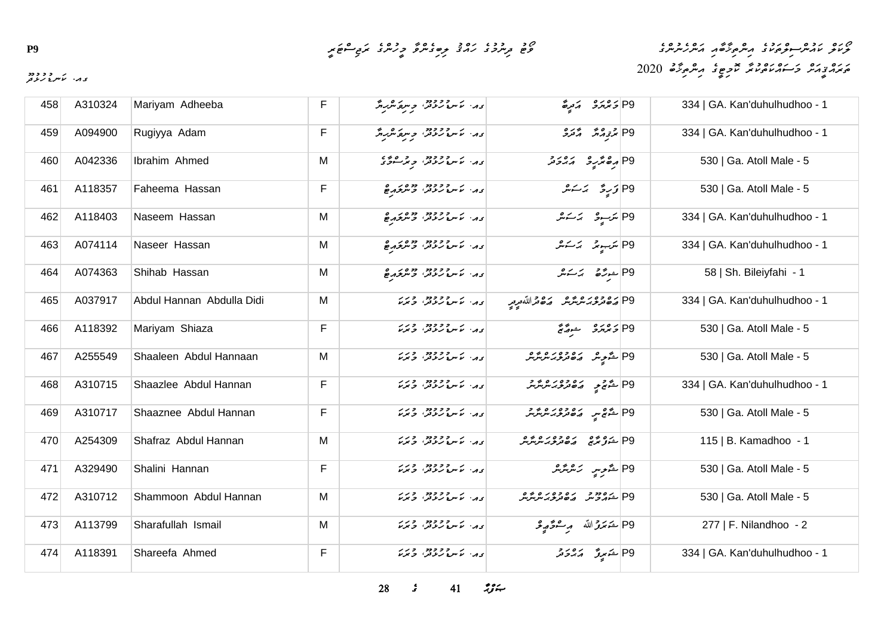| 458 | A310324 | Mariyam Adheeba | F | ގއ. ކަނޑުހުޅުދޫ، ވިނަވަށްނިރާ | P9 މަރިޔަމް އަދީބާ | 334 \| GA. Kan'duhulhudhoo - 1 |
|---|---|---|---|---|---|---|
| 459 | A094900 | Rugiyya Adam | F | ގއ. ކަނޑުހުޅުދޫ، ވިނަވަށްނިރާ | P9 ރުގިއްޔާ އާދަމް | 334 \| GA. Kan'duhulhudhoo - 1 |
| 460 | A042336 | Ibrahim Ahmed | M | ގއ. ކަނޑުހުޅުދޫ، ވިދާޅުވާގެ | P9 އިބްރާހިމް އަހްމަދު | 530 \| Ga. Atoll Male - 5 |
| 461 | A118357 | Faheema Hassan | F | ގއ. ކަނޑުހުޅުދޫ، ފުނަމާގިރި | P9 ފަހީމާ ހަސަން | 530 \| Ga. Atoll Male - 5 |
| 462 | A118403 | Naseem Hassan | M | ގއ. ކަނޑުހުޅުދޫ، ފުނަމާގިރި | P9 ނަސީމް ހަސަން | 334 \| GA. Kan'duhulhudhoo - 1 |
| 463 | A074114 | Naseer Hassan | M | ގއ. ކަނޑުހުޅުދޫ، ފުނަމާގިރި | P9 ނަސީރު ހަސަން | 334 \| GA. Kan'duhulhudhoo - 1 |
| 464 | A074363 | Shihab Hassan | M | ގއ. ކަނޑުހުޅުދޫ، ފުނަމާގިރި | P9 ޝިހާބް ހަސަން | 58 \| Sh. Bileiyfahi - 1 |
| 465 | A037917 | Abdul Hannan Abdulla Didi | M | ގއ. ކަނޑުހުޅުދޫ، މަރަހަ | P9 އަބްދުލްހަންނާން އަބްދުއްލާހިދީދީ | 334 \| GA. Kan'duhulhudhoo - 1 |
| 466 | A118392 | Mariyam Shiaza | F | ގއ. ކަނޑުހުޅުދޫ، މަރަހަ | P9 މަރިޔަމް ޝިއާޒާ | 530 \| Ga. Atoll Male - 5 |
| 467 | A255549 | Shaaleen Abdul Hannaan | M | ގއ. ކަނޑުހުޅުދޫ، މަރަހަ | P9 ޝާލީން އަބްދުލްހަންނާން | 530 \| Ga. Atoll Male - 5 |
| 468 | A310715 | Shaazlee Abdul Hannan | F | ގއ. ކަނޑުހުޅުދޫ، މަރަހަ | P9 ޝާޒްލީ އަބްދުލްހަންނާން | 334 \| GA. Kan'duhulhudhoo - 1 |
| 469 | A310717 | Shaaznee Abdul Hannan | F | ގއ. ކަނޑުހުޅުދޫ، މަރަހަ | P9 ޝާޒްނީ އަބްދުލްހަންނާން | 530 \| Ga. Atoll Male - 5 |
| 470 | A254309 | Shafraz Abdul Hannan | M | ގއ. ކަނޑުހުޅުދޫ، މަރަހަ | P9 ޝަފްރާޒް އަބްދުލްހަންނާން | 115 \| B. Kamadhoo - 1 |
| 471 | A329490 | Shalini Hannan | F | ގއ. ކަނޑުހުޅުދޫ، މަރަހަ | P9 ޝާލިނީ ހަންނާން | 530 \| Ga. Atoll Male - 5 |
| 472 | A310712 | Shammoon Abdul Hannan | M | ގއ. ކަނޑުހުޅުދޫ، މަރަހަ | P9 ޝައްމޫން އަބްދުލްހަންނާން | 530 \| Ga. Atoll Male - 5 |
| 473 | A113799 | Sharafullah Ismail | M | ގއ. ކަނޑުހުޅުދޫ، މަރަހަ | P9 ޝަރަފުއްލާ އިސްމާޢީލް | 277 \| F. Nilandhoo - 2 |
| 474 | A118391 | Shareefa Ahmed | F | ގއ. ކަނޑުހުޅުދޫ، މަރަހަ | P9 ޝަރީފާ އަހްމަދު | 334 \| GA. Kan'duhulhudhoo - 1 |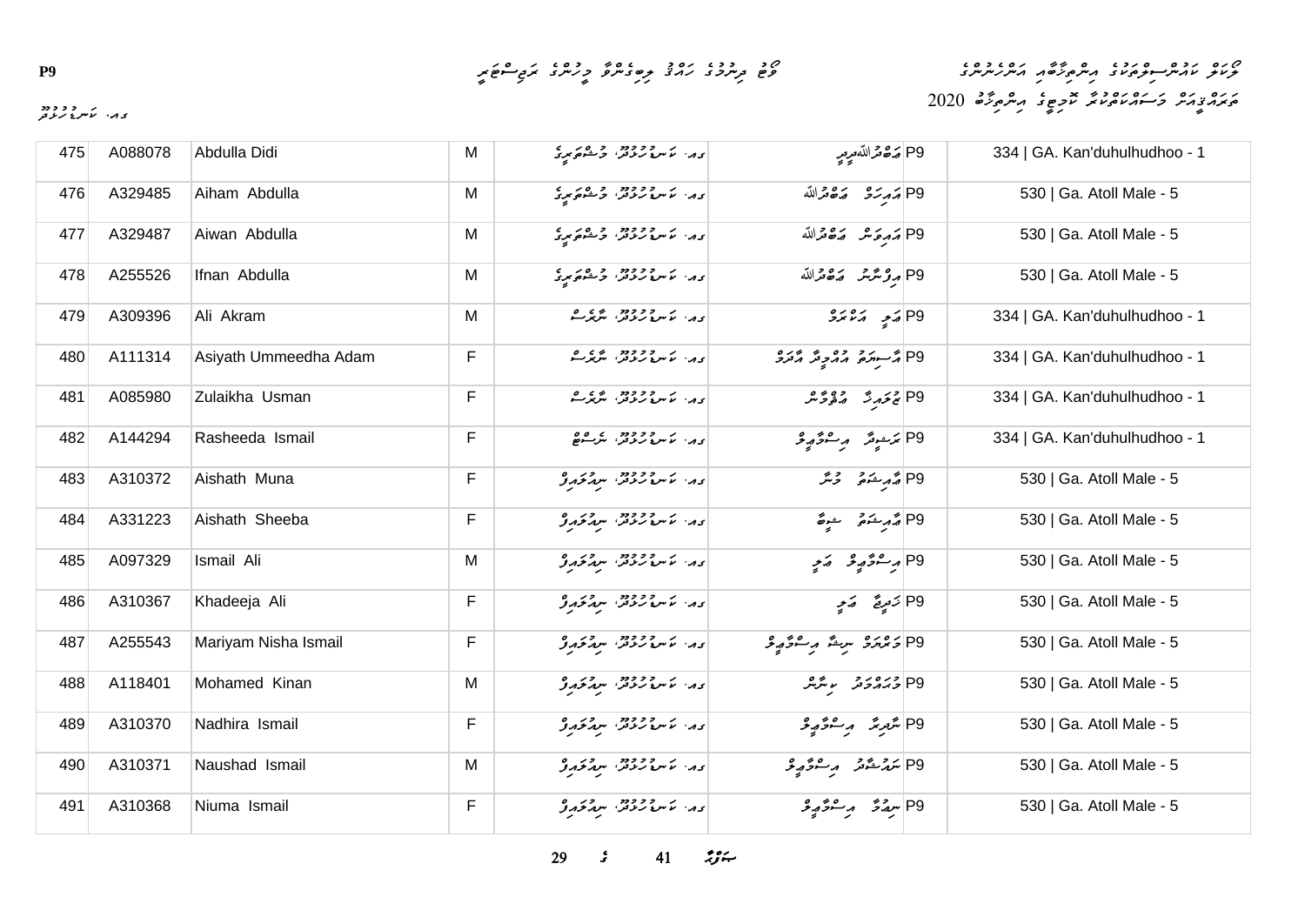| 475 | A088078 | Abdulla Didi | M | ގއ. ކަނޑުހުޅުދޫ، ވުޝްތަރީގެ | P9 އަބްދުﷲދީދީ | 334 \| GA. Kan'duhulhudhoo - 1 |
|---|---|---|---|---|---|---|
| 476 | A329485 | Aiham Abdulla | M | ގއ. ކަނޑުހުޅުދޫ، ވުޝްތަރީގެ | P9 އައިހަމް އަބްދުﷲ | 530 \| Ga. Atoll Male - 5 |
| 477 | A329487 | Aiwan Abdulla | M | ގއ. ކަނޑުހުޅުދޫ، ވުޝްތަރީގެ | P9 އައިވަން އަބްދުﷲ | 530 \| Ga. Atoll Male - 5 |
| 478 | A255526 | Ifnan Abdulla | M | ގއ. ކަނޑުހުޅުދޫ، ވުޝްތަރީގެ | P9 އިފްނާން އަބްދުﷲ | 530 \| Ga. Atoll Male - 5 |
| 479 | A309396 | Ali Akram | M | ގއ. ކަނޑުހުޅުދޫ، ނާރެސް | P9 އަލީ އަކްރަމް | 334 \| GA. Kan'duhulhudhoo - 1 |
| 480 | A111314 | Asiyath Ummeedha Adam | F | ގއ. ކަނޑުހުޅުދޫ، ނާރެސް | P9 އާސިޔަތު އުއްމީދާ އާދަމް | 334 \| GA. Kan'duhulhudhoo - 1 |
| 481 | A085980 | Zulaikha Usman | F | ގއ. ކަނޑުހުޅުދޫ، ނާރެސް | P9 ޒުލައިޚާ އުސްމާން | 334 \| GA. Kan'duhulhudhoo - 1 |
| 482 | A144294 | Rasheeda Ismail | F | ގއ. ކަނޑުހުޅުދޫ، ނަސްރު | P9 ރަޝީދާ އިސްމާއީލް | 334 \| GA. Kan'duhulhudhoo - 1 |
| 483 | A310372 | Aishath Muna | F | ގއ. ކަނޑުހުޅުދޫ، ނިއުމަލެއު | P9 އާއިޝަތު މުނާ | 530 \| Ga. Atoll Male - 5 |
| 484 | A331223 | Aishath Sheeba | F | ގއ. ކަނޑުހުޅުދޫ، ނިއުމަލެއު | P9 އާއިޝަތު ޝީބާ | 530 \| Ga. Atoll Male - 5 |
| 485 | A097329 | Ismail Ali | M | ގއ. ކަނޑުހުޅުދޫ، ނިއުމަލެއު | P9 އިސްމާއީލް އަލީ | 530 \| Ga. Atoll Male - 5 |
| 486 | A310367 | Khadeeja Ali | F | ގއ. ކަނޑުހުޅުދޫ، ނިއުމަލެއު | P9 ޚަދީޖާ އަލީ | 530 \| Ga. Atoll Male - 5 |
| 487 | A255543 | Mariyam Nisha Ismail | F | ގއ. ކަނޑުހުޅުދޫ، ނިއުމަލެއު | P9 މަރިޔަމް ނިޝާ އިސްމާއީލް | 530 \| Ga. Atoll Male - 5 |
| 488 | A118401 | Mohamed Kinan | M | ގއ. ކަނޑުހުޅުދޫ، ނިއުމަލެއު | P9 މުހައްމަދު ކިނާން | 530 \| Ga. Atoll Male - 5 |
| 489 | A310370 | Nadhira Ismail | F | ގއ. ކަނޑުހުޅުދޫ، ނިއުމަލެއު | P9 ނާދިރާ އިސްމާއީލް | 530 \| Ga. Atoll Male - 5 |
| 490 | A310371 | Naushad Ismail | M | ގއ. ކަނޑުހުޅުދޫ، ނިއުމަލެއު | P9 ނައުޝާދު އިސްމާއީލް | 530 \| Ga. Atoll Male - 5 |
| 491 | A310368 | Niuma Ismail | F | ގއ. ކަނޑުހުޅުދޫ، ނިއުމަލެއު | P9 ނިއުމާ އިސްމާއީލް | 530 \| Ga. Atoll Male - 5 |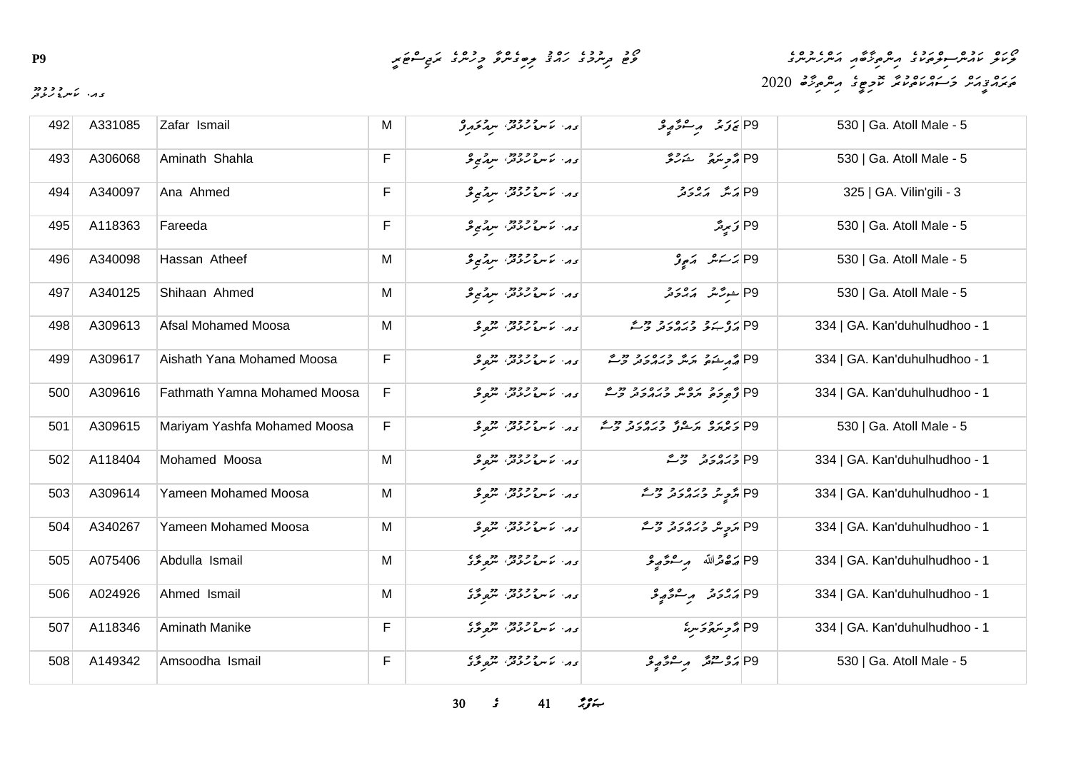| 492 | A331085 | Zafar Ismail | M | ގއ. ކަނޑުހުޅުދޫ، ނިޔަލަދޫ | P9 ޒަފަރ އިސްމާޢީލް | 530 \| Ga. Atoll Male - 5 |
|---|---|---|---|---|---|---|
| 493 | A306068 | Aminath Shahla | F | ގއ. ކަނޑުހުޅުދޫ، ނިޔަޒުވާ | P9 އާމިނަތު ޝަހުލާ | 530 \| Ga. Atoll Male - 5 |
| 494 | A340097 | Ana Ahmed | F | ގއ. ކަނޑުހުޅުދޫ، ނިޔަޒުވާ | P9 އަނާ އަހުމަދު | 325 \| GA. Vilin'gili - 3 |
| 495 | A118363 | Fareeda | F | ގއ. ކަނޑުހުޅުދޫ، ނިޔަޒުވާ | P9 ފަރީދާ | 530 \| Ga. Atoll Male - 5 |
| 496 | A340098 | Hassan Atheef | M | ގއ. ކަނޑުހުޅުދޫ، ނިޔަޒުވާ | P9 ހަސަން އަތީފް | 530 \| Ga. Atoll Male - 5 |
| 497 | A340125 | Shihaan Ahmed | M | ގއ. ކަނޑުހުޅުދޫ، ނިޔަޒުވާ | P9 ޝިހާން އަހުމަދު | 530 \| Ga. Atoll Male - 5 |
| 498 | A309613 | Afsal Mohamed Moosa | M | ގއ. ކަނޑުހުޅުދޫ، ނޫރީވާ | P9 އަފްސަލް މުހައްމަދު މޫސާ | 334 \| GA. Kan'duhulhudhoo - 1 |
| 499 | A309617 | Aishath Yana Mohamed Moosa | F | ގއ. ކަނޑުހުޅުދޫ، ނޫރީވާ | P9 އާއިޝަތު ޔަނާ މުހައްމަދު މޫސާ | 334 \| GA. Kan'duhulhudhoo - 1 |
| 500 | A309616 | Fathmath Yamna Mohamed Moosa | F | ގއ. ކަނޑުހުޅުދޫ، ނޫރީވާ | P9 ފާތިމަތު ޔަމްނާ މުހައްމަދު މޫސާ | 334 \| GA. Kan'duhulhudhoo - 1 |
| 501 | A309615 | Mariyam Yashfa Mohamed Moosa | F | ގއ. ކަނޑުހުޅުދޫ، ނޫރީވާ | P9 މަރިޔަމް ޔަޝްފާ މުހައްމަދު މޫސާ | 530 \| Ga. Atoll Male - 5 |
| 502 | A118404 | Mohamed Moosa | M | ގއ. ކަނޑުހުޅުދޫ، ނޫރީވާ | P9 މުހައްމަދު މޫސާ | 334 \| GA. Kan'duhulhudhoo - 1 |
| 503 | A309614 | Yameen Mohamed Moosa | M | ގއ. ކަނޑުހުޅުދޫ، ނޫރީވާ | P9 ޔާމީން މުހައްމަދު މޫސާ | 334 \| GA. Kan'duhulhudhoo - 1 |
| 504 | A340267 | Yameen Mohamed Moosa | M | ގއ. ކަނޑުހުޅުދޫ، ނޫރީވާ | P9 ޔަމީން މުހައްމަދު މޫސާ | 334 \| GA. Kan'duhulhudhoo - 1 |
| 505 | A075406 | Abdulla Ismail | M | ގއ. ކަނޑުހުޅުދޫ، ނޫރީވާގެ | P9 އަބްދުﷲ އިސްމާޢީލް | 334 \| GA. Kan'duhulhudhoo - 1 |
| 506 | A024926 | Ahmed Ismail | M | ގއ. ކަނޑުހުޅުދޫ، ނޫރީވާގެ | P9 އަހުމަދު އިސްމާޢީލް | 334 \| GA. Kan'duhulhudhoo - 1 |
| 507 | A118346 | Aminath Manike | F | ގއ. ކަނޑުހުޅުދޫ، ނޫރީވާގެ | P9 އާމިނަތުމަނިކެ | 334 \| GA. Kan'duhulhudhoo - 1 |
| 508 | A149342 | Amsoodha Ismail | F | ގއ. ކަނޑުހުޅުދޫ، ނޫރީވާގެ | P9 އަމްސޫދާ އިސްމާޢީލް | 530 \| Ga. Atoll Male - 5 |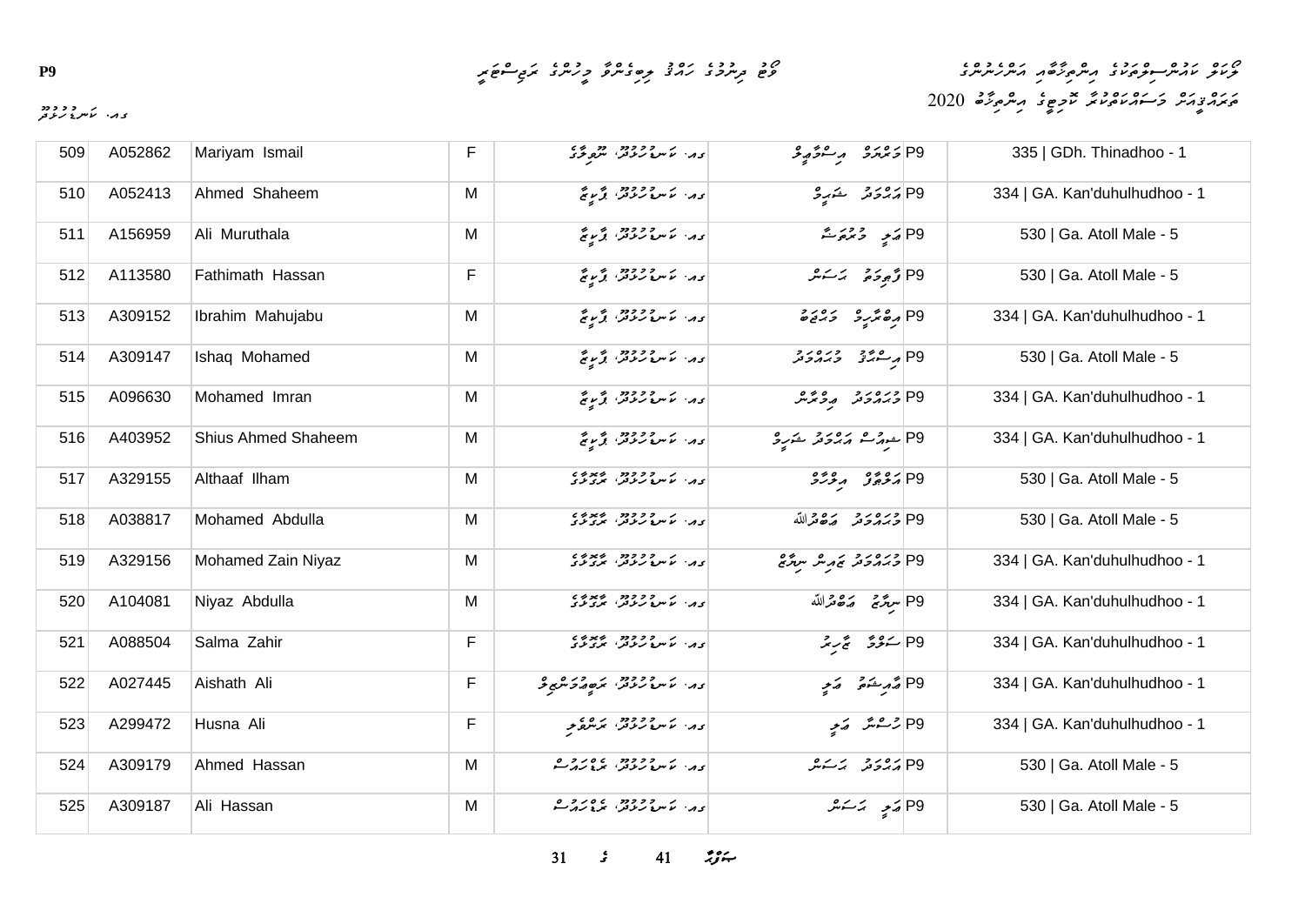| 509 | A052862 | Mariyam Ismail | F | ގއ. ކަނޑުހުޅުދޫ، ނޫރުމާގެ | P9 މަރިޔަމް އިސްމާޢީލް | 335 \| GDh. Thinadhoo - 1 |
|---|---|---|---|---|---|---|
| 510 | A052413 | Ahmed Shaheem | M | ގއ. ކަނޑުހުޅުދޫ، ފޮރިޖާ | P9 އަހުމަދު ޝަހީމް | 334 \| GA. Kan'duhulhudhoo - 1 |
| 511 | A156959 | Ali Muruthala | M | ގއ. ކަނޑުހުޅުދޫ، ފޮރިޖާ | P9 އަލި މުރުތަލާ | 530 \| Ga. Atoll Male - 5 |
| 512 | A113580 | Fathimath Hassan | F | ގއ. ކަނޑުހުޅުދޫ، ފޮރިޖާ | P9 ފާތިމަތު ހަސަން | 530 \| Ga. Atoll Male - 5 |
| 513 | A309152 | Ibrahim Mahujabu | M | ގއ. ކަނޑުހުޅުދޫ، ފޮރިޖާ | P9 އިބްރާހީމް މަހުޖަބު | 334 \| GA. Kan'duhulhudhoo - 1 |
| 514 | A309147 | Ishaq Mohamed | M | ގއ. ކަނޑުހުޅުދޫ، ފޮރިޖާ | P9 އިސްހާޤު މުހަންމަދު | 530 \| Ga. Atoll Male - 5 |
| 515 | A096630 | Mohamed Imran | M | ގއ. ކަނޑުހުޅުދޫ، ފޮރިޖާ | P9 މުހަންމަދު އިމްރާން | 334 \| GA. Kan'duhulhudhoo - 1 |
| 516 | A403952 | Shius Ahmed Shaheem | M | ގއ. ކަނޑުހުޅުދޫ، ފޮރިޖާ | P9 ޝިޢުސް އަހުމަދު ޝަހީމް | 334 \| GA. Kan'duhulhudhoo - 1 |
| 517 | A329155 | Althaaf Ilham | M | ގއ. ކަނޑުހުޅުދޫ، ރޯޒުގެ | P9 އަލްޠާފް އިލްހާމް | 530 \| Ga. Atoll Male - 5 |
| 518 | A038817 | Mohamed Abdulla | M | ގއ. ކަނޑުހުޅުދޫ، ރޯޒުގެ | P9 މުހަންމަދު އަބްދުﷲ | 530 \| Ga. Atoll Male - 5 |
| 519 | A329156 | Mohamed Zain Niyaz | M | ގއ. ކަނޑުހުޅުދޫ، ރޯޒުގެ | P9 މުހަންމަދު ޒައިން ނިޔާޒް | 334 \| GA. Kan'duhulhudhoo - 1 |
| 520 | A104081 | Niyaz Abdulla | M | ގއ. ކަނޑުހުޅުދޫ، ރޯޒުގެ | P9 ނިޔާޒް އަބްދުﷲ | 334 \| GA. Kan'duhulhudhoo - 1 |
| 521 | A088504 | Salma Zahir | F | ގއ. ކަނޑުހުޅުދޫ، ރޯޒުގެ | P9 ސަލްމާ ޒާހިރު | 334 \| GA. Kan'duhulhudhoo - 1 |
| 522 | A027445 | Aishath Ali | F | ގއ. ކަނޑުހުޅުދޫ، ރަބީޢުމަންޒިލް | P9 އާއިޝަތު އަލި | 334 \| GA. Kan'duhulhudhoo - 1 |
| 523 | A299472 | Husna Ali | F | ގއ. ކަނޑުހުޅުދޫ، ރަންވެލި | P9 ހުސްނާ އަލި | 334 \| GA. Kan'duhulhudhoo - 1 |
| 524 | A309179 | Ahmed Hassan | M | ގއ. ކަނޑުހުޅުދޫ، ރެޑްހައުސް | P9 އަހުމަދު ހަސަން | 530 \| Ga. Atoll Male - 5 |
| 525 | A309187 | Ali Hassan | M | ގއ. ކަނޑުހުޅުދޫ، ރެޑްހައުސް | P9 އަލި ހަސަން | 530 \| Ga. Atoll Male - 5 |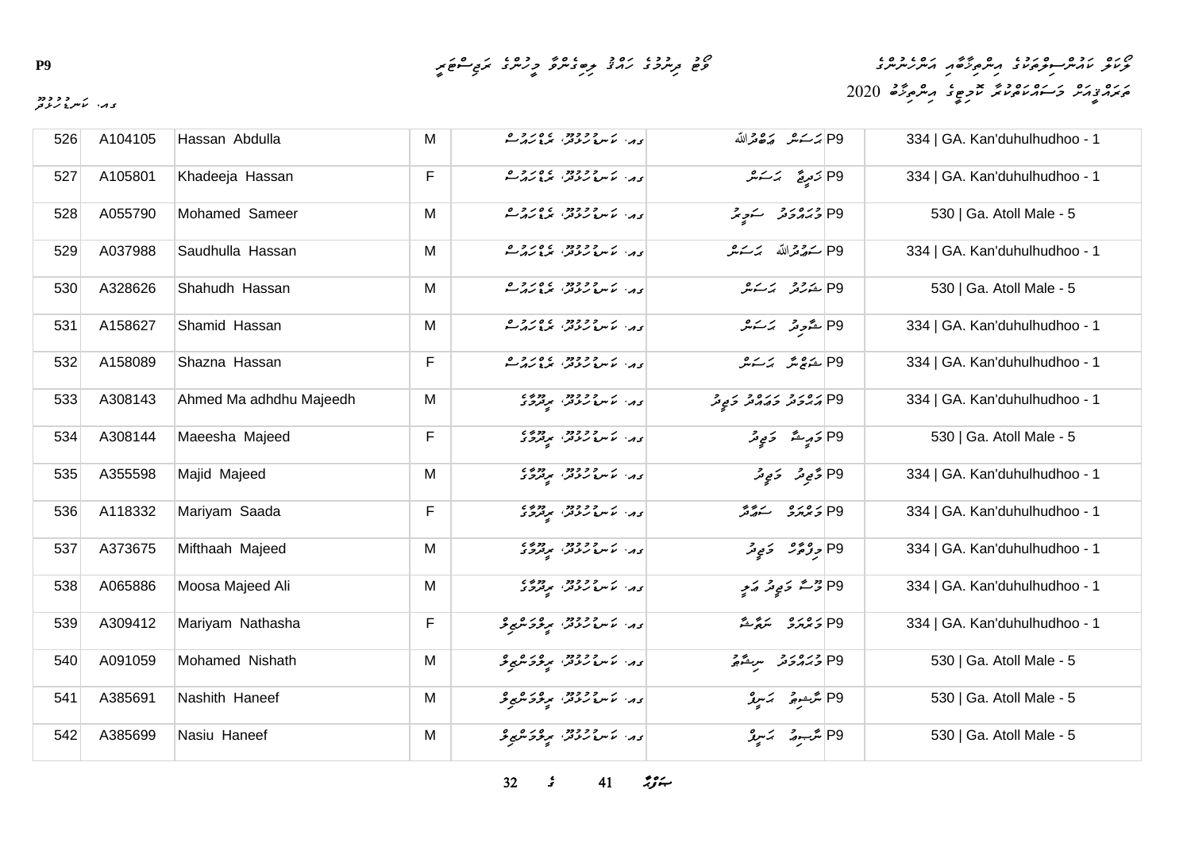| 526 | A104105 | Hassan Abdulla | M | ގއ. ކަނޑުހުޅުދޫ، ރޯޒްހައުސް | P9 ހަސަން އަބްދުﷲ | 334 \| GA. Kan'duhulhudhoo - 1 |
|---|---|---|---|---|---|---|
| 527 | A105801 | Khadeeja Hassan | F | ގއ. ކަނޑުހުޅުދޫ، ރޯޒްހައުސް | P9 ޚަދީޖާ ހަސަން | 334 \| GA. Kan'duhulhudhoo - 1 |
| 528 | A055790 | Mohamed Sameer | M | ގއ. ކަނޑުހުޅުދޫ، ރޯޒްހައުސް | P9 މުހައްމަދު ސަމީރު | 530 \| Ga. Atoll Male - 5 |
| 529 | A037988 | Saudhulla Hassan | M | ގއ. ކަނޑުހުޅުދޫ، ރޯޒްހައުސް | P9 ސައުދުﷲ ހަސަން | 334 \| GA. Kan'duhulhudhoo - 1 |
| 530 | A328626 | Shahudh Hassan | M | ގއ. ކަނޑުހުޅުދޫ، ރޯޒްހައުސް | P9 ޝަހުދު ހަސަން | 530 \| Ga. Atoll Male - 5 |
| 531 | A158627 | Shamid Hassan | M | ގއ. ކަނޑުހުޅުދޫ، ރޯޒްހައުސް | P9 ޝާމިދު ހަސަން | 334 \| GA. Kan'duhulhudhoo - 1 |
| 532 | A158089 | Shazna Hassan | F | ގއ. ކަނޑުހުޅުދޫ، ރޯޒްހައުސް | P9 ޝަޒްނާ ހަސަން | 334 \| GA. Kan'duhulhudhoo - 1 |
| 533 | A308143 | Ahmed Ma adhdhu Majeedh | M | ގއ. ކަނޑުހުޅުދޫ، ރިލްޑޯޒް | P9 އަޙްމަދު މައުއްދު މަޖީދު | 334 \| GA. Kan'duhulhudhoo - 1 |
| 534 | A308144 | Maeesha Majeed | F | ގއ. ކަނޑުހުޅުދޫ، ރިލްޑޯޒް | P9 މައީޝާ މަޖީދު | 530 \| Ga. Atoll Male - 5 |
| 535 | A355598 | Majid Majeed | M | ގއ. ކަނޑުހުޅުދޫ، ރިލްޑޯޒް | P9 މާޖިދު މަޖީދު | 334 \| GA. Kan'duhulhudhoo - 1 |
| 536 | A118332 | Mariyam Saada | F | ގއ. ކަނޑުހުޅުދޫ، ރިލްޑޯޒް | P9 މަރިޔަމް ސައާދާ | 334 \| GA. Kan'duhulhudhoo - 1 |
| 537 | A373675 | Mifthaah Majeed | M | ގއ. ކަނޑުހުޅުދޫ، ރިލްޑޯޒް | P9 މިފްތާހް މަޖީދު | 334 \| GA. Kan'duhulhudhoo - 1 |
| 538 | A065886 | Moosa Majeed Ali | M | ގއ. ކަނޑުހުޅުދޫ، ރިލްޑޯޒް | P9 މޫސާ މަޖީދު އަލި | 334 \| GA. Kan'duhulhudhoo - 1 |
| 539 | A309412 | Mariyam Nathasha | F | ގއ. ކަނޑުހުޅުދޫ، ރިވެމަންޒިލް | P9 މަރިޔަމް ނަތާޝާ | 334 \| GA. Kan'duhulhudhoo - 1 |
| 540 | A091059 | Mohamed Nishath | M | ގއ. ކަނޑުހުޅުދޫ، ރިވެމަންޒިލް | P9 މުހައްމަދު ނިޝާތު | 530 \| Ga. Atoll Male - 5 |
| 541 | A385691 | Nashith Haneef | M | ގއ. ކަނޑުހުޅުދޫ، ރިވެމަންޒިލް | P9 ނާޝިތު ހަނީފު | 530 \| Ga. Atoll Male - 5 |
| 542 | A385699 | Nasiu Haneef | M | ގއ. ކަނޑުހުޅުދޫ، ރިވެމަންޒިލް | P9 ނާސިއު ހަނީފު | 530 \| Ga. Atoll Male - 5 |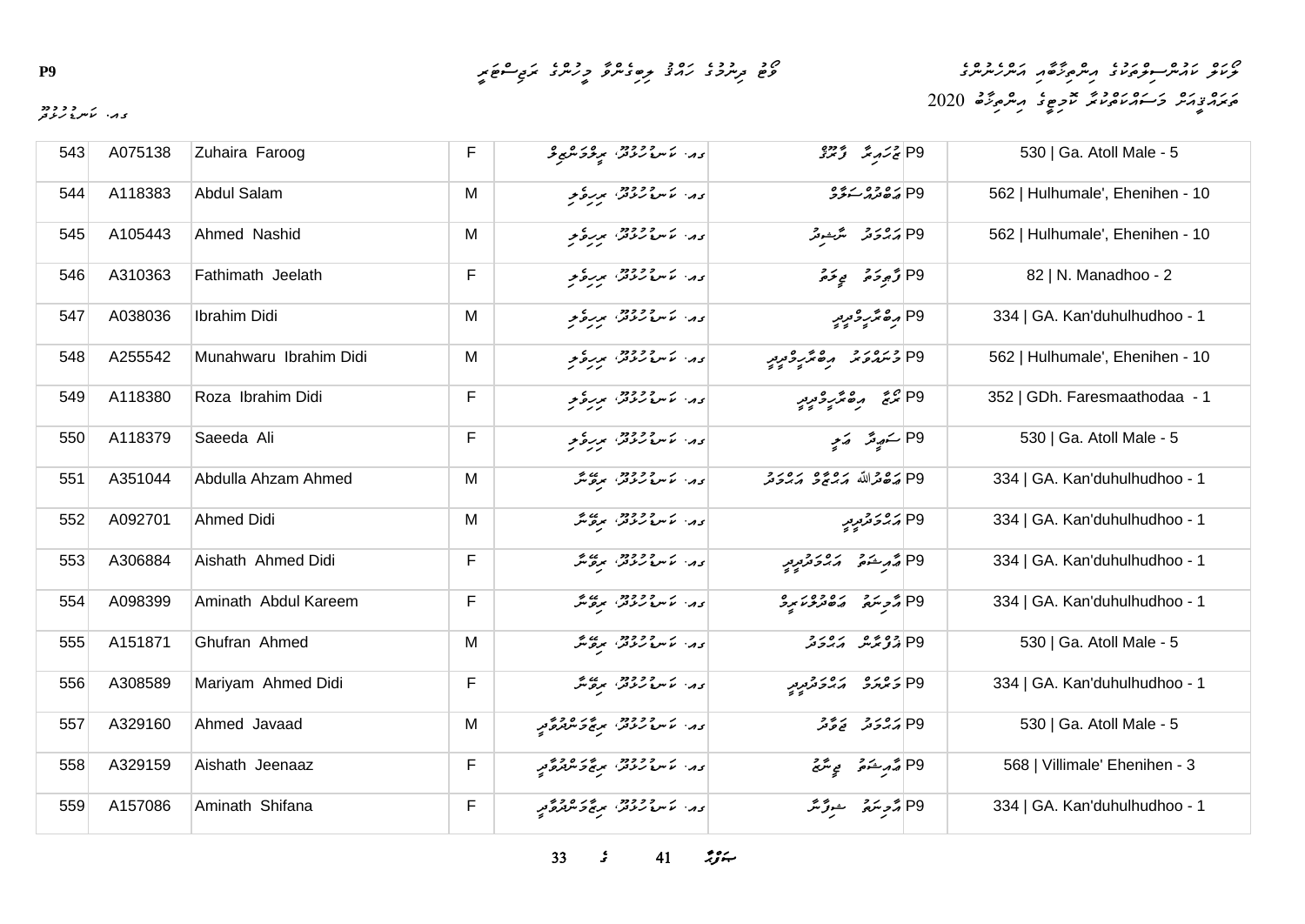| 543 | A075138 | Zuhaira Faroog | F | ގއ. ކަނޑުހުޅުދޫ، ރިވެރަންޒްވިލާ | P9 ޒުހައިރާ ފާރޫގު | 530 \| Ga. Atoll Male - 5 |
|---|---|---|---|---|---|---|
| 544 | A118383 | Abdul Salam | M | ގއ. ކަނޑުހުޅުދޫ، ރިހިވެލި | P9 އަބްދުއްސަލާމް | 562 \| Hulhumale', Ehenihen - 10 |
| 545 | A105443 | Ahmed Nashid | M | ގއ. ކަނޑުހުޅުދޫ، ރިހިވެލި | P9 އަހްމަދު ނާޝިދު | 562 \| Hulhumale', Ehenihen - 10 |
| 546 | A310363 | Fathimath Jeelath | F | ގއ. ކަނޑުހުޅުދޫ، ރިހިވެލި | P9 ފާތިމަތު ޖީލަތު | 82 \| N. Manadhoo - 2 |
| 547 | A038036 | Ibrahim Didi | M | ގއ. ކަނޑުހުޅުދޫ، ރިހިވެލި | P9 އިބްރާހިމްދީދީ | 334 \| GA. Kan'duhulhudhoo - 1 |
| 548 | A255542 | Munahwaru Ibrahim Didi | M | ގއ. ކަނޑުހުޅުދޫ، ރިހިވެލި | P9 މުނައްވަރު އިބްރާހިމްދީދީ | 562 \| Hulhumale', Ehenihen - 10 |
| 549 | A118380 | Roza Ibrahim Didi | F | ގއ. ކަނޑުހުޅުދޫ، ރިހިވެލި | P9 ރޯޒާ އިބްރާހިމްދީދީ | 352 \| GDh. Faresmaathodaa - 1 |
| 550 | A118379 | Saeeda Ali | F | ގއ. ކަނޑުހުޅުދޫ، ރިހިވެލި | P9 ސައީދާ ޢަލީ | 530 \| Ga. Atoll Male - 5 |
| 551 | A351044 | Abdulla Ahzam Ahmed | M | ގއ. ކަނޑުހުޅުދޫ، ރިވާރި | P9 އަބްދުﷲ އަހްޒަމް އަހްމަދު | 334 \| GA. Kan'duhulhudhoo - 1 |
| 552 | A092701 | Ahmed Didi | M | ގއ. ކަނޑުހުޅުދޫ، ރިވާރި | P9 އަހްމަދުދީދީ | 334 \| GA. Kan'duhulhudhoo - 1 |
| 553 | A306884 | Aishath Ahmed Didi | F | ގއ. ކަނޑުހުޅުދޫ، ރިވާރި | P9 އާއިޝަތު އަހްމަދުދީދީ | 334 \| GA. Kan'duhulhudhoo - 1 |
| 554 | A098399 | Aminath Abdul Kareem | F | ގއ. ކަނޑުހުޅުދޫ، ރިވާރި | P9 އާމިނަތު އަބްދުލްކަރީމް | 334 \| GA. Kan'duhulhudhoo - 1 |
| 555 | A151871 | Ghufran Ahmed | M | ގއ. ކަނޑުހުޅުދޫ، ރިވާރި | P9 ޣުފްރާން އަހްމަދު | 530 \| Ga. Atoll Male - 5 |
| 556 | A308589 | Mariyam Ahmed Didi | F | ގއ. ކަނޑުހުޅުދޫ، ރިވާރި | P9 މަރިޔަމް އަހްމަދުދީދީ | 334 \| GA. Kan'duhulhudhoo - 1 |
| 557 | A329160 | Ahmed Javaad | M | ގއ. ކަނޑުހުޅުދޫ، ރިޗްމަންޑްވިލާ | P9 އަހްމަދު ޖަވާދު | 530 \| Ga. Atoll Male - 5 |
| 558 | A329159 | Aishath Jeenaaz | F | ގއ. ކަނޑުހުޅުދޫ، ރިޗްމަންޑްވިލާ | P9 އާއިޝަތު ޖީނާޒް | 568 \| Villimale' Ehenihen - 3 |
| 559 | A157086 | Aminath Shifana | F | ގއ. ކަނޑުހުޅުދޫ، ރިޗްމަންޑްވިލާ | P9 އާމިނަތު ޝިފާނާ | 334 \| GA. Kan'duhulhudhoo - 1 |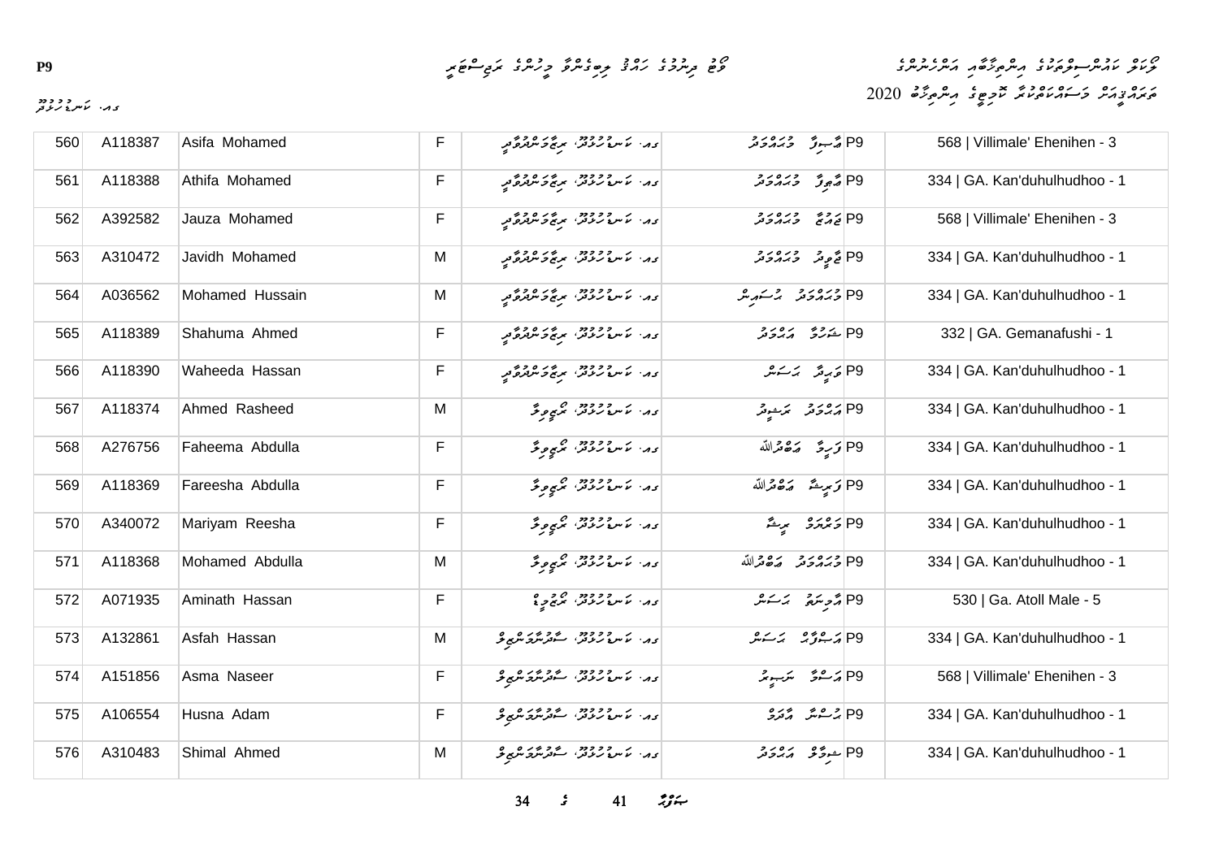| 560 | A118387 | Asifa Mohamed | F | ގއ. ކަނޑުހުޅުދޫ، ރިޒާމަންޒިލްވާދީ | P9 އާސިފާ މުހައްމަދު | 568 \| Villimale' Ehenihen - 3 |
|---|---|---|---|---|---|---|
| 561 | A118388 | Athifa Mohamed | F | ގއ. ކަނޑުހުޅުދޫ، ރިޒާމަންޒިލްވާދީ | P9 އާތިފާ މުހައްމަދު | 334 \| GA. Kan'duhulhudhoo - 1 |
| 562 | A392582 | Jauza Mohamed | F | ގއ. ކަނޑުހުޅުދޫ، ރިޒާމަންޒިލްވާދީ | P9 ޖައުޒާ މުހައްމަދު | 568 \| Villimale' Ehenihen - 3 |
| 563 | A310472 | Javidh Mohamed | M | ގއ. ކަނޑުހުޅުދޫ، ރިޒާމަންޒިލްވާދީ | P9 ޖާވިދު މުހައްމަދު | 334 \| GA. Kan'duhulhudhoo - 1 |
| 564 | A036562 | Mohamed Hussain | M | ގއ. ކަނޑުހުޅުދޫ، ރިޒާމަންޒިލްވާދީ | P9 މުހައްމަދު ހުސައިން | 334 \| GA. Kan'duhulhudhoo - 1 |
| 565 | A118389 | Shahuma Ahmed | F | ގއ. ކަނޑުހުޅުދޫ، ރިޒާމަންޒިލްވާދީ | P9 ޝަހުމާ އަހުމަދު | 332 \| GA. Gemanafushi - 1 |
| 566 | A118390 | Waheeda Hassan | F | ގއ. ކަނޑުހުޅުދޫ، ރިޒާމަންޒިލްވާދީ | P9 ވަހީދާ ހަސަން | 334 \| GA. Kan'duhulhudhoo - 1 |
| 567 | A118374 | Ahmed Rasheed | M | ގއ. ކަނޑުހުޅުދޫ، ރޯޒްވިލާ | P9 އަހުމަދު ރަޝީދު | 334 \| GA. Kan'duhulhudhoo - 1 |
| 568 | A276756 | Faheema Abdulla | F | ގއ. ކަނޑުހުޅުދޫ، ރޯޒްވިލާ | P9 ފަހީމާ އަބްދުﷲ | 334 \| GA. Kan'duhulhudhoo - 1 |
| 569 | A118369 | Fareesha Abdulla | F | ގއ. ކަނޑުހުޅުދޫ، ރޯޒްވިލާ | P9 ފަރީޝާ އަބްދުﷲ | 334 \| GA. Kan'duhulhudhoo - 1 |
| 570 | A340072 | Mariyam Reesha | F | ގއ. ކަނޑުހުޅުދޫ، ރޯޒްވިލާ | P9 މަރިޔަމް ރީޝާ | 334 \| GA. Kan'duhulhudhoo - 1 |
| 571 | A118368 | Mohamed Abdulla | M | ގއ. ކަނޑުހުޅުދޫ، ރޯޒްވިލާ | P9 މުހައްމަދު އަބްދުﷲ | 334 \| GA. Kan'duhulhudhoo - 1 |
| 572 | A071935 | Aminath Hassan | F | ގއ. ކަނޑުހުޅުދޫ، ރޯޒްވިއު | P9 އާމިނަތު ހަސަން | 530 \| Ga. Atoll Male - 5 |
| 573 | A132861 | Asfah Hassan | M | ގއ. ކަނޑުހުޅުދޫ، ސާދުނާމަންޒިލް | P9 އަސްފާހު ހަސަން | 334 \| GA. Kan'duhulhudhoo - 1 |
| 574 | A151856 | Asma Naseer | F | ގއ. ކަނޑުހުޅުދޫ، ސާދުނާމަންޒިލް | P9 އަސްމާ ނަސީރު | 568 \| Villimale' Ehenihen - 3 |
| 575 | A106554 | Husna Adam | F | ގއ. ކަނޑުހުޅުދޫ، ސާދުނާމަންޒިލް | P9 ހުސްނާ އާދަމް | 334 \| GA. Kan'duhulhudhoo - 1 |
| 576 | A310483 | Shimal Ahmed | M | ގއ. ކަނޑުހުޅުދޫ، ސާދުނާމަންޒިލް | P9 ޝިމާލް އަހުމަދު | 334 \| GA. Kan'duhulhudhoo - 1 |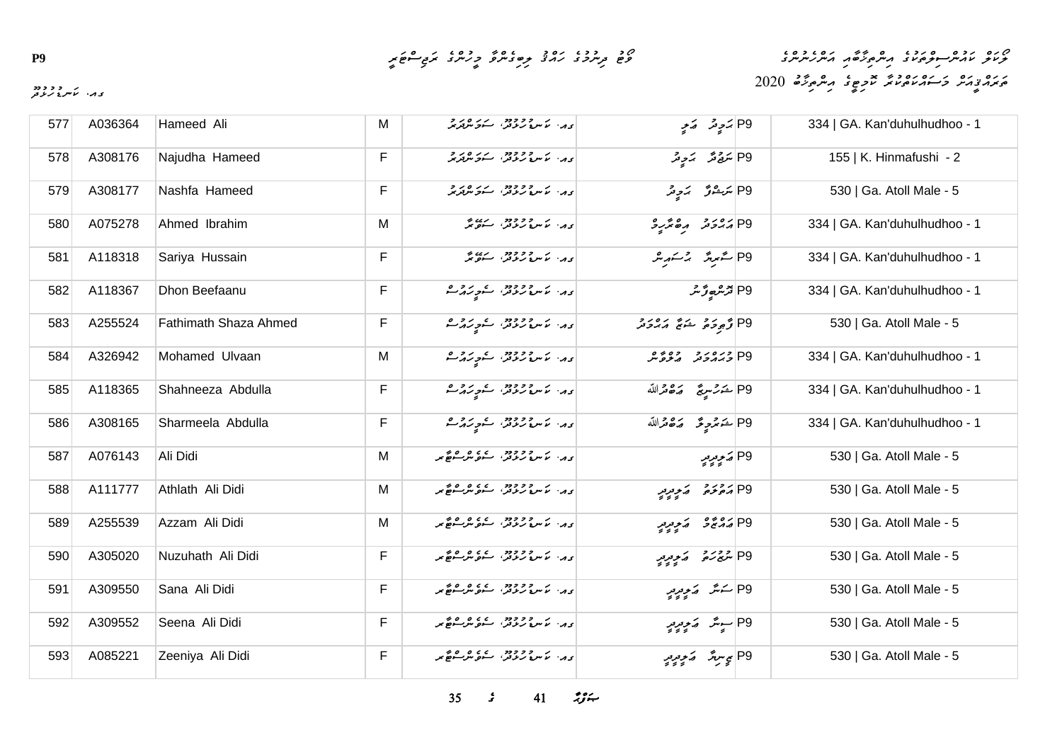| 577 | A036364 | Hameed Ali | M | ގއ. ކަނޑުހުލުދޫ، ސަމަންދަރު | P9 ހަމީދު ޢަލީ | 334 \| GA. Kan'duhulhudhoo - 1 |
|---|---|---|---|---|---|---|
| 578 | A308176 | Najudha Hameed | F | ގއ. ކަނޑުހުލުދޫ، ސަމަންދަރު | P9 ނަޖުދާ ހަމީދު | 155 \| K. Hinmafushi - 2 |
| 579 | A308177 | Nashfa Hameed | F | ގއ. ކަނޑުހުލުދޫ، ސަމަންދަރު | P9 ނަޝްފާ ހަމީދު | 530 \| Ga. Atoll Male - 5 |
| 580 | A075278 | Ahmed Ibrahim | M | ގއ. ކަނޑުހުލުދޫ، ސަބާނާ | P9 އަހުމަދު އިބްރާހިމް | 334 \| GA. Kan'duhulhudhoo - 1 |
| 581 | A118318 | Sariya Hussain | F | ގއ. ކަނޑުހުލުދޫ، ސަބާނާ | P9 ސާރިޔާ ހުސައިން | 334 \| GA. Kan'duhulhudhoo - 1 |
| 582 | A118367 | Dhon Beefaanu | F | ގއ. ކަނޑުހުލުދޫ، ސަލްވިހައުސް | P9 ދޮންބީފާނު | 334 \| GA. Kan'duhulhudhoo - 1 |
| 583 | A255524 | Fathimath Shaza Ahmed | F | ގއ. ކަނޑުހުލުދޫ، ސަލްވިހައުސް | P9 ފާތިމަތު ޝަޒާ އަހުމަދު | 530 \| Ga. Atoll Male - 5 |
| 584 | A326942 | Mohamed Ulvaan | M | ގއ. ކަނޑުހުލުދޫ، ސަލްވިހައުސް | P9 މުހައްމަދު އުލްވާން | 334 \| GA. Kan'duhulhudhoo - 1 |
| 585 | A118365 | Shahneeza Abdulla | F | ގއ. ކަނޑުހުލުދޫ، ސަލްވިހައުސް | P9 ޝަހްނީޒާ އަބްދުاللهު | 334 \| GA. Kan'duhulhudhoo - 1 |
| 586 | A308165 | Sharmeela Abdulla | F | ގއ. ކަނޑުހުލުދޫ، ސަލްވިހައުސް | P9 ޝަރްމީލާ އަބްދުاللهު | 334 \| GA. Kan'duhulhudhoo - 1 |
| 587 | A076143 | Ali Didi | M | ގއ. ކަނޑުހުލުދޫ، ސަވަންސްޓާރ | P9 އަލީދީދީ | 530 \| Ga. Atoll Male - 5 |
| 588 | A111777 | Athlath Ali Didi | M | ގއ. ކަނޑުހުލުދޫ، ސަވަންސްޓާރ | P9 އަތުލަތު އަލީދީދީ | 530 \| Ga. Atoll Male - 5 |
| 589 | A255539 | Azzam Ali Didi | M | ގއ. ކަނޑުހުލުދޫ، ސަވަންސްޓާރ | P9 އައްޒާމް އަލީދީދީ | 530 \| Ga. Atoll Male - 5 |
| 590 | A305020 | Nuzuhath Ali Didi | F | ގއ. ކަނޑުހުލުދޫ، ސަވަންސްޓާރ | P9 ނުޒުހަތު އަލީދީދީ | 530 \| Ga. Atoll Male - 5 |
| 591 | A309550 | Sana Ali Didi | F | ގއ. ކަނޑުހުލުދޫ، ސަވަންސްޓާރ | P9 ސަނާ އަލީދީދީ | 530 \| Ga. Atoll Male - 5 |
| 592 | A309552 | Seena Ali Didi | F | ގއ. ކަނޑުހުލުދޫ، ސަވަންސްޓާރ | P9 ސީނާ އަލީދީދީ | 530 \| Ga. Atoll Male - 5 |
| 593 | A085221 | Zeeniya Ali Didi | F | ގއ. ކަނޑުހުލުދޫ، ސަވަންސްޓާރ | P9 ޒީނިޔާ އަލީދީދީ | 530 \| Ga. Atoll Male - 5 |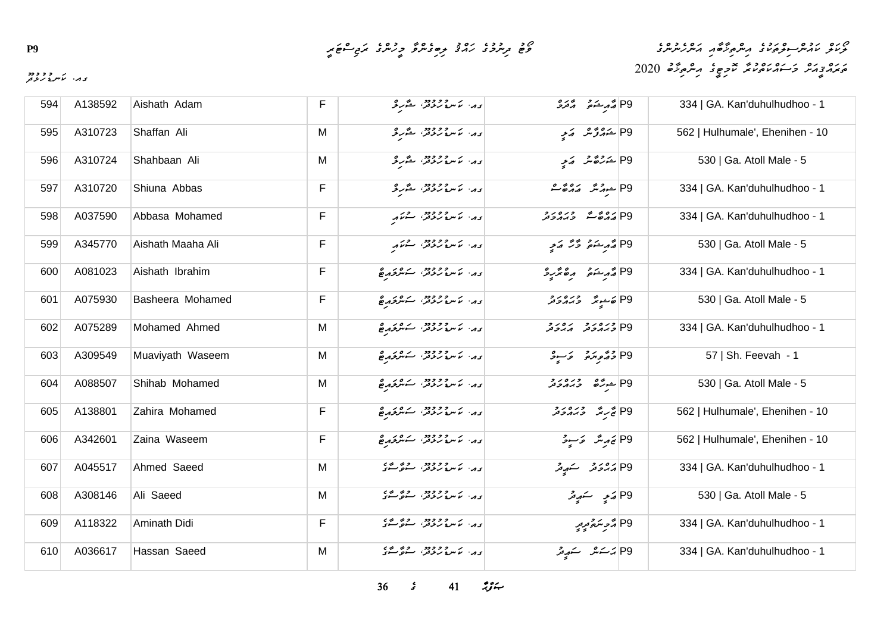| 594 | A138592 | Aishath Adam | F | ގއ. ކަނޑުހުޅުދޫ، ޝާރިލް | P9 އާއިޝަތު އާދަމް | 334 \| GA. Kan'duhulhudhoo - 1 |
|---|---|---|---|---|---|---|
| 595 | A310723 | Shaffan Ali | M | ގއ. ކަނޑުހުޅުދޫ، ޝާރިލް | P9 ޝައްފާން ޢަލީ | 562 \| Hulhumale', Ehenihen - 10 |
| 596 | A310724 | Shahbaan Ali | M | ގއ. ކަނޑުހުޅުދޫ، ޝާރިލް | P9 ޝަހްބާން ޢަލީ | 530 \| Ga. Atoll Male - 5 |
| 597 | A310720 | Shiuna Abbas | F | ގއ. ކަނޑުހުޅުދޫ، ޝާރިލް | P9 ޝިއުނާ ޢައްބާސް | 334 \| GA. Kan'duhulhudhoo - 1 |
| 598 | A037590 | Abbasa Mohamed | F | ގއ. ކަނޑުހުޅުދޫ، ސުނާމީ | P9 ޢައްބާސާ މުޙައްމަދު | 334 \| GA. Kan'duhulhudhoo - 1 |
| 599 | A345770 | Aishath Maaha Ali | F | ގއ. ކަނޑުހުޅުދޫ، ސުނާމީ | P9 އާއިޝަތު މާހާ ޢަލީ | 530 \| Ga. Atoll Male - 5 |
| 600 | A081023 | Aishath Ibrahim | F | ގއ. ކަނޑުހުޅުދޫ، ސަންރައިޒް | P9 އާއިޝަތު އިބްރާހީމް | 334 \| GA. Kan'duhulhudhoo - 1 |
| 601 | A075930 | Basheera Mohamed | F | ގއ. ކަނޑުހުޅުދޫ، ސަންރައިޒް | P9 ބަޝީރާ މުޙައްމަދު | 530 \| Ga. Atoll Male - 5 |
| 602 | A075289 | Mohamed Ahmed | M | ގއ. ކަނޑުހުޅުދޫ، ސަންރައިޒް | P9 މުޙައްމަދު އަޙްމަދު | 334 \| GA. Kan'duhulhudhoo - 1 |
| 603 | A309549 | Muaviyath Waseem | M | ގއ. ކަނޑުހުޅުދޫ، ސަންރައިޒް | P9 މުޢާވިޔަތު ވަސީމް | 57 \| Sh. Feevah - 1 |
| 604 | A088507 | Shihab Mohamed | M | ގއ. ކަނޑުހުޅުދޫ، ސަންރައިޒް | P9 ޝިހާބް މުޙައްމަދު | 530 \| Ga. Atoll Male - 5 |
| 605 | A138801 | Zahira Mohamed | F | ގއ. ކަނޑުހުޅުދޫ، ސަންރައިޒް | P9 ޒާހިރާ މުޙައްމަދު | 562 \| Hulhumale', Ehenihen - 10 |
| 606 | A342601 | Zaina Waseem | F | ގއ. ކަނޑުހުޅުދޫ، ސަންރައިޒް | P9 ޒައިނާ ވަސީމް | 562 \| Hulhumale', Ehenihen - 10 |
| 607 | A045517 | Ahmed Saeed | M | ގއ. ކަނޑުހުޅުދޫ، ސޯލާސް | P9 އަޙްމަދު ސައީދު | 334 \| GA. Kan'duhulhudhoo - 1 |
| 608 | A308146 | Ali Saeed | M | ގއ. ކަނޑުހުޅުދޫ، ސޯލާސް | P9 ޢަލީ ސައީދު | 530 \| Ga. Atoll Male - 5 |
| 609 | A118322 | Aminath Didi | F | ގއ. ކަނޑުހުޅުދޫ، ސޯލާސް | P9 އާމިނަތު ދީދީ | 334 \| GA. Kan'duhulhudhoo - 1 |
| 610 | A036617 | Hassan Saeed | M | ގއ. ކަނޑުހުޅުދޫ، ސޯލާސް | P9 ޙަސަން ސައީދު | 334 \| GA. Kan'duhulhudhoo - 1 |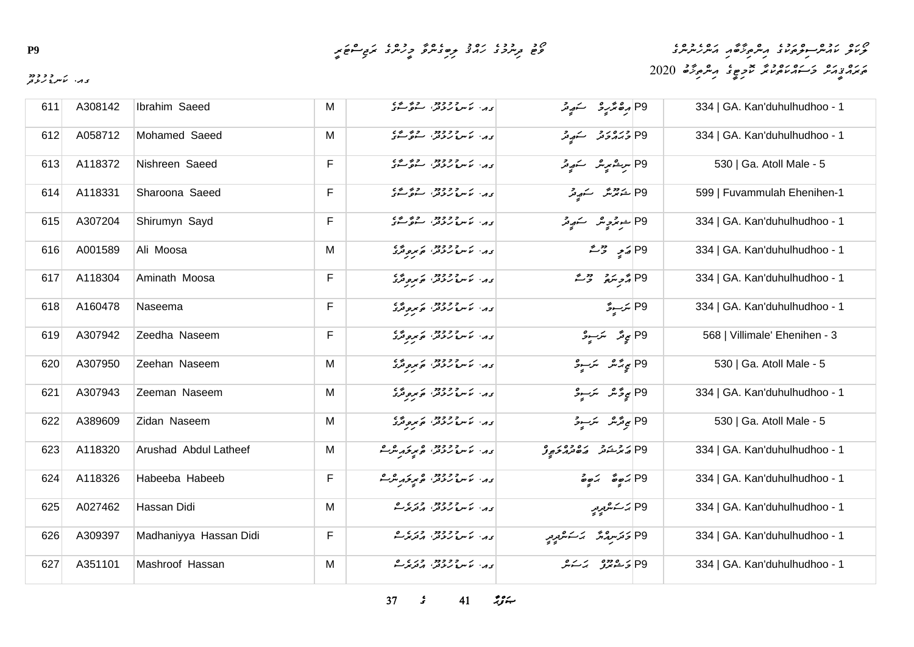| 611 | A308142 | Ibrahim Saeed | M | ގއ. ކަނޑުހުލުދޫ، ސަވާސާގެ | P9  އިބްރާހީމް ސަޢީދު | 334 \| GA. Kan'duhulhudhoo - 1 |
|---|---|---|---|---|---|---|
| 612 | A058712 | Mohamed Saeed | M | ގއ. ކަނޑުހުލުދޫ، ސަވާސާގެ | P9 މުޙައްމަދު ސަޢީދު | 334 \| GA. Kan'duhulhudhoo - 1 |
| 613 | A118372 | Nishreen Saeed | F | ގއ. ކަނޑުހުލުދޫ، ސަވާސާގެ | P9 ނިޝްރީން ސަޢީދު | 530 \| Ga. Atoll Male - 5 |
| 614 | A118331 | Sharoona Saeed | F | ގއ. ކަނޑުހުލުދޫ، ސަވާސާގެ | P9 ޝަރޫނާ ސަޢީދު | 599 \| Fuvammulah Ehenihen-1 |
| 615 | A307204 | Shirumyn Sayd | F | ގއ. ކަނޑުހުލުދޫ، ސަވާސާގެ | P9 ޝިރުމީން ސަޢީދު | 334 \| GA. Kan'duhulhudhoo - 1 |
| 616 | A001589 | Ali Moosa | M | ގއ. ކަނޑުހުލުދޫ، ތަރިވިދާގެ | P9 އަލި މޫސާ | 334 \| GA. Kan'duhulhudhoo - 1 |
| 617 | A118304 | Aminath Moosa | F | ގއ. ކަނޑުހުލުދޫ، ތަރިވިދާގެ | P9 އާމިނަތު މޫސާ | 334 \| GA. Kan'duhulhudhoo - 1 |
| 618 | A160478 | Naseema | F | ގއ. ކަނޑުހުލުދޫ، ތަރިވިދާގެ | P9 ނަސީމާ | 334 \| GA. Kan'duhulhudhoo - 1 |
| 619 | A307942 | Zeedha Naseem | F | ގއ. ކަނޑުހުލުދޫ، ތަރިވިދާގެ | P9 ޒީދާ ނަސީމް | 568 \| Villimale' Ehenihen - 3 |
| 620 | A307950 | Zeehan Naseem | M | ގއ. ކަނޑުހުލުދޫ، ތަރިވިދާގެ | P9 ޒީހާން ނަސީމް | 530 \| Ga. Atoll Male - 5 |
| 621 | A307943 | Zeeman Naseem | M | ގއ. ކަނޑުހުލުދޫ، ތަރިވިދާގެ | P9 ޒީމާން ނަސީމް | 334 \| GA. Kan'duhulhudhoo - 1 |
| 622 | A389609 | Zidan Naseem | M | ގއ. ކަނޑުހުލުދޫ، ތަރިވިދާގެ | P9 ޒިދާން ނަސީމް | 530 \| Ga. Atoll Male - 5 |
| 623 | A118320 | Arushad Abdul Latheef | M | ގއ. ކަނޑުހުލުދޫ، ތަރިވަރިންސް | P9 އަރުޝަދު އަބްދުއްލަޠީފް | 334 \| GA. Kan'duhulhudhoo - 1 |
| 624 | A118326 | Habeeba Habeeb | F | ގއ. ކަނޑުހުލުދޫ، ތަރިވަރިންސް | P9 ހަބީބާ ހަބީބު | 334 \| GA. Kan'duhulhudhoo - 1 |
| 625 | A027462 | Hassan Didi | M | ގއ. ކަނޑުހުލުދޫ، އުދަރަސް | P9 ހަސަންދީދީ | 334 \| GA. Kan'duhulhudhoo - 1 |
| 626 | A309397 | Madhaniyya Hassan Didi | F | ގއ. ކަނޑުހުލުދޫ، އުދަރަސް | P9 މަދަނިއްޔާ ހަސަންދީދީ | 334 \| GA. Kan'duhulhudhoo - 1 |
| 627 | A351101 | Mashroof Hassan | M | ގއ. ކަނޑުހުލުދޫ، އުދަރަސް | P9 މަޝްރޫފު ހަސަން | 334 \| GA. Kan'duhulhudhoo - 1 |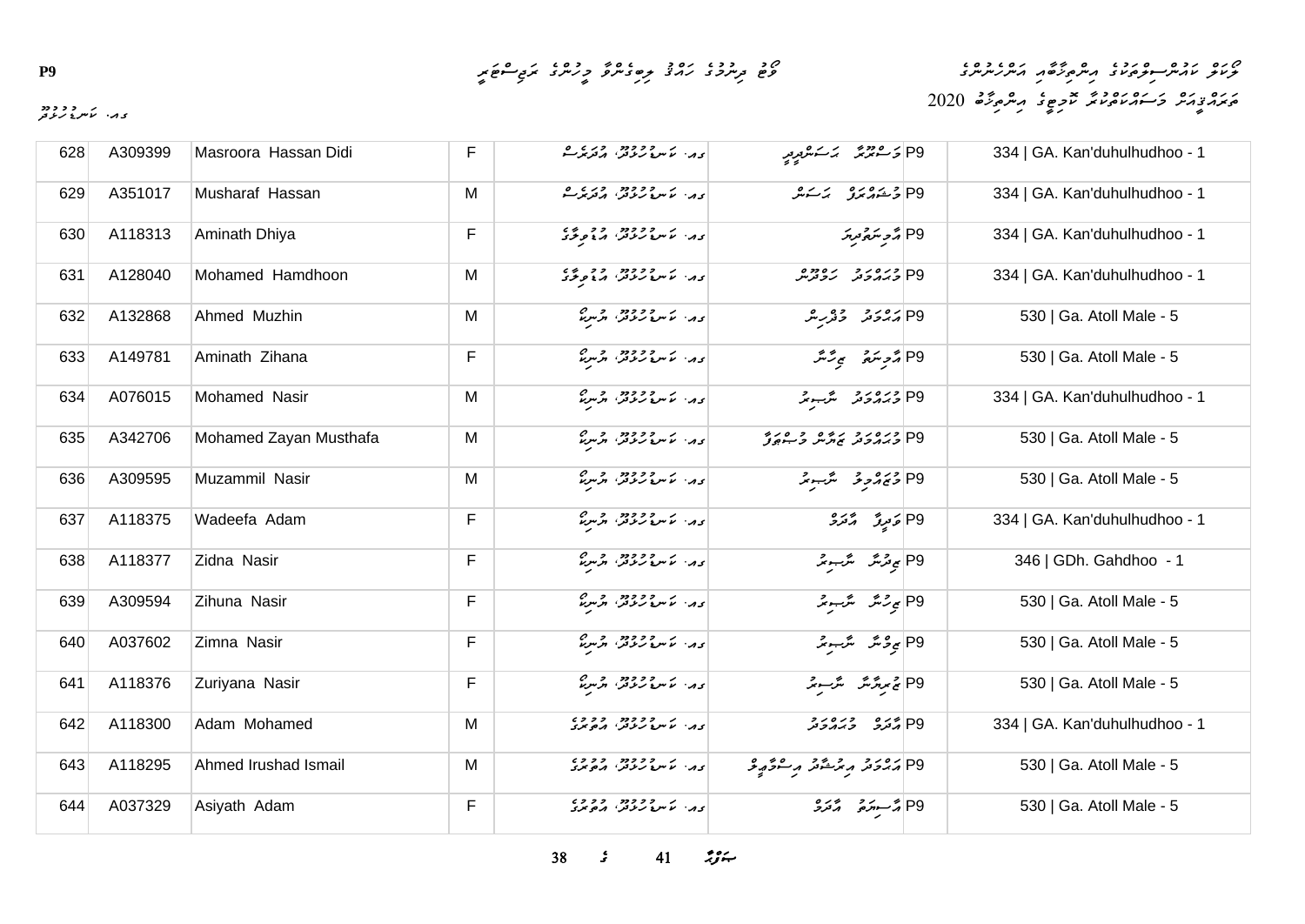| 628 | A309399 | Masroora Hassan Didi | F | ގއ. ކަނޑުހުޅުދޫ، އުދަރާސް | P9 | ވަސްރޫރާ ޙަސަންދީދީ | 334 \| GA. Kan'duhulhudhoo - 1 |
|---|---|---|---|---|---|---|---|
| 629 | A351017 | Musharaf Hassan | M | ގއ. ކަނޑުހުޅުދޫ، އުދަރާސް | P9 | މުޝައްރަފް ޙަސަން | 334 \| GA. Kan'duhulhudhoo - 1 |
| 630 | A118313 | Aminath Dhiya | F | ގއ. ކަނޑުހުޅުދޫ، އުޖާލާގެ | P9 | އާމިނަތު ދިޔާ | 334 \| GA. Kan'duhulhudhoo - 1 |
| 631 | A128040 | Mohamed Hamdhoon | M | ގއ. ކަނޑުހުޅުދޫ، އުޖާލާގެ | P9 | މުޙައްމަދު ހަމްދޫން | 334 \| GA. Kan'duhulhudhoo - 1 |
| 632 | A132868 | Ahmed Muzhin | M | ގއ. ކަނޑުހުޅުދޫ، އުނިކާ | P9 | އަޙްމަދު މުޒްހިން | 530 \| Ga. Atoll Male - 5 |
| 633 | A149781 | Aminath Zihana | F | ގއ. ކަނޑުހުޅުދޫ، އުނިކާ | P9 | އާމިނަތު ޒިހާނާ | 530 \| Ga. Atoll Male - 5 |
| 634 | A076015 | Mohamed Nasir | M | ގއ. ކަނޑުހުޅުދޫ، އުނިކާ | P9 | މުޙައްމަދު ނާސިރު | 334 \| GA. Kan'duhulhudhoo - 1 |
| 635 | A342706 | Mohamed Zayan Musthafa | M | ގއ. ކަނޑުހުޅުދޫ، އުނިކާ | P9 | މުޙައްމަދު ޒަޔާން މުސްތަފާ | 530 \| Ga. Atoll Male - 5 |
| 636 | A309595 | Muzammil Nasir | M | ގއ. ކަނޑުހުޅުދޫ، އުނިކާ | P9 | މުޒައްމިލް ނާސިރު | 530 \| Ga. Atoll Male - 5 |
| 637 | A118375 | Wadeefa Adam | F | ގއ. ކަނޑުހުޅުދޫ، އުނިކާ | P9 | ވަދީފާ އާދަމް | 334 \| GA. Kan'duhulhudhoo - 1 |
| 638 | A118377 | Zidna Nasir | F | ގއ. ކަނޑުހުޅުދޫ، އުނިކާ | P9 | ޒިދުނާ ނާސިރު | 346 \| GDh. Gahdhoo - 1 |
| 639 | A309594 | Zihuna Nasir | F | ގއ. ކަނޑުހުޅުދޫ، އުނިކާ | P9 | ޒިހުނާ ނާސިރު | 530 \| Ga. Atoll Male - 5 |
| 640 | A037602 | Zimna Nasir | F | ގއ. ކަނޑުހުޅުދޫ، އުނިކާ | P9 | ޒިމްނާ ނާސިރު | 530 \| Ga. Atoll Male - 5 |
| 641 | A118376 | Zuriyana Nasir | F | ގއ. ކަނޑުހުޅުދޫ، އުނިކާ | P9 | ޒުރިޔާނާ ނާސިރު | 530 \| Ga. Atoll Male - 5 |
| 642 | A118300 | Adam Mohamed | M | ގއ. ކަނޑުހުޅުދޫ، އުތުރުގެ | P9 | އާދަމް މުޙައްމަދު | 334 \| GA. Kan'duhulhudhoo - 1 |
| 643 | A118295 | Ahmed Irushad Ismail | M | ގއ. ކަނޑުހުޅުދޫ، އުތުރުގެ | P9 | އަޙްމަދު އިރުޝާދު އިސްމާއީލް | 530 \| Ga. Atoll Male - 5 |
| 644 | A037329 | Asiyath Adam | F | ގއ. ކަނޑުހުޅުދޫ، އުތުރުގެ | P9 | އާސިޔަތު އާދަމް | 530 \| Ga. Atoll Male - 5 |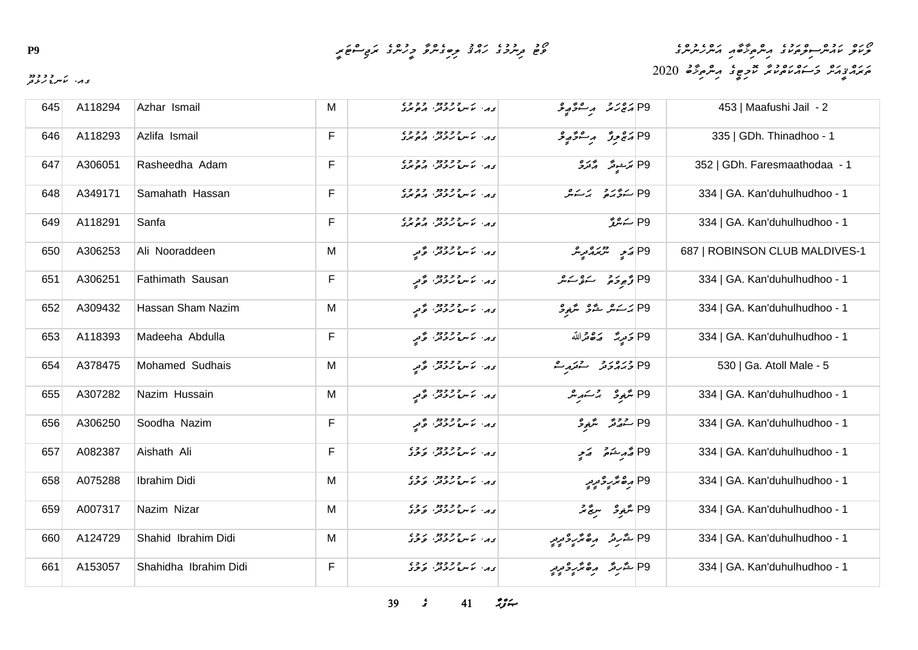| 645 | A118294 | Azhar Ismail | M | ގއ. ކަނޑުހުޅުދޫ، އުތުރުގެ | P9 އަޒްހަރު އިސްމާއީލު | 453 \| Maafushi Jail - 2 |
|---|---|---|---|---|---|---|
| 646 | A118293 | Azlifa Ismail | F | ގއ. ކަނޑުހުޅުދޫ، އުތުރުގެ | P9 އަޒްލިފާ އިސްމާއީލު | 335 \| GDh. Thinadhoo - 1 |
| 647 | A306051 | Rasheedha Adam | F | ގއ. ކަނޑުހުޅުދޫ، އުތުރުގެ | P9 ރަޝީދާ އާދަމް | 352 \| GDh. Faresmaathodaa - 1 |
| 648 | A349171 | Samahath Hassan | F | ގއ. ކަނޑުހުޅުދޫ، އުތުރުގެ | P9 ސަމާހަތު ހަސަން | 334 \| GA. Kan'duhulhudhoo - 1 |
| 649 | A118291 | Sanfa | F | ގއ. ކަނޑުހުޅުދޫ، އުތުރުގެ | P9 ސަންފާ | 334 \| GA. Kan'duhulhudhoo - 1 |
| 650 | A306253 | Ali Nooraddeen | M | ގއ. ކަނޑުހުޅުދޫ، ވާދީ | P9 އަލި ނޫރައްދީން | 687 \| ROBINSON CLUB MALDIVES-1 |
| 651 | A306251 | Fathimath Sausan | F | ގއ. ކަނޑުހުޅުދޫ، ވާދީ | P9 ފާތިމަތު ސައުސަން | 334 \| GA. Kan'duhulhudhoo - 1 |
| 652 | A309432 | Hassan Sham Nazim | M | ގއ. ކަނޑުހުޅުދޫ، ވާދީ | P9 ހަސަން ޝާމް ނާޒިމް | 334 \| GA. Kan'duhulhudhoo - 1 |
| 653 | A118393 | Madeeha Abdulla | F | ގއ. ކަނޑުހުޅުދޫ، ވާދީ | P9 މަދީހާ އަބްދުﷲ | 334 \| GA. Kan'duhulhudhoo - 1 |
| 654 | A378475 | Mohamed Sudhais | M | ގއ. ކަނޑުހުޅުދޫ، ވާދީ | P9 މުހައްމަދު ސުދައިސް | 530 \| Ga. Atoll Male - 5 |
| 655 | A307282 | Nazim Hussain | M | ގއ. ކަނޑުހުޅުދޫ، ވާދީ | P9 ނާޒިމް ހުސައިން | 334 \| GA. Kan'duhulhudhoo - 1 |
| 656 | A306250 | Soodha Nazim | F | ގއ. ކަނޑުހުޅުދޫ، ވާދީ | P9 ސޫދާ ނާޒިމް | 334 \| GA. Kan'duhulhudhoo - 1 |
| 657 | A082387 | Aishath Ali | F | ގއ. ކަނޑުހުޅުދޫ، ވަލުގެ | P9 އާއިޝަތު އަލި | 334 \| GA. Kan'duhulhudhoo - 1 |
| 658 | A075288 | Ibrahim Didi | M | ގއ. ކަނޑުހުޅުދޫ، ވަލުގެ | P9 އިބްރާހީމްދީދީ | 334 \| GA. Kan'duhulhudhoo - 1 |
| 659 | A007317 | Nazim Nizar | M | ގއ. ކަނޑުހުޅުދޫ، ވަލުގެ | P9 ނާޒިމް ނިޒާރު | 334 \| GA. Kan'duhulhudhoo - 1 |
| 660 | A124729 | Shahid Ibrahim Didi | M | ގއ. ކަނޑުހުޅުދޫ، ވަލުގެ | P9 ޝާހިދު އިބްރާހީމްދީދީ | 334 \| GA. Kan'duhulhudhoo - 1 |
| 661 | A153057 | Shahidha Ibrahim Didi | F | ގއ. ކަނޑުހުޅުދޫ، ވަލުގެ | P9 ޝާހިދާ އިބްރާހީމްދީދީ | 334 \| GA. Kan'duhulhudhoo - 1 |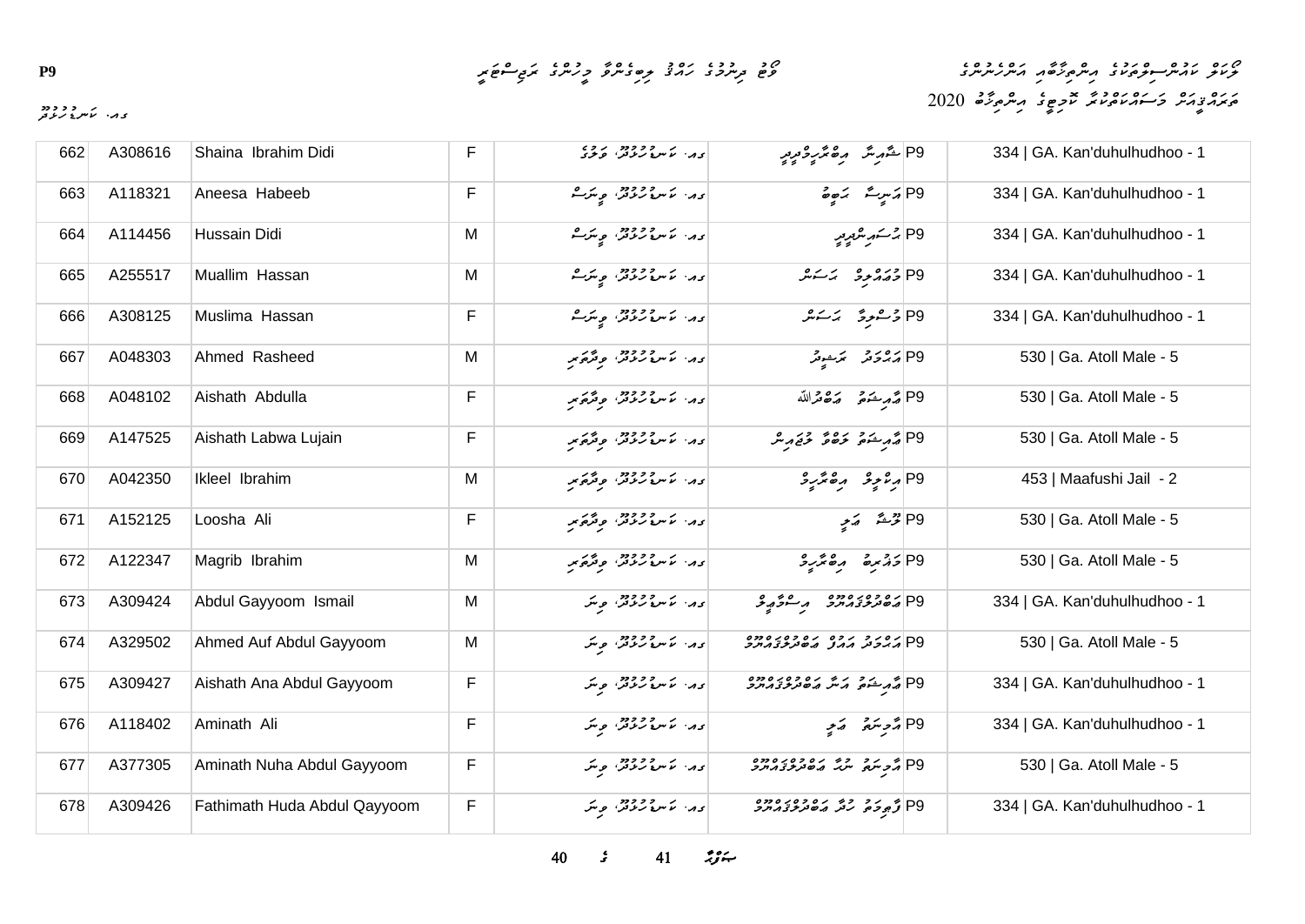| 662 | A308616 | Shaina Ibrahim Didi | F | ގއ. ކަނޑުހުޅުދޫ، ޥަލީގެ | P9 ޝާއިނާ އިބްރާހީމްދީދީ | 334 \| GA. Kan'duhulhudhoo - 1 |
|---|---|---|---|---|---|---|
| 663 | A118321 | Aneesa Habeeb | F | ގއ. ކަނޑުހުޅުދޫ، ވިނަސް | P9 އަނީސާ ހަބީބު | 334 \| GA. Kan'duhulhudhoo - 1 |
| 664 | A114456 | Hussain Didi | M | ގއ. ކަނޑުހުޅުދޫ، ވިނަސް | P9 ހުސައިންދީދީ | 334 \| GA. Kan'duhulhudhoo - 1 |
| 665 | A255517 | Muallim Hassan | M | ގއ. ކަނޑުހުޅުދޫ، ވިނަސް | P9 މުޢައްލިމު ހަސަން | 334 \| GA. Kan'duhulhudhoo - 1 |
| 666 | A308125 | Muslima Hassan | F | ގއ. ކަނޑުހުޅުދޫ، ވިނަސް | P9 މުސްލިމާ ހަސަން | 334 \| GA. Kan'duhulhudhoo - 1 |
| 667 | A048303 | Ahmed Rasheed | M | ގއ. ކަނޑުހުޅުދޫ، ވިލާގެ | P9 އަހުމަދު ރަޝީދު | 530 \| Ga. Atoll Male - 5 |
| 668 | A048102 | Aishath Abdulla | F | ގއ. ކަނޑުހުޅުދޫ، ވިލާގެ | P9 އާއިޝަތު އަބްދުﷲ | 530 \| Ga. Atoll Male - 5 |
| 669 | A147525 | Aishath Labwa Lujain | F | ގއ. ކަނޑުހުޅުދޫ، ވިލާގެ | P9 އާއިޝަތު ލަބްވާ ލުޖައިން | 530 \| Ga. Atoll Male - 5 |
| 670 | A042350 | Ikleel Ibrahim | M | ގއ. ކަނޑުހުޅުދޫ، ވިލާގެ | P9 އިކުލީލް އިބްރާހީމް | 453 \| Maafushi Jail - 2 |
| 671 | A152125 | Loosha Ali | F | ގއ. ކަނޑުހުޅުދޫ، ވިލާގެ | P9 ލޫޝާ އަލީ | 530 \| Ga. Atoll Male - 5 |
| 672 | A122347 | Magrib Ibrahim | M | ގއ. ކަނޑުހުޅުދޫ، ވިލާގެ | P9 މަޣްރިބު އިބްރާހީމް | 530 \| Ga. Atoll Male - 5 |
| 673 | A309424 | Abdul Gayyoom Ismail | M | ގއ. ކަނޑުހުޅުދޫ، ވިނަ | P9 އަބްދުލްޤައްޔޫމް އިސްމާޢީލް | 334 \| GA. Kan'duhulhudhoo - 1 |
| 674 | A329502 | Ahmed Auf Abdul Gayyoom | M | ގއ. ކަނޑުހުޅުދޫ، ވިނަ | P9 އަހުމަދު އައުފް އަބްދުލްޤައްޔޫމް | 530 \| Ga. Atoll Male - 5 |
| 675 | A309427 | Aishath Ana Abdul Gayyoom | F | ގއ. ކަނޑުހުޅުދޫ، ވިނަ | P9 އާއިޝަތު އަނާ އަބްދުލްޤައްޔޫމް | 334 \| GA. Kan'duhulhudhoo - 1 |
| 676 | A118402 | Aminath Ali | F | ގއ. ކަނޑުހުޅުދޫ، ވިނަ | P9 އާމިނަތު އަލީ | 334 \| GA. Kan'duhulhudhoo - 1 |
| 677 | A377305 | Aminath Nuha Abdul Gayyoom | F | ގއ. ކަނޑުހުޅުދޫ، ވިނަ | P9 އާމިނަތު ނުހާ އަބްދުލްޤައްޔޫމް | 530 \| Ga. Atoll Male - 5 |
| 678 | A309426 | Fathimath Huda Abdul Qayyoom | F | ގއ. ކަނޑުހުޅުދޫ، ވިނަ | P9 ފާތިމަތު ހުދާ އަބްދުލްޤައްޔޫމް | 334 \| GA. Kan'duhulhudhoo - 1 |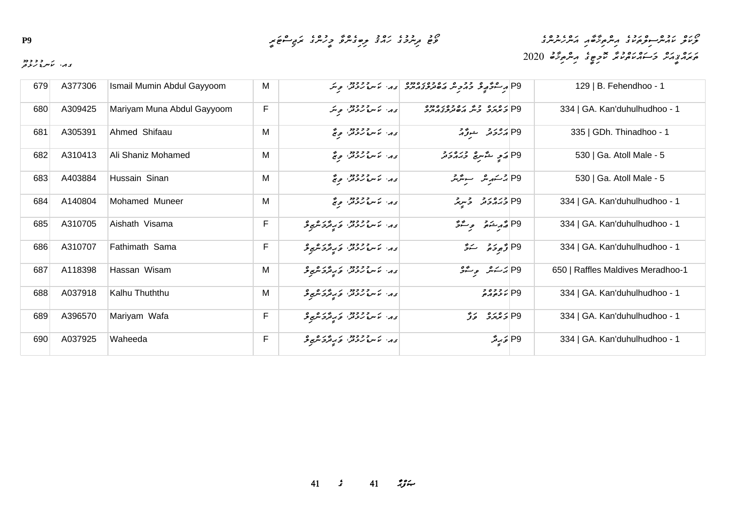| | | | | | | |
|---|---|---|---|---|---|---|
| 679 | A377306 | Ismail Mumin Abdul Gayyoom | M | ގއ. ކަނޑުހުލުދޫ، ވިނަ | P9 އިސްމާއީލް މުއުމިން އަބްދުލްގައްޔޫމް | 129 \| B. Fehendhoo - 1 |
| 680 | A309425 | Mariyam Muna Abdul Gayyoom | F | ގއ. ކަނޑުހުލުދޫ، ވިނަ | P9 މަރިޔަމް މުނާ އަބްދުލްގައްޔޫމް | 334 \| GA. Kan'duhulhudhoo - 1 |
| 681 | A305391 | Ahmed Shifaau | M | ގއ. ކަނޑުހުލުދޫ، ވިޝާ | P9 އަހުމަދު ޝިފާއު | 335 \| GDh. Thinadhoo - 1 |
| 682 | A310413 | Ali Shaniz Mohamed | M | ގއ. ކަނޑުހުލުދޫ، ވިޝާ | P9 އަލި ޝާނިޒް މުހައްމަދު | 530 \| Ga. Atoll Male - 5 |
| 683 | A403884 | Hussain Sinan | M | ގއ. ކަނޑުހުލުދޫ، ވިޝާ | P9 ހުސައިން ސިނާން | 530 \| Ga. Atoll Male - 5 |
| 684 | A140804 | Mohamed Muneer | M | ގއ. ކަނޑުހުލުދޫ، ވިޝާ | P9 މުހައްމަދު މުނީރު | 334 \| GA. Kan'duhulhudhoo - 1 |
| 685 | A310705 | Aishath Visama | F | ގއ. ކަނޑުހުލުދޫ، ވައިޓްފަންޖެހި | P9 އާއިޝަތު ވިސާމާ | 334 \| GA. Kan'duhulhudhoo - 1 |
| 686 | A310707 | Fathimath Sama | F | ގއ. ކަނޑުހުލުދޫ، ވައިޓްފަންޖެހި | P9 ފާތިމަތު ސަމާ | 334 \| GA. Kan'duhulhudhoo - 1 |
| 687 | A118398 | Hassan Wisam | M | ގއ. ކަނޑުހުލުދޫ، ވައިޓްފަންޖެހި | P9 ހަސަން ވިސާމް | 650 \| Raffles Maldives Meradhoo-1 |
| 688 | A037918 | Kalhu Thuththu | M | ގއ. ކަނޑުހުލުދޫ، ވައިޓްފަންޖެހި | P9 ކަޅުތުއްތު | 334 \| GA. Kan'duhulhudhoo - 1 |
| 689 | A396570 | Mariyam Wafa | F | ގއ. ކަނޑުހުލުދޫ، ވައިޓްފަންޖެހި | P9 މަރިޔަމް ވަފާ | 334 \| GA. Kan'duhulhudhoo - 1 |
| 690 | A037925 | Waheeda | F | ގއ. ކަނޑުހުލުދޫ، ވައިޓްފަންޖެހި | P9 ވަޙީދާ | 334 \| GA. Kan'duhulhudhoo - 1 |